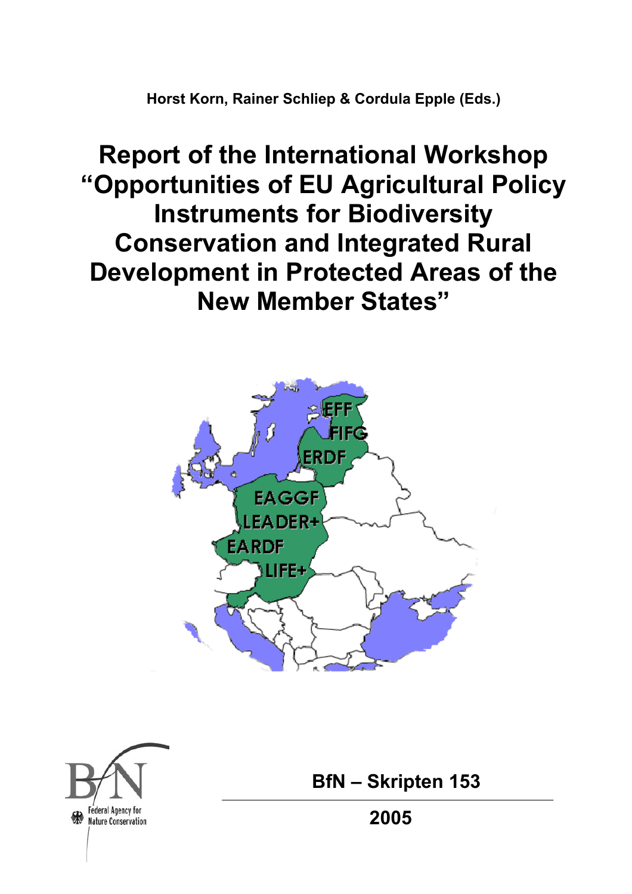**Horst Korn, Rainer Schliep & Cordula Epple (Eds.)**

# Report of the International Workshop "Opportunities of EU Agricultural Policy Instruments for Biodiversity Conservation and Integrated Rural Development in Protected Areas of the New Member States"

Federal Agency for Nature Conservation

**BfN – Skripten 153**

**2005**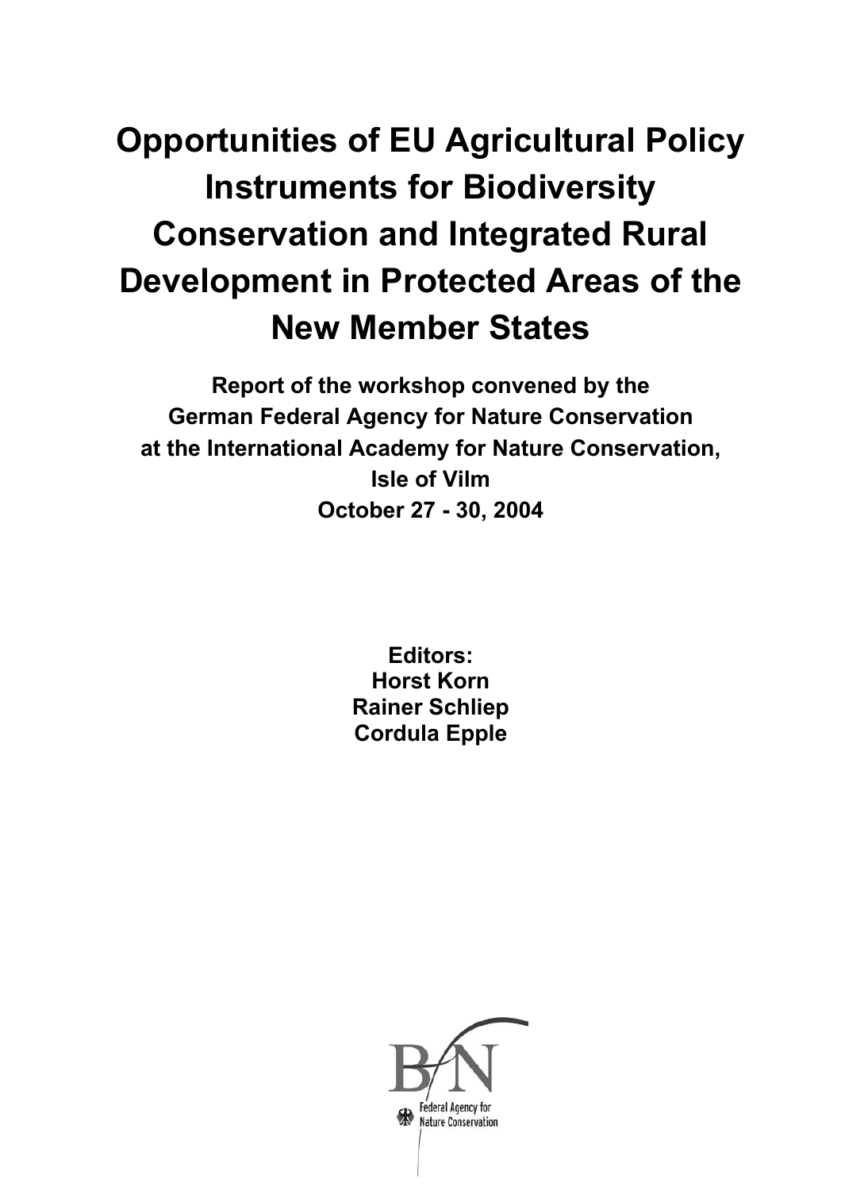# Opportunities of EU Agricultural Policy Instruments for Biodiversity Conservation and Integrated Rural Development in Protected Areas of the New Member States

**Report of the workshop convened by the German Federal Agency for Nature Conservation at the International Academy for Nature Conservation, Isle of Vilm**

**October 27 - 30, 2004**

**Editors:**
**Horst Korn**
**Rainer Schliep**
**Cordula Epple**

BfN
Federal Agency for Nature Conservation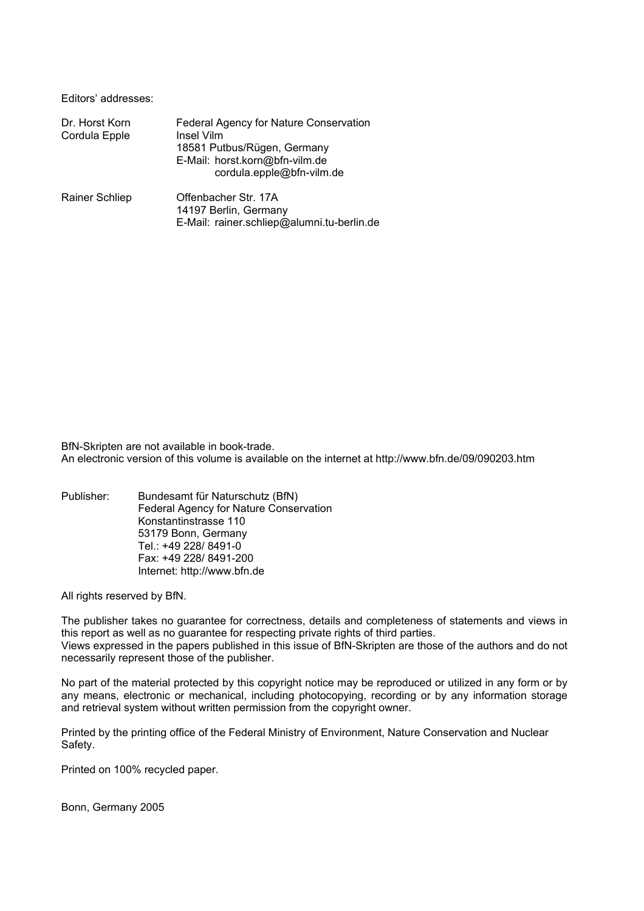Editors' addresses:

| | |
|---|---|
| Dr. Horst Korn<br>Cordula Epple | Federal Agency for Nature Conservation<br>Insel Vilm<br>18581 Putbus/Rügen, Germany<br>E-Mail: horst.korn@bfn-vilm.de<br>cordula.epple@bfn-vilm.de |
| Rainer Schliep | Offenbacher Str. 17A<br>14197 Berlin, Germany<br>E-Mail: rainer.schliep@alumni.tu-berlin.de |

BfN-Skripten are not available in book-trade.
An electronic version of this volume is available on the internet at http://www.bfn.de/09/090203.htm

Publisher: Bundesamt für Naturschutz (BfN)
Federal Agency for Nature Conservation
Konstantinstrasse 110
53179 Bonn, Germany
Tel.: +49 228/ 8491-0
Fax: +49 228/ 8491-200
Internet: http://www.bfn.de

All rights reserved by BfN.

The publisher takes no guarantee for correctness, details and completeness of statements and views in this report as well as no guarantee for respecting private rights of third parties.
Views expressed in the papers published in this issue of BfN-Skripten are those of the authors and do not necessarily represent those of the publisher.

No part of the material protected by this copyright notice may be reproduced or utilized in any form or by any means, electronic or mechanical, including photocopying, recording or by any information storage and retrieval system without written permission from the copyright owner.

Printed by the printing office of the Federal Ministry of Environment, Nature Conservation and Nuclear Safety.

Printed on 100% recycled paper.

Bonn, Germany 2005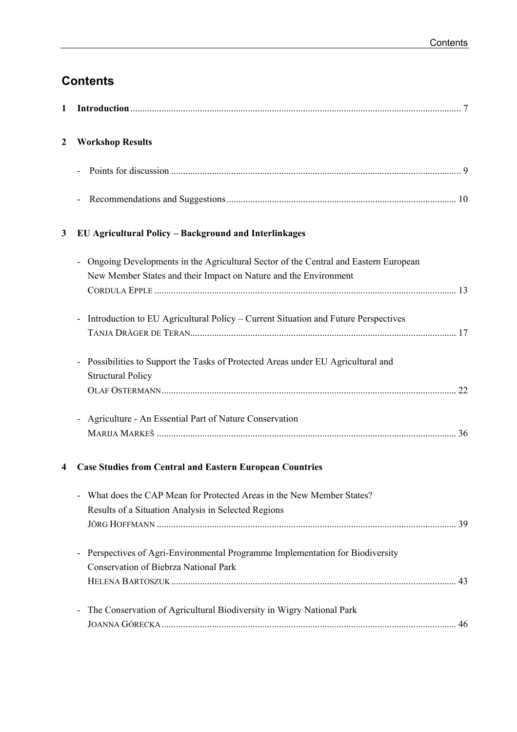# Contents

1 **Introduction** ........ 7

2 **Workshop Results**

- Points for discussion ........ 9
- Recommendations and Suggestions ........ 10

3 **EU Agricultural Policy – Background and Interlinkages**

- Ongoing Developments in the Agricultural Sector of the Central and Eastern European New Member States and their Impact on Nature and the Environment
  CORDULA EPPLE ........ 13
- Introduction to EU Agricultural Policy – Current Situation and Future Perspectives
  TANJA DRÄGER DE TERAN ........ 17
- Possibilities to Support the Tasks of Protected Areas under EU Agricultural and Structural Policy
  OLAF OSTERMANN ........ 22
- Agriculture - An Essential Part of Nature Conservation
  MARIJA MARKEŠ ........ 36

4 **Case Studies from Central and Eastern European Countries**

- What does the CAP Mean for Protected Areas in the New Member States? Results of a Situation Analysis in Selected Regions
  JÖRG HOFFMANN ........ 39
- Perspectives of Agri-Environmental Programme Implementation for Biodiversity Conservation of Biebrza National Park
  HELENA BARTOSZUK ........ 43
- The Conservation of Agricultural Biodiversity in Wigry National Park
  JOANNA GÓRECKA ........ 46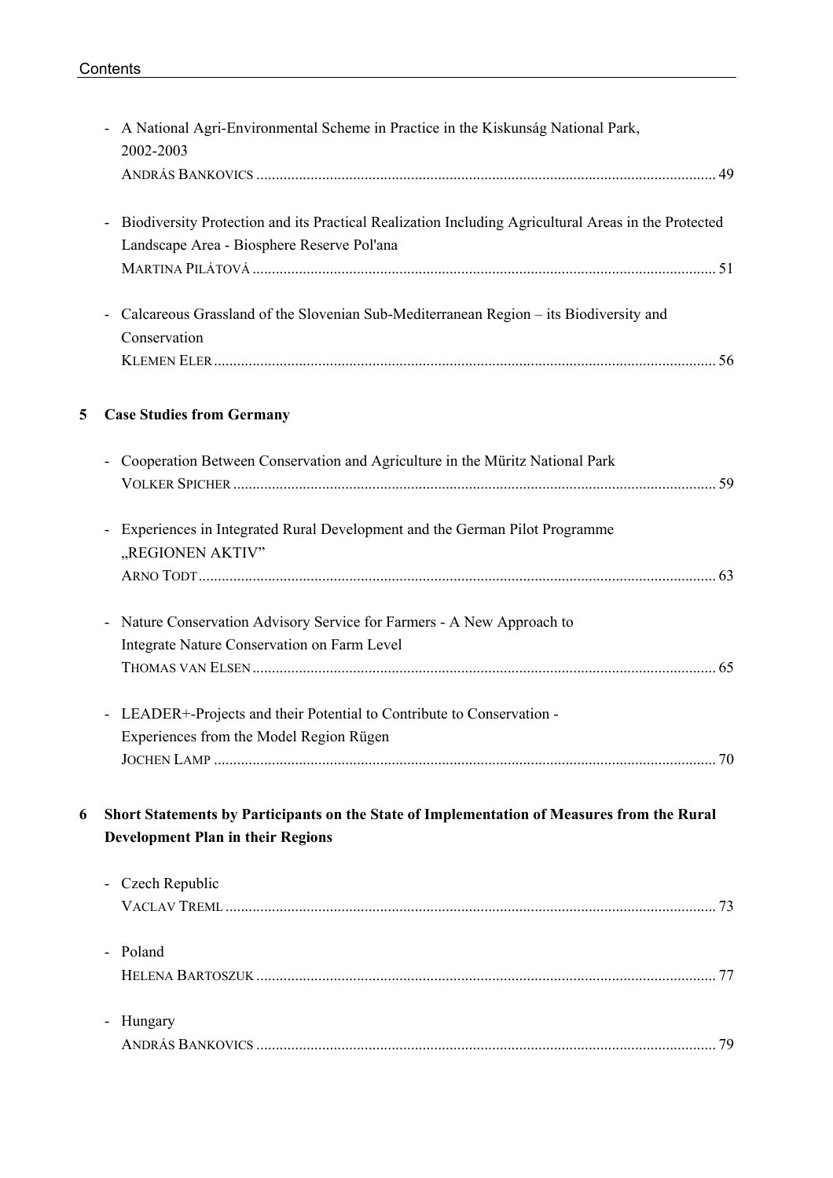- A National Agri-Environmental Scheme in Practice in the Kiskunság National Park, 2002-2003
  ANDRÁS BANKOVICS ..................................................................................................... 49

- Biodiversity Protection and its Practical Realization Including Agricultural Areas in the Protected Landscape Area - Biosphere Reserve Pol'ana
  MARTINA PILÁTOVÁ ..................................................................................................... 51

- Calcareous Grassland of the Slovenian Sub-Mediterranean Region – its Biodiversity and Conservation
  KLEMEN ELER ............................................................................................................... 56

## 5 Case Studies from Germany

- Cooperation Between Conservation and Agriculture in the Müritz National Park
  VOLKER SPICHER .......................................................................................................... 59

- Experiences in Integrated Rural Development and the German Pilot Programme „REGIONEN AKTIV"
  ARNO TODT ................................................................................................................... 63

- Nature Conservation Advisory Service for Farmers - A New Approach to Integrate Nature Conservation on Farm Level
  THOMAS VAN ELSEN ...................................................................................................... 65

- LEADER+-Projects and their Potential to Contribute to Conservation - Experiences from the Model Region Rügen
  JOCHEN LAMP ............................................................................................................... 70

## 6 Short Statements by Participants on the State of Implementation of Measures from the Rural Development Plan in their Regions

- Czech Republic
  VACLAV TREML ............................................................................................................. 73

- Poland
  HELENA BARTOSZUK ..................................................................................................... 77

- Hungary
  ANDRÁS BANKOVICS ..................................................................................................... 79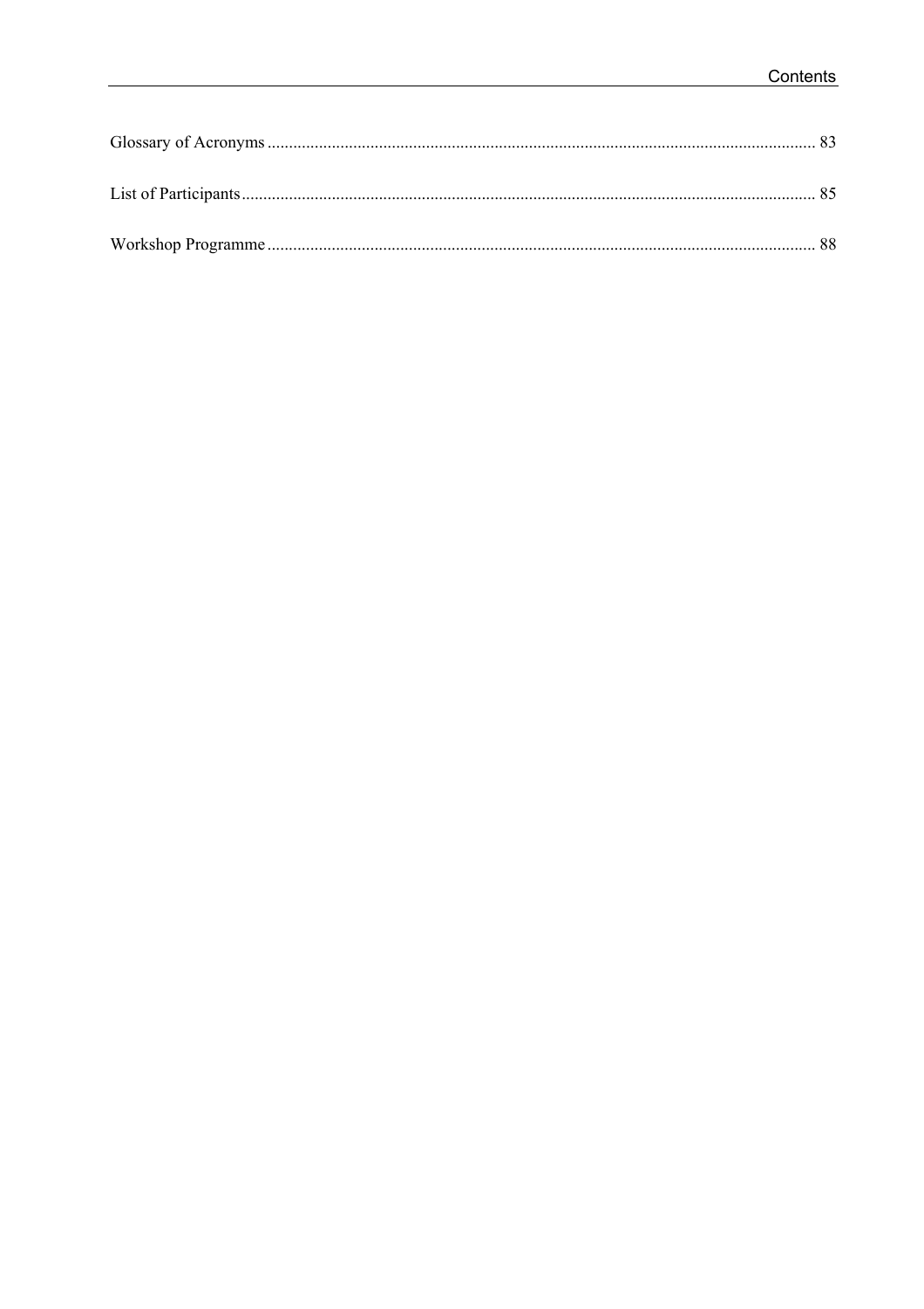Glossary of Acronyms ........................................................................................................................ 83

List of Participants ............................................................................................................................. 85

Workshop Programme ........................................................................................................................ 88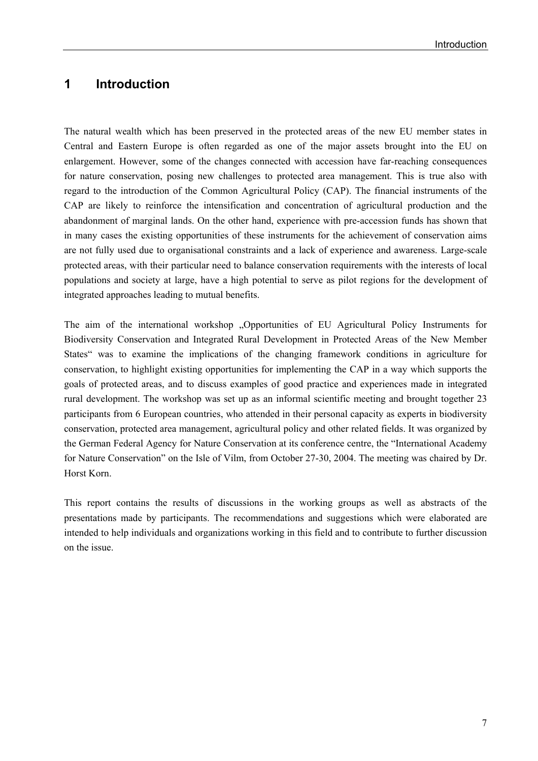# 1 Introduction

The natural wealth which has been preserved in the protected areas of the new EU member states in Central and Eastern Europe is often regarded as one of the major assets brought into the EU on enlargement. However, some of the changes connected with accession have far-reaching consequences for nature conservation, posing new challenges to protected area management. This is true also with regard to the introduction of the Common Agricultural Policy (CAP). The financial instruments of the CAP are likely to reinforce the intensification and concentration of agricultural production and the abandonment of marginal lands. On the other hand, experience with pre-accession funds has shown that in many cases the existing opportunities of these instruments for the achievement of conservation aims are not fully used due to organisational constraints and a lack of experience and awareness. Large-scale protected areas, with their particular need to balance conservation requirements with the interests of local populations and society at large, have a high potential to serve as pilot regions for the development of integrated approaches leading to mutual benefits.

The aim of the international workshop „Opportunities of EU Agricultural Policy Instruments for Biodiversity Conservation and Integrated Rural Development in Protected Areas of the New Member States“ was to examine the implications of the changing framework conditions in agriculture for conservation, to highlight existing opportunities for implementing the CAP in a way which supports the goals of protected areas, and to discuss examples of good practice and experiences made in integrated rural development. The workshop was set up as an informal scientific meeting and brought together 23 participants from 6 European countries, who attended in their personal capacity as experts in biodiversity conservation, protected area management, agricultural policy and other related fields. It was organized by the German Federal Agency for Nature Conservation at its conference centre, the “International Academy for Nature Conservation” on the Isle of Vilm, from October 27-30, 2004. The meeting was chaired by Dr. Horst Korn.

This report contains the results of discussions in the working groups as well as abstracts of the presentations made by participants. The recommendations and suggestions which were elaborated are intended to help individuals and organizations working in this field and to contribute to further discussion on the issue.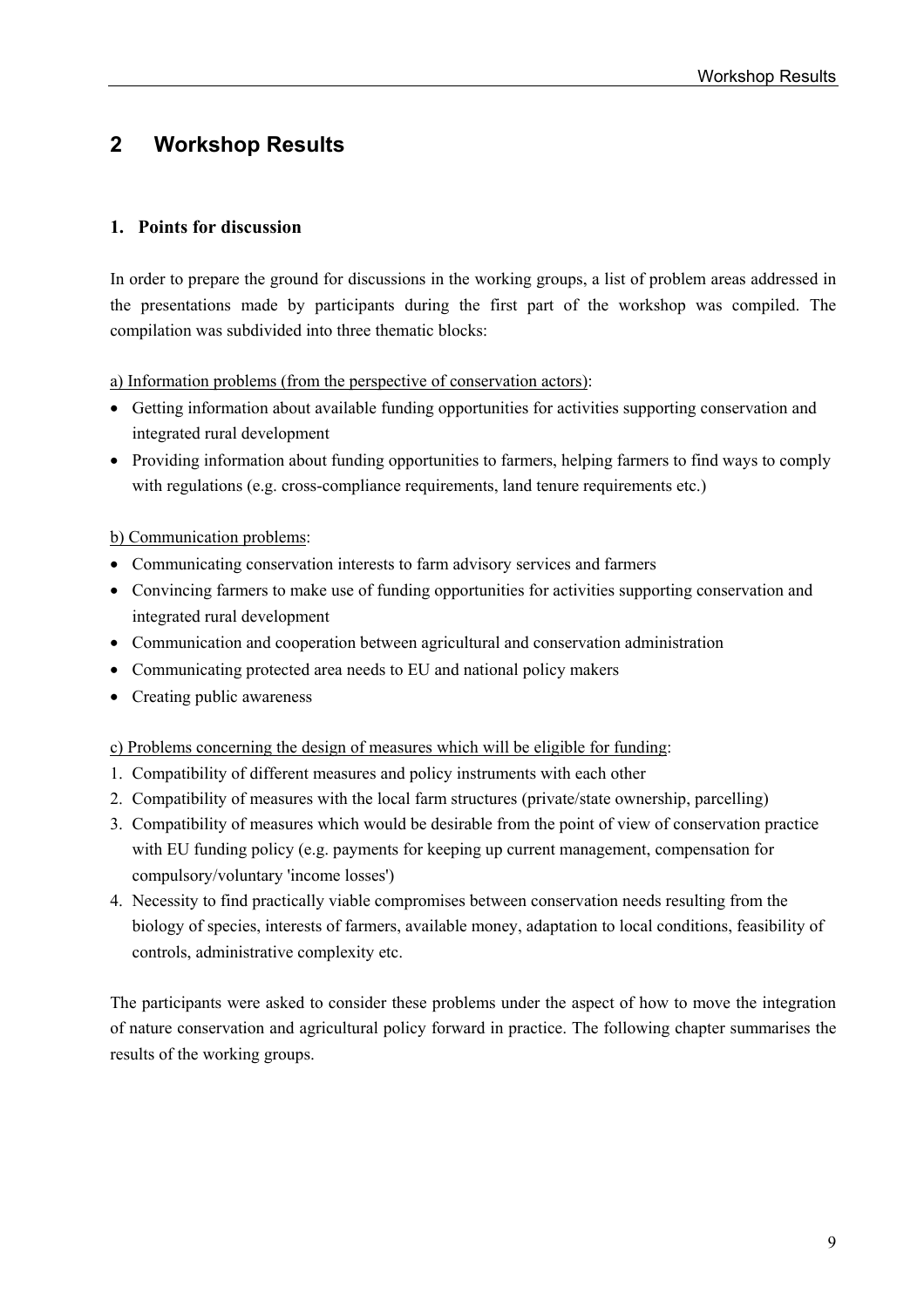# 2 Workshop Results

### 1. Points for discussion

In order to prepare the ground for discussions in the working groups, a list of problem areas addressed in the presentations made by participants during the first part of the workshop was compiled. The compilation was subdivided into three thematic blocks:

a) Information problems (from the perspective of conservation actors):

- Getting information about available funding opportunities for activities supporting conservation and integrated rural development
- Providing information about funding opportunities to farmers, helping farmers to find ways to comply with regulations (e.g. cross-compliance requirements, land tenure requirements etc.)

b) Communication problems:

- Communicating conservation interests to farm advisory services and farmers
- Convincing farmers to make use of funding opportunities for activities supporting conservation and integrated rural development
- Communication and cooperation between agricultural and conservation administration
- Communicating protected area needs to EU and national policy makers
- Creating public awareness

c) Problems concerning the design of measures which will be eligible for funding:

1. Compatibility of different measures and policy instruments with each other
2. Compatibility of measures with the local farm structures (private/state ownership, parcelling)
3. Compatibility of measures which would be desirable from the point of view of conservation practice with EU funding policy (e.g. payments for keeping up current management, compensation for compulsory/voluntary 'income losses')
4. Necessity to find practically viable compromises between conservation needs resulting from the biology of species, interests of farmers, available money, adaptation to local conditions, feasibility of controls, administrative complexity etc.

The participants were asked to consider these problems under the aspect of how to move the integration of nature conservation and agricultural policy forward in practice. The following chapter summarises the results of the working groups.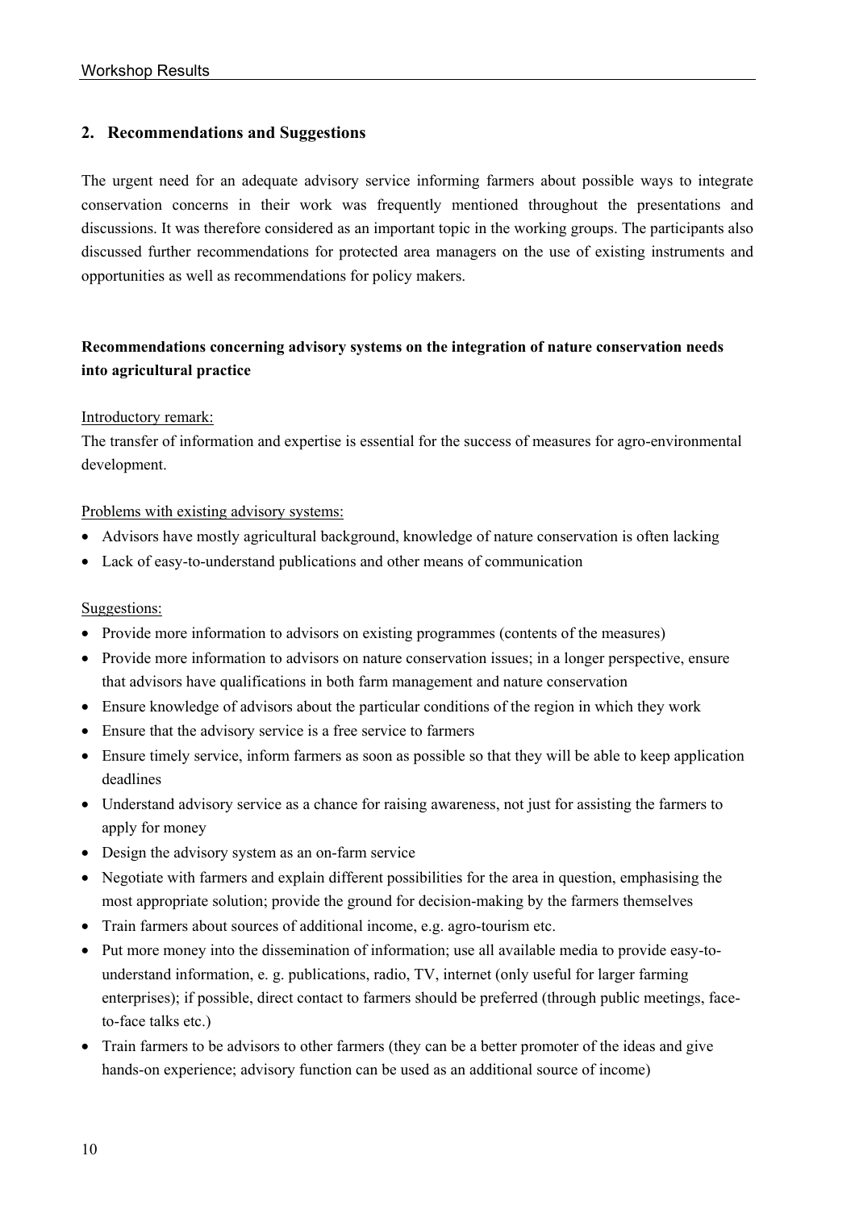## 2. Recommendations and Suggestions

The urgent need for an adequate advisory service informing farmers about possible ways to integrate conservation concerns in their work was frequently mentioned throughout the presentations and discussions. It was therefore considered as an important topic in the working groups. The participants also discussed further recommendations for protected area managers on the use of existing instruments and opportunities as well as recommendations for policy makers.

### Recommendations concerning advisory systems on the integration of nature conservation needs into agricultural practice

Introductory remark:

The transfer of information and expertise is essential for the success of measures for agro-environmental development.

Problems with existing advisory systems:

- Advisors have mostly agricultural background, knowledge of nature conservation is often lacking
- Lack of easy-to-understand publications and other means of communication

Suggestions:

- Provide more information to advisors on existing programmes (contents of the measures)
- Provide more information to advisors on nature conservation issues; in a longer perspective, ensure that advisors have qualifications in both farm management and nature conservation
- Ensure knowledge of advisors about the particular conditions of the region in which they work
- Ensure that the advisory service is a free service to farmers
- Ensure timely service, inform farmers as soon as possible so that they will be able to keep application deadlines
- Understand advisory service as a chance for raising awareness, not just for assisting the farmers to apply for money
- Design the advisory system as an on-farm service
- Negotiate with farmers and explain different possibilities for the area in question, emphasising the most appropriate solution; provide the ground for decision-making by the farmers themselves
- Train farmers about sources of additional income, e.g. agro-tourism etc.
- Put more money into the dissemination of information; use all available media to provide easy-to-understand information, e. g. publications, radio, TV, internet (only useful for larger farming enterprises); if possible, direct contact to farmers should be preferred (through public meetings, face-to-face talks etc.)
- Train farmers to be advisors to other farmers (they can be a better promoter of the ideas and give hands-on experience; advisory function can be used as an additional source of income)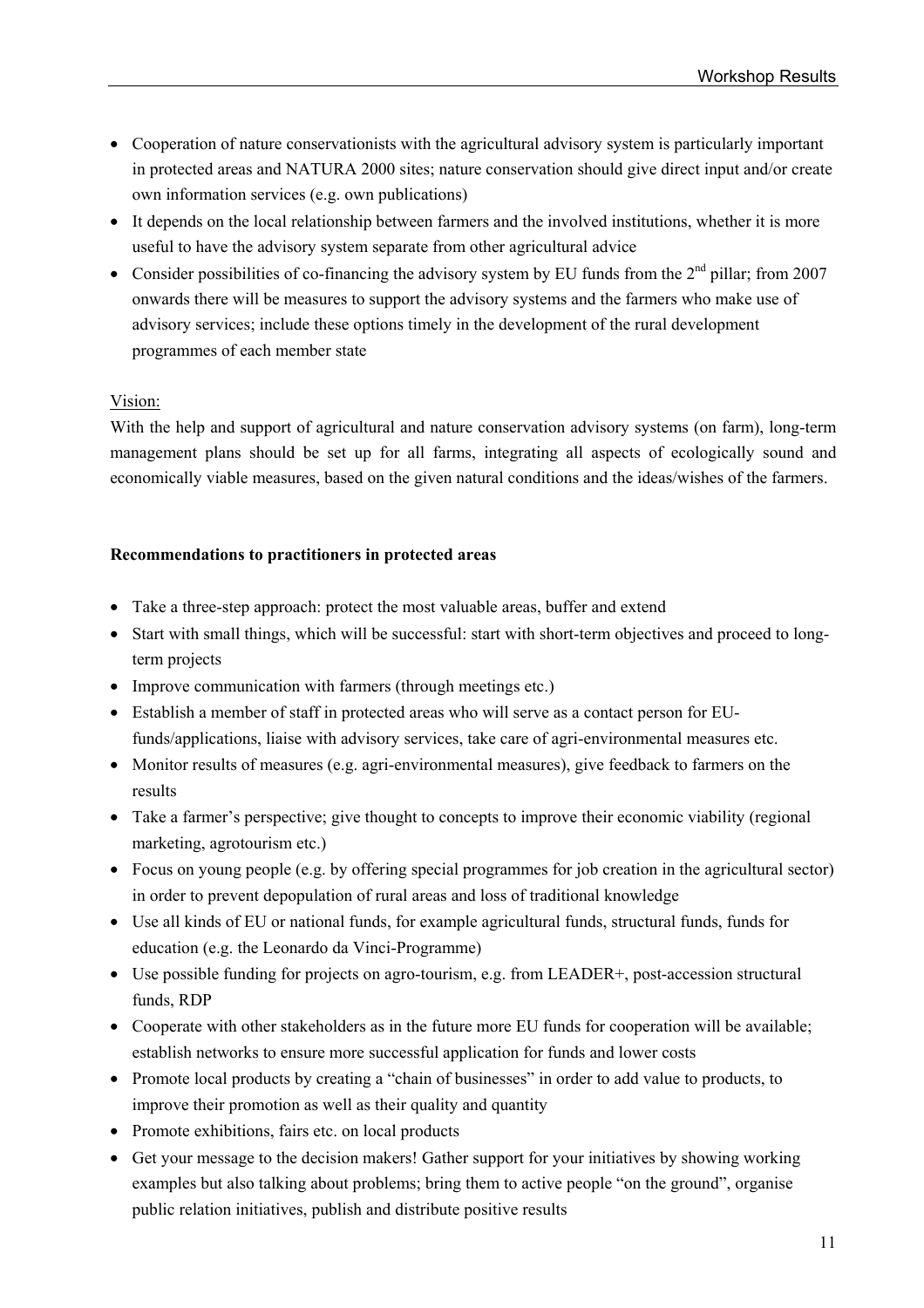- Cooperation of nature conservationists with the agricultural advisory system is particularly important in protected areas and NATURA 2000 sites; nature conservation should give direct input and/or create own information services (e.g. own publications)
- It depends on the local relationship between farmers and the involved institutions, whether it is more useful to have the advisory system separate from other agricultural advice
- Consider possibilities of co-financing the advisory system by EU funds from the 2nd pillar; from 2007 onwards there will be measures to support the advisory systems and the farmers who make use of advisory services; include these options timely in the development of the rural development programmes of each member state

Vision:

With the help and support of agricultural and nature conservation advisory systems (on farm), long-term management plans should be set up for all farms, integrating all aspects of ecologically sound and economically viable measures, based on the given natural conditions and the ideas/wishes of the farmers.

**Recommendations to practitioners in protected areas**

- Take a three-step approach: protect the most valuable areas, buffer and extend
- Start with small things, which will be successful: start with short-term objectives and proceed to long-term projects
- Improve communication with farmers (through meetings etc.)
- Establish a member of staff in protected areas who will serve as a contact person for EU-funds/applications, liaise with advisory services, take care of agri-environmental measures etc.
- Monitor results of measures (e.g. agri-environmental measures), give feedback to farmers on the results
- Take a farmer's perspective; give thought to concepts to improve their economic viability (regional marketing, agrotourism etc.)
- Focus on young people (e.g. by offering special programmes for job creation in the agricultural sector) in order to prevent depopulation of rural areas and loss of traditional knowledge
- Use all kinds of EU or national funds, for example agricultural funds, structural funds, funds for education (e.g. the Leonardo da Vinci-Programme)
- Use possible funding for projects on agro-tourism, e.g. from LEADER+, post-accession structural funds, RDP
- Cooperate with other stakeholders as in the future more EU funds for cooperation will be available; establish networks to ensure more successful application for funds and lower costs
- Promote local products by creating a "chain of businesses" in order to add value to products, to improve their promotion as well as their quality and quantity
- Promote exhibitions, fairs etc. on local products
- Get your message to the decision makers! Gather support for your initiatives by showing working examples but also talking about problems; bring them to active people "on the ground", organise public relation initiatives, publish and distribute positive results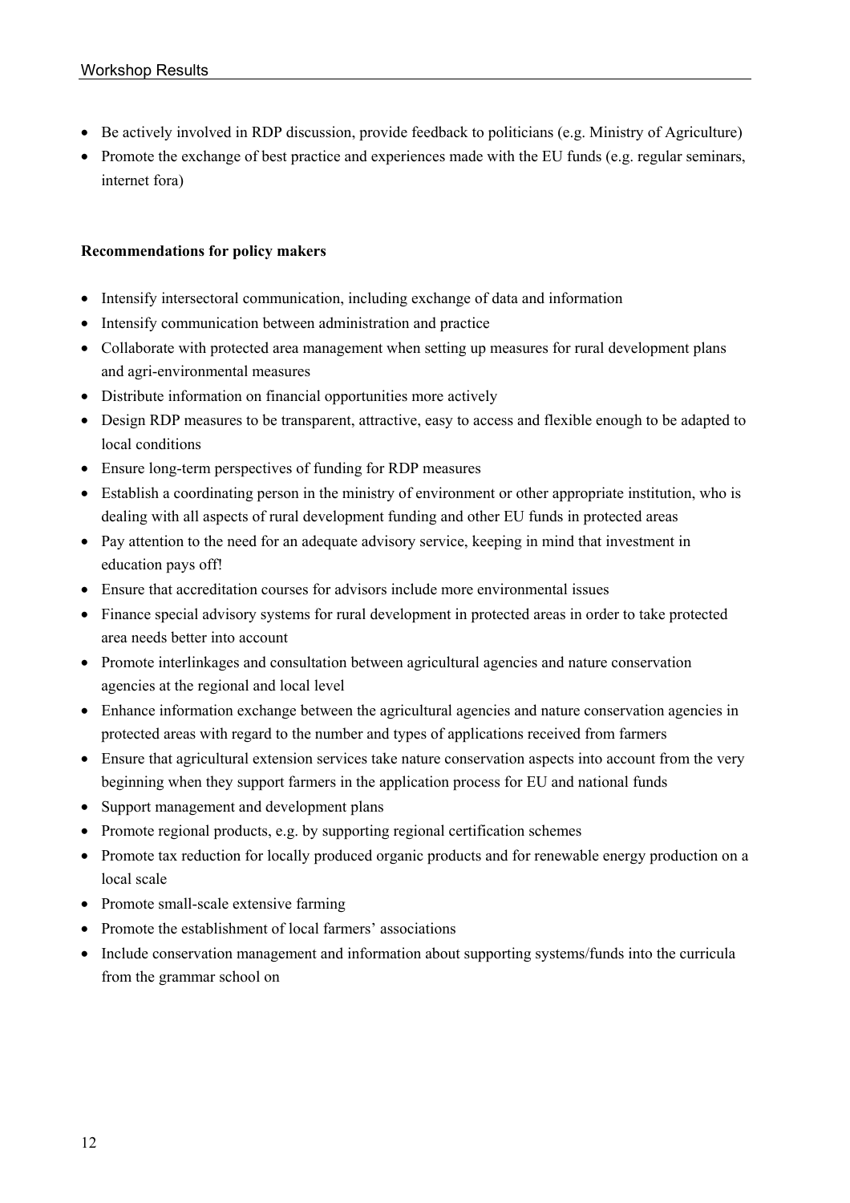- Be actively involved in RDP discussion, provide feedback to politicians (e.g. Ministry of Agriculture)
- Promote the exchange of best practice and experiences made with the EU funds (e.g. regular seminars, internet fora)

**Recommendations for policy makers**

- Intensify intersectoral communication, including exchange of data and information
- Intensify communication between administration and practice
- Collaborate with protected area management when setting up measures for rural development plans and agri-environmental measures
- Distribute information on financial opportunities more actively
- Design RDP measures to be transparent, attractive, easy to access and flexible enough to be adapted to local conditions
- Ensure long-term perspectives of funding for RDP measures
- Establish a coordinating person in the ministry of environment or other appropriate institution, who is dealing with all aspects of rural development funding and other EU funds in protected areas
- Pay attention to the need for an adequate advisory service, keeping in mind that investment in education pays off!
- Ensure that accreditation courses for advisors include more environmental issues
- Finance special advisory systems for rural development in protected areas in order to take protected area needs better into account
- Promote interlinkages and consultation between agricultural agencies and nature conservation agencies at the regional and local level
- Enhance information exchange between the agricultural agencies and nature conservation agencies in protected areas with regard to the number and types of applications received from farmers
- Ensure that agricultural extension services take nature conservation aspects into account from the very beginning when they support farmers in the application process for EU and national funds
- Support management and development plans
- Promote regional products, e.g. by supporting regional certification schemes
- Promote tax reduction for locally produced organic products and for renewable energy production on a local scale
- Promote small-scale extensive farming
- Promote the establishment of local farmers' associations
- Include conservation management and information about supporting systems/funds into the curricula from the grammar school on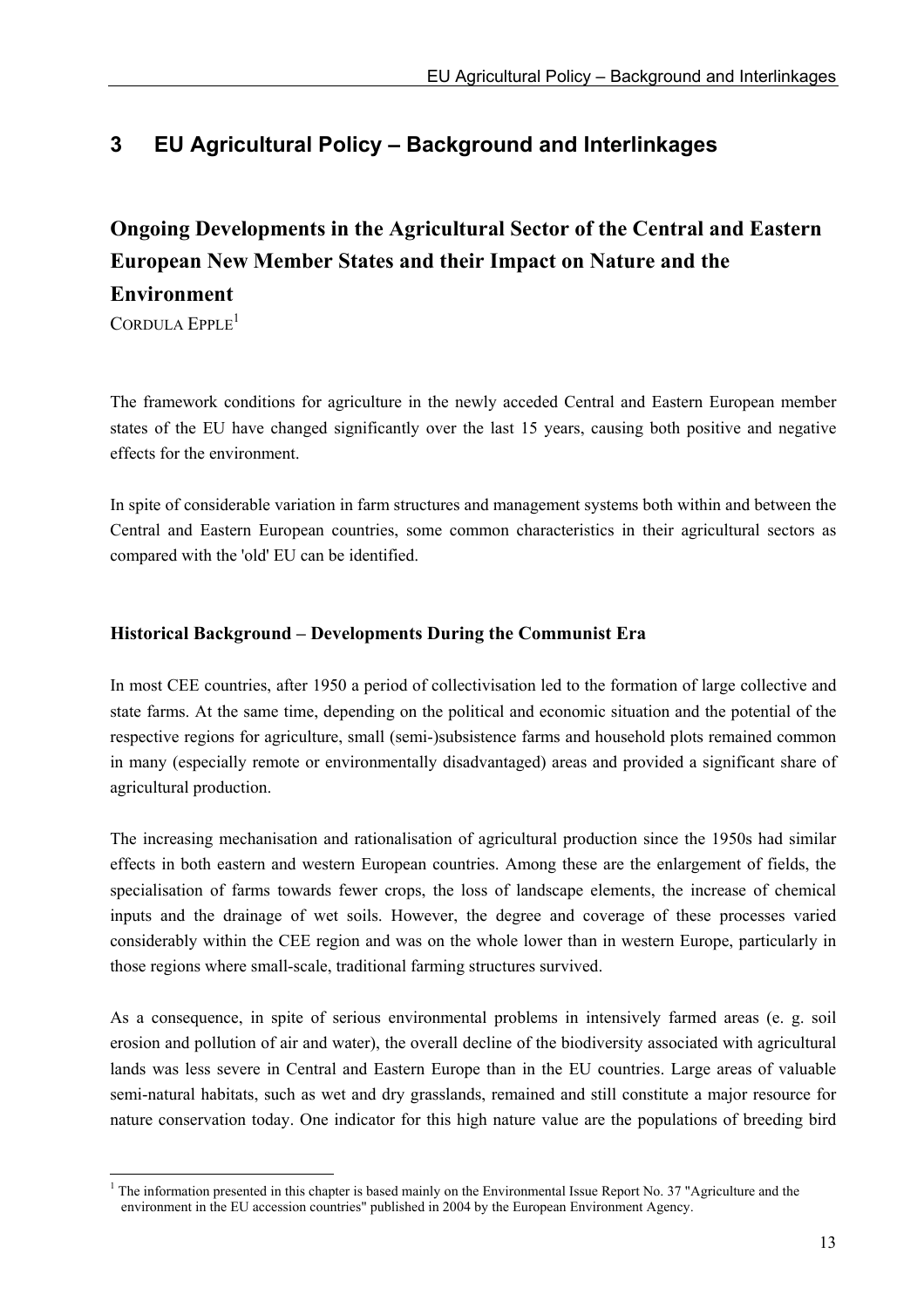# 3 EU Agricultural Policy – Background and Interlinkages

## Ongoing Developments in the Agricultural Sector of the Central and Eastern European New Member States and their Impact on Nature and the Environment

CORDULA EPPLE[1]

The framework conditions for agriculture in the newly acceded Central and Eastern European member states of the EU have changed significantly over the last 15 years, causing both positive and negative effects for the environment.

In spite of considerable variation in farm structures and management systems both within and between the Central and Eastern European countries, some common characteristics in their agricultural sectors as compared with the 'old' EU can be identified.

### Historical Background – Developments During the Communist Era

In most CEE countries, after 1950 a period of collectivisation led to the formation of large collective and state farms. At the same time, depending on the political and economic situation and the potential of the respective regions for agriculture, small (semi-)subsistence farms and household plots remained common in many (especially remote or environmentally disadvantaged) areas and provided a significant share of agricultural production.

The increasing mechanisation and rationalisation of agricultural production since the 1950s had similar effects in both eastern and western European countries. Among these are the enlargement of fields, the specialisation of farms towards fewer crops, the loss of landscape elements, the increase of chemical inputs and the drainage of wet soils. However, the degree and coverage of these processes varied considerably within the CEE region and was on the whole lower than in western Europe, particularly in those regions where small-scale, traditional farming structures survived.

As a consequence, in spite of serious environmental problems in intensively farmed areas (e. g. soil erosion and pollution of air and water), the overall decline of the biodiversity associated with agricultural lands was less severe in Central and Eastern Europe than in the EU countries. Large areas of valuable semi-natural habitats, such as wet and dry grasslands, remained and still constitute a major resource for nature conservation today. One indicator for this high nature value are the populations of breeding bird

[1] The information presented in this chapter is based mainly on the Environmental Issue Report No. 37 "Agriculture and the environment in the EU accession countries" published in 2004 by the European Environment Agency.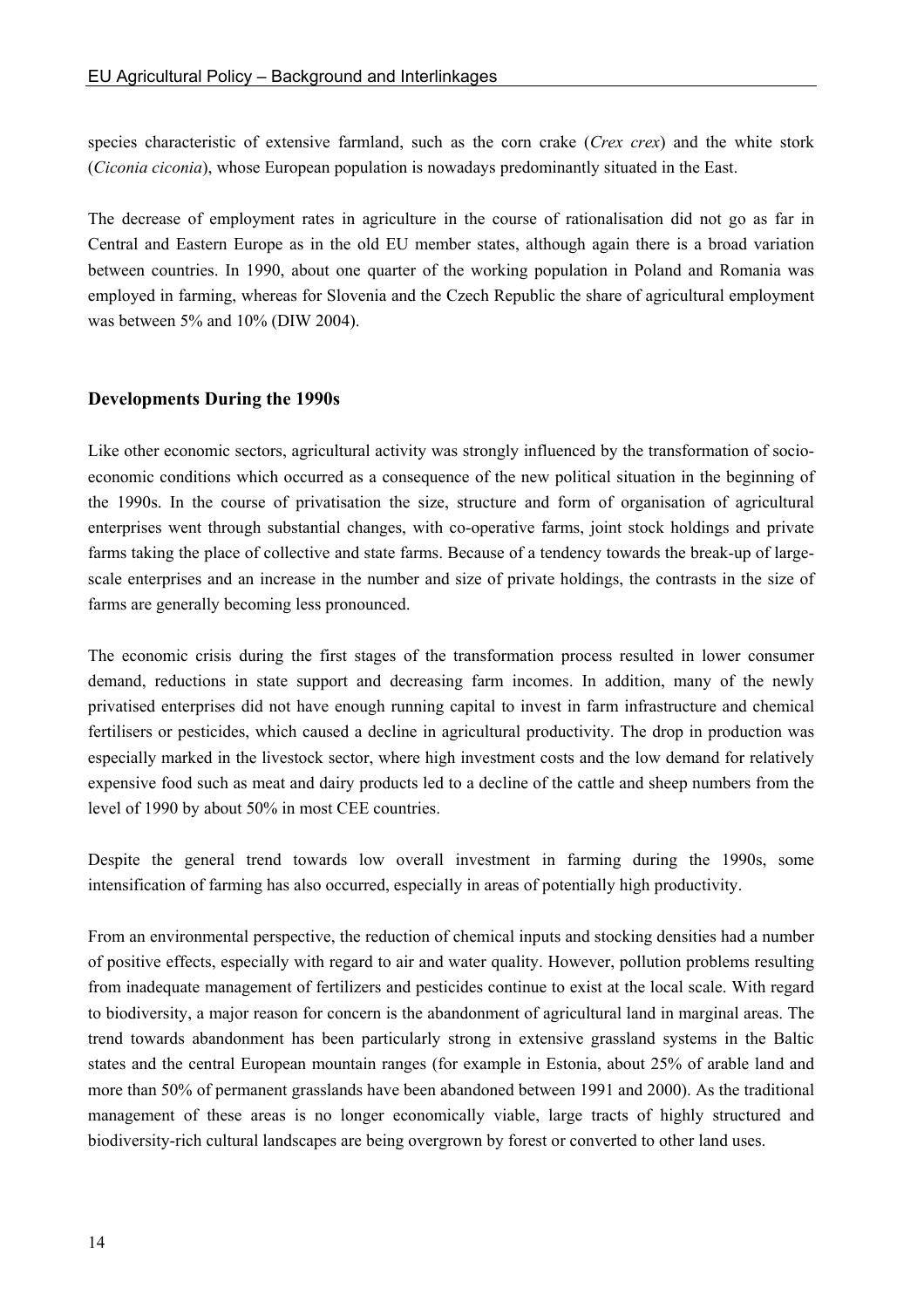species characteristic of extensive farmland, such as the corn crake (*Crex crex*) and the white stork (*Ciconia ciconia*), whose European population is nowadays predominantly situated in the East.

The decrease of employment rates in agriculture in the course of rationalisation did not go as far in Central and Eastern Europe as in the old EU member states, although again there is a broad variation between countries. In 1990, about one quarter of the working population in Poland and Romania was employed in farming, whereas for Slovenia and the Czech Republic the share of agricultural employment was between 5% and 10% (DIW 2004).

### Developments During the 1990s

Like other economic sectors, agricultural activity was strongly influenced by the transformation of socio-economic conditions which occurred as a consequence of the new political situation in the beginning of the 1990s. In the course of privatisation the size, structure and form of organisation of agricultural enterprises went through substantial changes, with co-operative farms, joint stock holdings and private farms taking the place of collective and state farms. Because of a tendency towards the break-up of large-scale enterprises and an increase in the number and size of private holdings, the contrasts in the size of farms are generally becoming less pronounced.

The economic crisis during the first stages of the transformation process resulted in lower consumer demand, reductions in state support and decreasing farm incomes. In addition, many of the newly privatised enterprises did not have enough running capital to invest in farm infrastructure and chemical fertilisers or pesticides, which caused a decline in agricultural productivity. The drop in production was especially marked in the livestock sector, where high investment costs and the low demand for relatively expensive food such as meat and dairy products led to a decline of the cattle and sheep numbers from the level of 1990 by about 50% in most CEE countries.

Despite the general trend towards low overall investment in farming during the 1990s, some intensification of farming has also occurred, especially in areas of potentially high productivity.

From an environmental perspective, the reduction of chemical inputs and stocking densities had a number of positive effects, especially with regard to air and water quality. However, pollution problems resulting from inadequate management of fertilizers and pesticides continue to exist at the local scale. With regard to biodiversity, a major reason for concern is the abandonment of agricultural land in marginal areas. The trend towards abandonment has been particularly strong in extensive grassland systems in the Baltic states and the central European mountain ranges (for example in Estonia, about 25% of arable land and more than 50% of permanent grasslands have been abandoned between 1991 and 2000). As the traditional management of these areas is no longer economically viable, large tracts of highly structured and biodiversity-rich cultural landscapes are being overgrown by forest or converted to other land uses.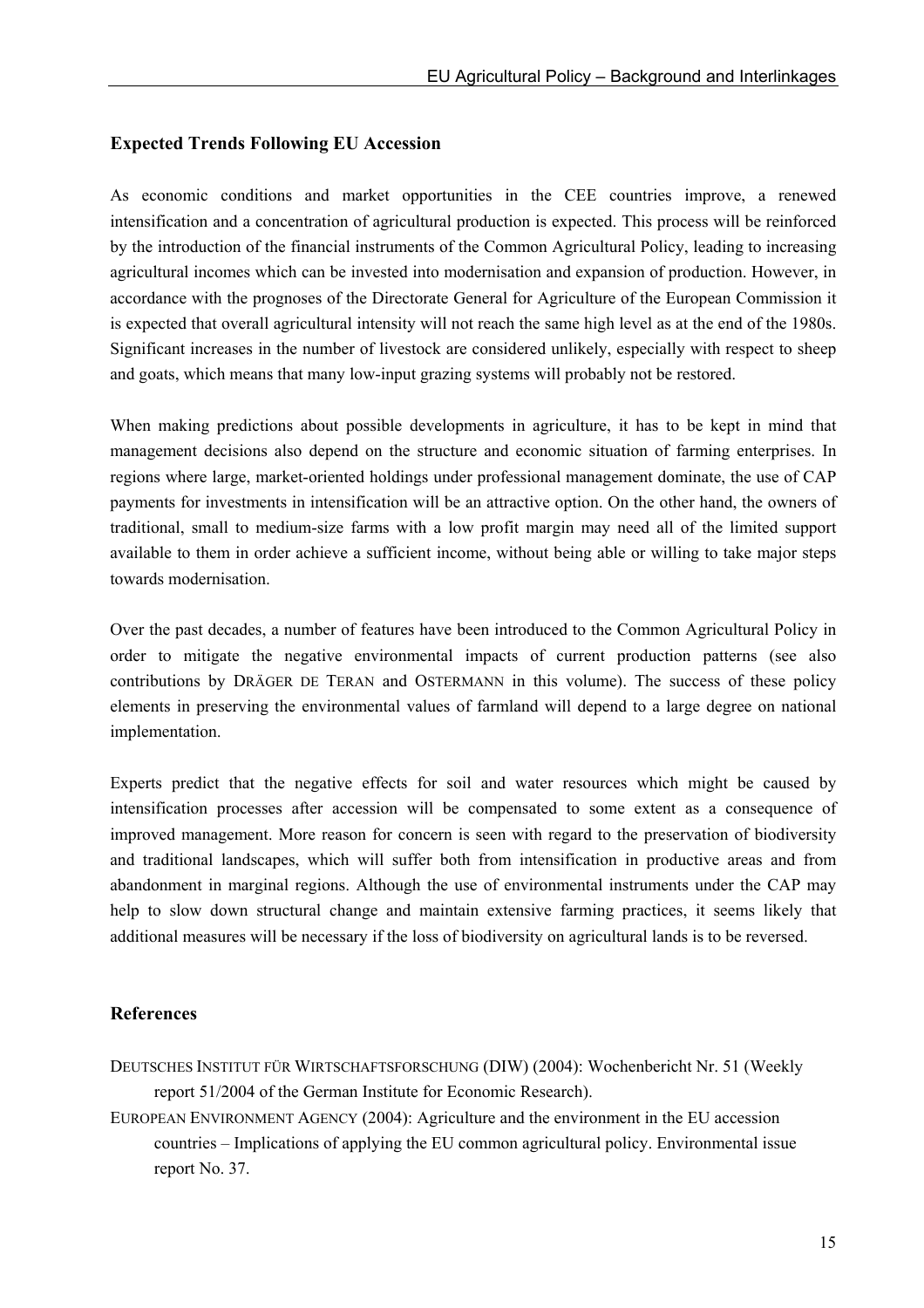## Expected Trends Following EU Accession

As economic conditions and market opportunities in the CEE countries improve, a renewed intensification and a concentration of agricultural production is expected. This process will be reinforced by the introduction of the financial instruments of the Common Agricultural Policy, leading to increasing agricultural incomes which can be invested into modernisation and expansion of production. However, in accordance with the prognoses of the Directorate General for Agriculture of the European Commission it is expected that overall agricultural intensity will not reach the same high level as at the end of the 1980s. Significant increases in the number of livestock are considered unlikely, especially with respect to sheep and goats, which means that many low-input grazing systems will probably not be restored.

When making predictions about possible developments in agriculture, it has to be kept in mind that management decisions also depend on the structure and economic situation of farming enterprises. In regions where large, market-oriented holdings under professional management dominate, the use of CAP payments for investments in intensification will be an attractive option. On the other hand, the owners of traditional, small to medium-size farms with a low profit margin may need all of the limited support available to them in order achieve a sufficient income, without being able or willing to take major steps towards modernisation.

Over the past decades, a number of features have been introduced to the Common Agricultural Policy in order to mitigate the negative environmental impacts of current production patterns (see also contributions by DRÄGER DE TERAN and OSTERMANN in this volume). The success of these policy elements in preserving the environmental values of farmland will depend to a large degree on national implementation.

Experts predict that the negative effects for soil and water resources which might be caused by intensification processes after accession will be compensated to some extent as a consequence of improved management. More reason for concern is seen with regard to the preservation of biodiversity and traditional landscapes, which will suffer both from intensification in productive areas and from abandonment in marginal regions. Although the use of environmental instruments under the CAP may help to slow down structural change and maintain extensive farming practices, it seems likely that additional measures will be necessary if the loss of biodiversity on agricultural lands is to be reversed.

## References

DEUTSCHES INSTITUT FÜR WIRTSCHAFTSFORSCHUNG (DIW) (2004): Wochenbericht Nr. 51 (Weekly report 51/2004 of the German Institute for Economic Research).

EUROPEAN ENVIRONMENT AGENCY (2004): Agriculture and the environment in the EU accession countries – Implications of applying the EU common agricultural policy. Environmental issue report No. 37.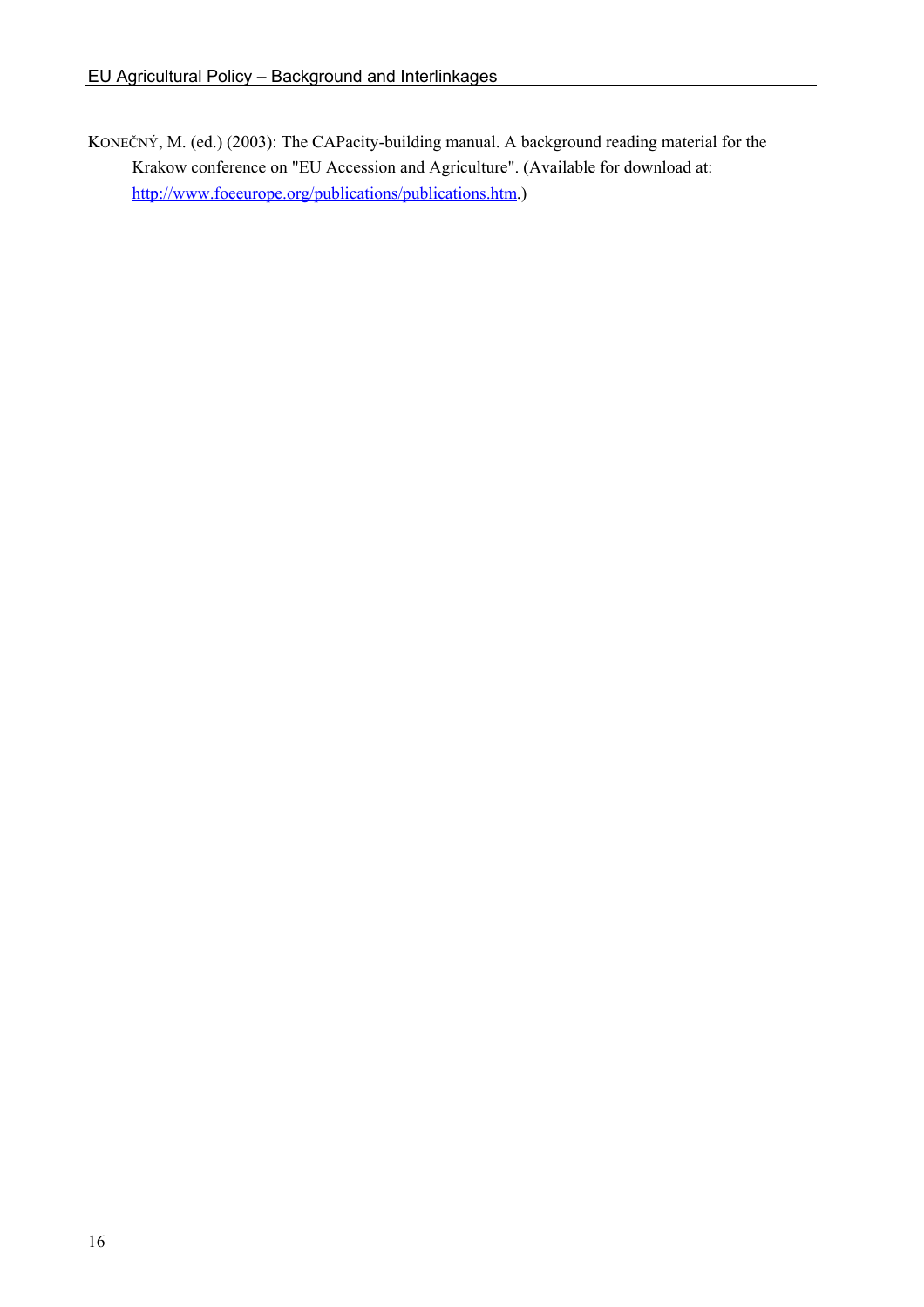KONEČNÝ, M. (ed.) (2003): The CAPacity-building manual. A background reading material for the Krakow conference on "EU Accession and Agriculture". (Available for download at: http://www.foeeurope.org/publications/publications.htm.)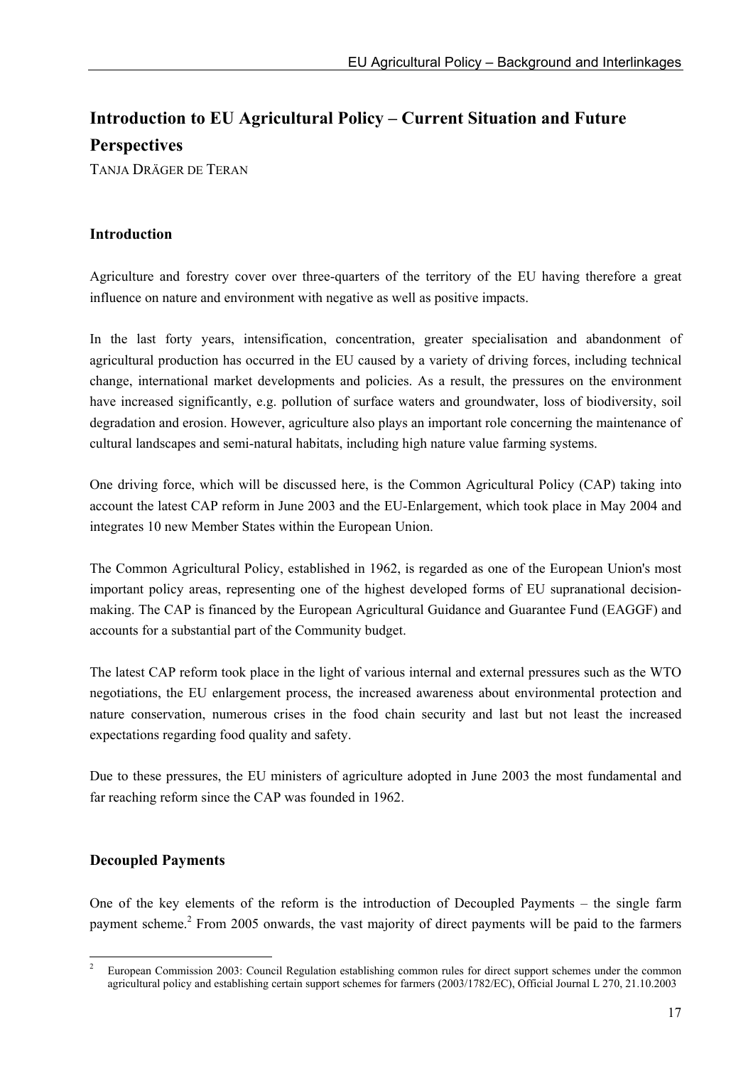## Introduction to EU Agricultural Policy – Current Situation and Future Perspectives

TANJA DRÄGER DE TERAN

### Introduction

Agriculture and forestry cover over three-quarters of the territory of the EU having therefore a great influence on nature and environment with negative as well as positive impacts.

In the last forty years, intensification, concentration, greater specialisation and abandonment of agricultural production has occurred in the EU caused by a variety of driving forces, including technical change, international market developments and policies. As a result, the pressures on the environment have increased significantly, e.g. pollution of surface waters and groundwater, loss of biodiversity, soil degradation and erosion. However, agriculture also plays an important role concerning the maintenance of cultural landscapes and semi-natural habitats, including high nature value farming systems.

One driving force, which will be discussed here, is the Common Agricultural Policy (CAP) taking into account the latest CAP reform in June 2003 and the EU-Enlargement, which took place in May 2004 and integrates 10 new Member States within the European Union.

The Common Agricultural Policy, established in 1962, is regarded as one of the European Union's most important policy areas, representing one of the highest developed forms of EU supranational decision-making. The CAP is financed by the European Agricultural Guidance and Guarantee Fund (EAGGF) and accounts for a substantial part of the Community budget.

The latest CAP reform took place in the light of various internal and external pressures such as the WTO negotiations, the EU enlargement process, the increased awareness about environmental protection and nature conservation, numerous crises in the food chain security and last but not least the increased expectations regarding food quality and safety.

Due to these pressures, the EU ministers of agriculture adopted in June 2003 the most fundamental and far reaching reform since the CAP was founded in 1962.

### Decoupled Payments

One of the key elements of the reform is the introduction of Decoupled Payments – the single farm payment scheme.[2] From 2005 onwards, the vast majority of direct payments will be paid to the farmers

[2] European Commission 2003: Council Regulation establishing common rules for direct support schemes under the common agricultural policy and establishing certain support schemes for farmers (2003/1782/EC), Official Journal L 270, 21.10.2003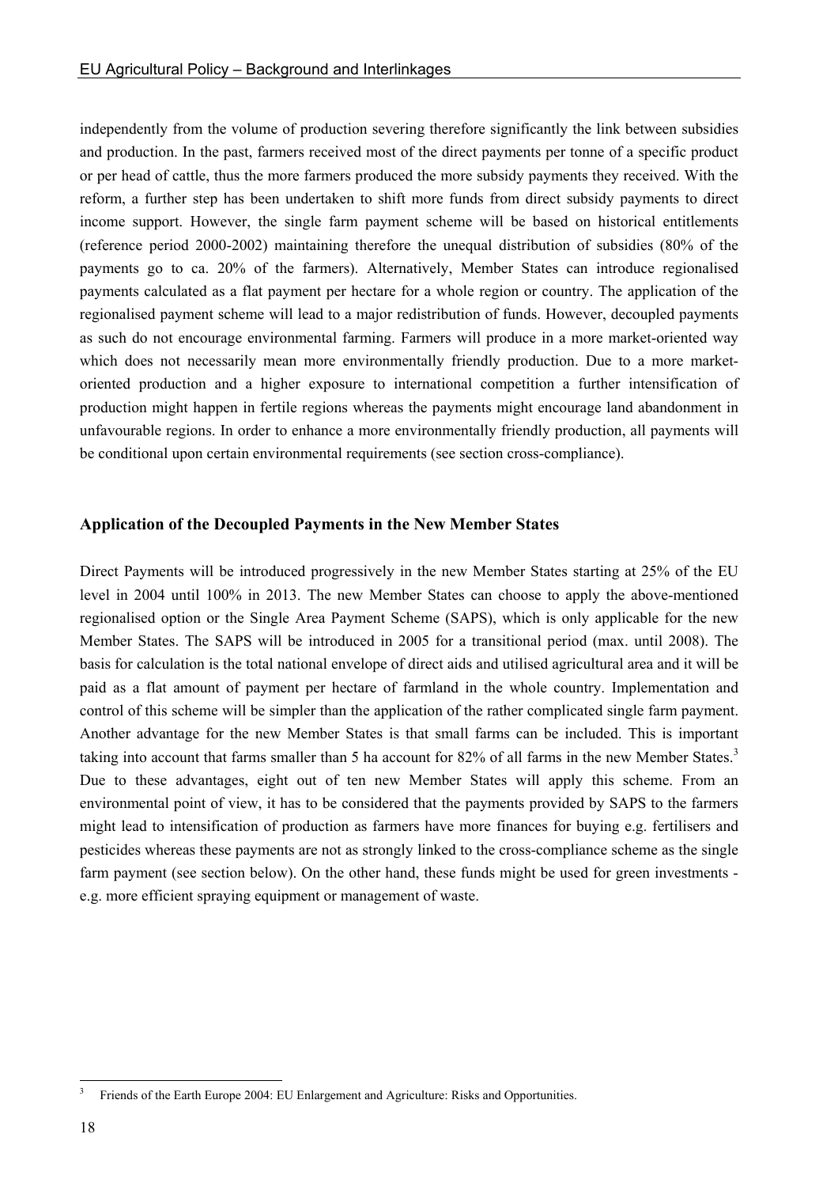independently from the volume of production severing therefore significantly the link between subsidies and production. In the past, farmers received most of the direct payments per tonne of a specific product or per head of cattle, thus the more farmers produced the more subsidy payments they received. With the reform, a further step has been undertaken to shift more funds from direct subsidy payments to direct income support. However, the single farm payment scheme will be based on historical entitlements (reference period 2000-2002) maintaining therefore the unequal distribution of subsidies (80% of the payments go to ca. 20% of the farmers). Alternatively, Member States can introduce regionalised payments calculated as a flat payment per hectare for a whole region or country. The application of the regionalised payment scheme will lead to a major redistribution of funds. However, decoupled payments as such do not encourage environmental farming. Farmers will produce in a more market-oriented way which does not necessarily mean more environmentally friendly production. Due to a more market-oriented production and a higher exposure to international competition a further intensification of production might happen in fertile regions whereas the payments might encourage land abandonment in unfavourable regions. In order to enhance a more environmentally friendly production, all payments will be conditional upon certain environmental requirements (see section cross-compliance).

### Application of the Decoupled Payments in the New Member States

Direct Payments will be introduced progressively in the new Member States starting at 25% of the EU level in 2004 until 100% in 2013. The new Member States can choose to apply the above-mentioned regionalised option or the Single Area Payment Scheme (SAPS), which is only applicable for the new Member States. The SAPS will be introduced in 2005 for a transitional period (max. until 2008). The basis for calculation is the total national envelope of direct aids and utilised agricultural area and it will be paid as a flat amount of payment per hectare of farmland in the whole country. Implementation and control of this scheme will be simpler than the application of the rather complicated single farm payment. Another advantage for the new Member States is that small farms can be included. This is important taking into account that farms smaller than 5 ha account for 82% of all farms in the new Member States.[3] Due to these advantages, eight out of ten new Member States will apply this scheme. From an environmental point of view, it has to be considered that the payments provided by SAPS to the farmers might lead to intensification of production as farmers have more finances for buying e.g. fertilisers and pesticides whereas these payments are not as strongly linked to the cross-compliance scheme as the single farm payment (see section below). On the other hand, these funds might be used for green investments - e.g. more efficient spraying equipment or management of waste.

[3] Friends of the Earth Europe 2004: EU Enlargement and Agriculture: Risks and Opportunities.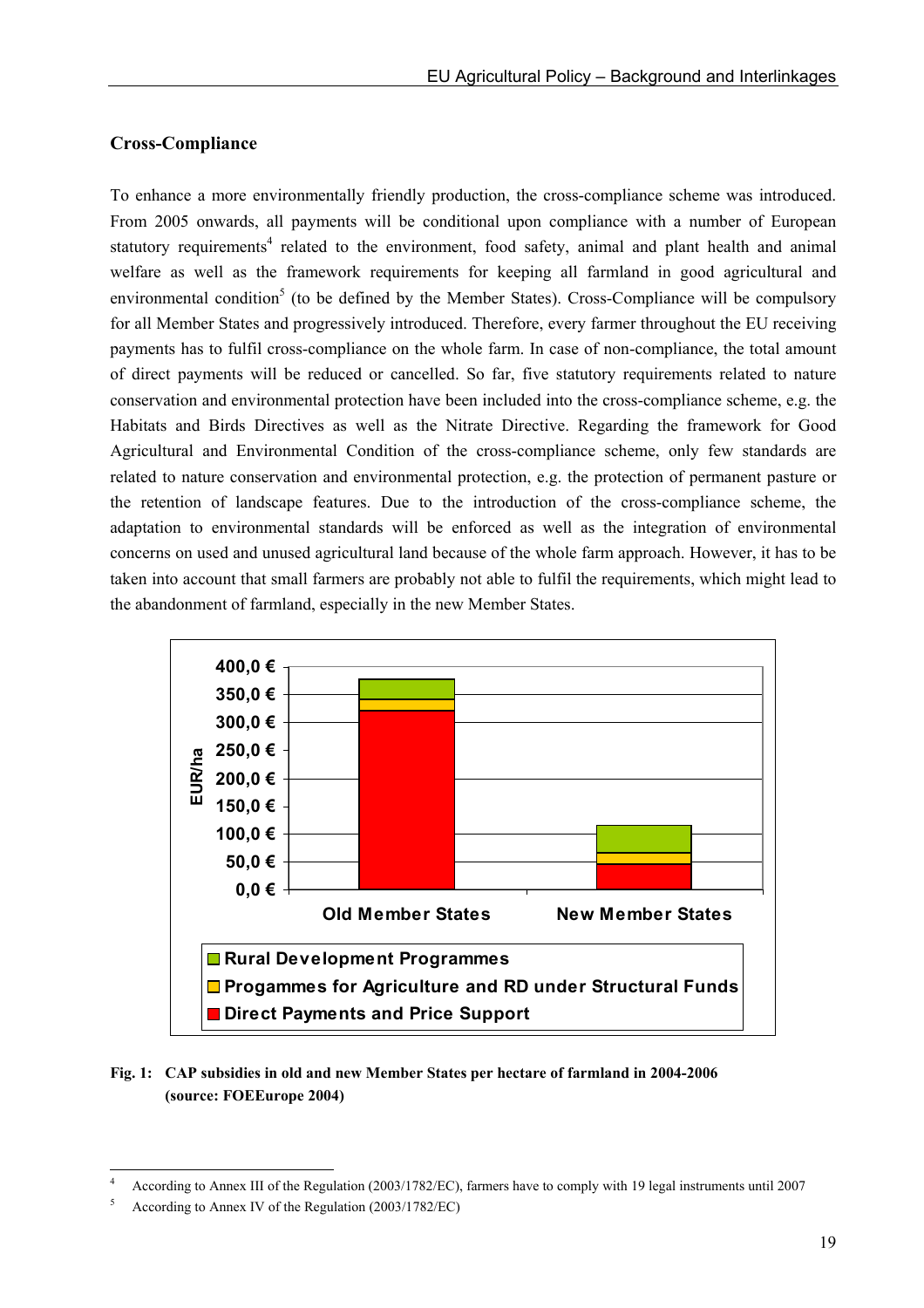## Cross-Compliance

To enhance a more environmentally friendly production, the cross-compliance scheme was introduced. From 2005 onwards, all payments will be conditional upon compliance with a number of European statutory requirements[4] related to the environment, food safety, animal and plant health and animal welfare as well as the framework requirements for keeping all farmland in good agricultural and environmental condition[5] (to be defined by the Member States). Cross-Compliance will be compulsory for all Member States and progressively introduced. Therefore, every farmer throughout the EU receiving payments has to fulfil cross-compliance on the whole farm. In case of non-compliance, the total amount of direct payments will be reduced or cancelled. So far, five statutory requirements related to nature conservation and environmental protection have been included into the cross-compliance scheme, e.g. the Habitats and Birds Directives as well as the Nitrate Directive. Regarding the framework for Good Agricultural and Environmental Condition of the cross-compliance scheme, only few standards are related to nature conservation and environmental protection, e.g. the protection of permanent pasture or the retention of landscape features. Due to the introduction of the cross-compliance scheme, the adaptation to environmental standards will be enforced as well as the integration of environmental concerns on used and unused agricultural land because of the whole farm approach. However, it has to be taken into account that small farmers are probably not able to fulfil the requirements, which might lead to the abandonment of farmland, especially in the new Member States.

**Fig. 1: CAP subsidies in old and new Member States per hectare of farmland in 2004-2006 (source: FOEEurope 2004)**

---

[4] According to Annex III of the Regulation (2003/1782/EC), farmers have to comply with 19 legal instruments until 2007

[5] According to Annex IV of the Regulation (2003/1782/EC)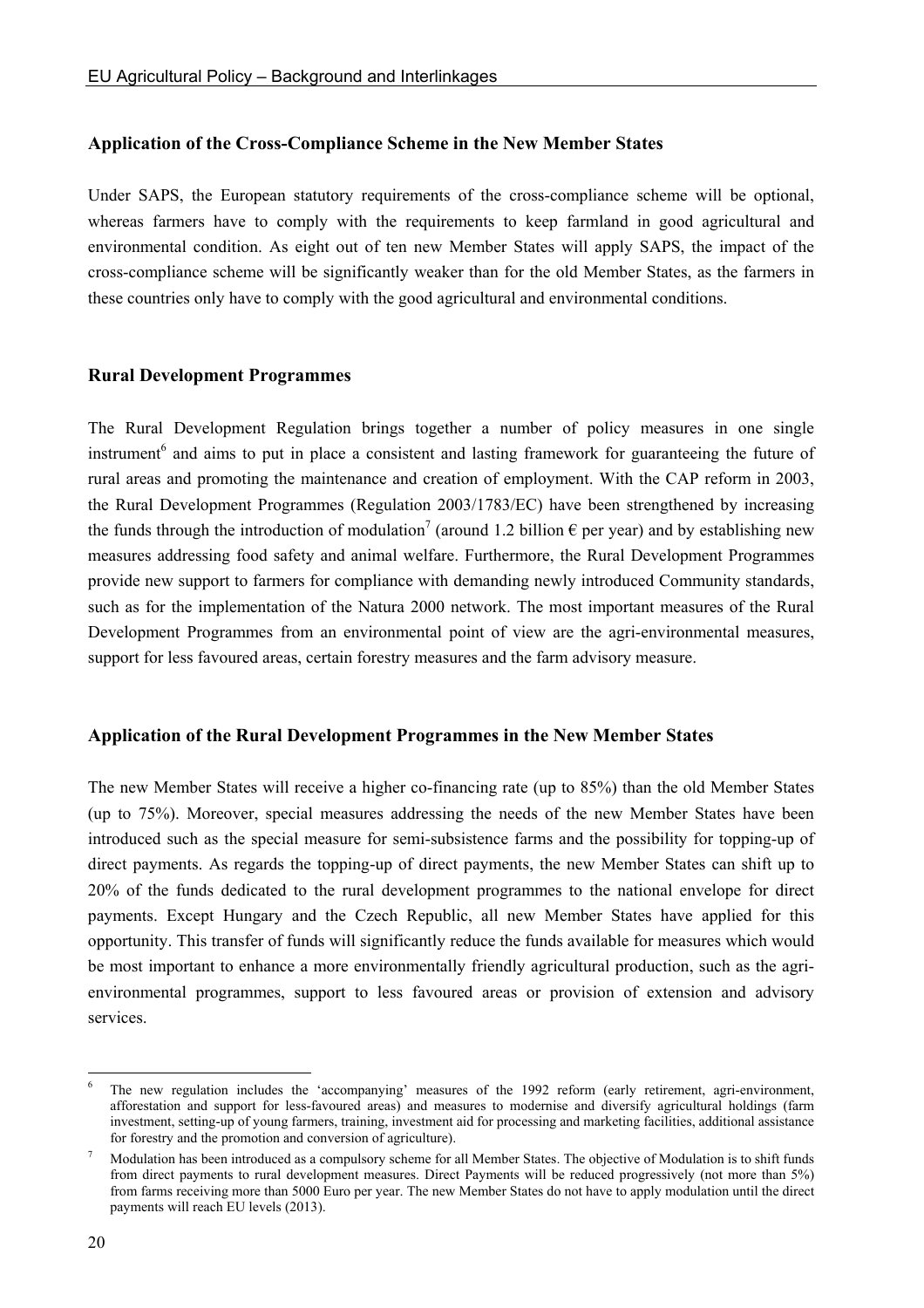### Application of the Cross-Compliance Scheme in the New Member States

Under SAPS, the European statutory requirements of the cross-compliance scheme will be optional, whereas farmers have to comply with the requirements to keep farmland in good agricultural and environmental condition. As eight out of ten new Member States will apply SAPS, the impact of the cross-compliance scheme will be significantly weaker than for the old Member States, as the farmers in these countries only have to comply with the good agricultural and environmental conditions.

### Rural Development Programmes

The Rural Development Regulation brings together a number of policy measures in one single instrument[6] and aims to put in place a consistent and lasting framework for guaranteeing the future of rural areas and promoting the maintenance and creation of employment. With the CAP reform in 2003, the Rural Development Programmes (Regulation 2003/1783/EC) have been strengthened by increasing the funds through the introduction of modulation[7] (around 1.2 billion € per year) and by establishing new measures addressing food safety and animal welfare. Furthermore, the Rural Development Programmes provide new support to farmers for compliance with demanding newly introduced Community standards, such as for the implementation of the Natura 2000 network. The most important measures of the Rural Development Programmes from an environmental point of view are the agri-environmental measures, support for less favoured areas, certain forestry measures and the farm advisory measure.

### Application of the Rural Development Programmes in the New Member States

The new Member States will receive a higher co-financing rate (up to 85%) than the old Member States (up to 75%). Moreover, special measures addressing the needs of the new Member States have been introduced such as the special measure for semi-subsistence farms and the possibility for topping-up of direct payments. As regards the topping-up of direct payments, the new Member States can shift up to 20% of the funds dedicated to the rural development programmes to the national envelope for direct payments. Except Hungary and the Czech Republic, all new Member States have applied for this opportunity. This transfer of funds will significantly reduce the funds available for measures which would be most important to enhance a more environmentally friendly agricultural production, such as the agri-environmental programmes, support to less favoured areas or provision of extension and advisory services.

---

[6] The new regulation includes the 'accompanying' measures of the 1992 reform (early retirement, agri-environment, afforestation and support for less-favoured areas) and measures to modernise and diversify agricultural holdings (farm investment, setting-up of young farmers, training, investment aid for processing and marketing facilities, additional assistance for forestry and the promotion and conversion of agriculture).

[7] Modulation has been introduced as a compulsory scheme for all Member States. The objective of Modulation is to shift funds from direct payments to rural development measures. Direct Payments will be reduced progressively (not more than 5%) from farms receiving more than 5000 Euro per year. The new Member States do not have to apply modulation until the direct payments will reach EU levels (2013).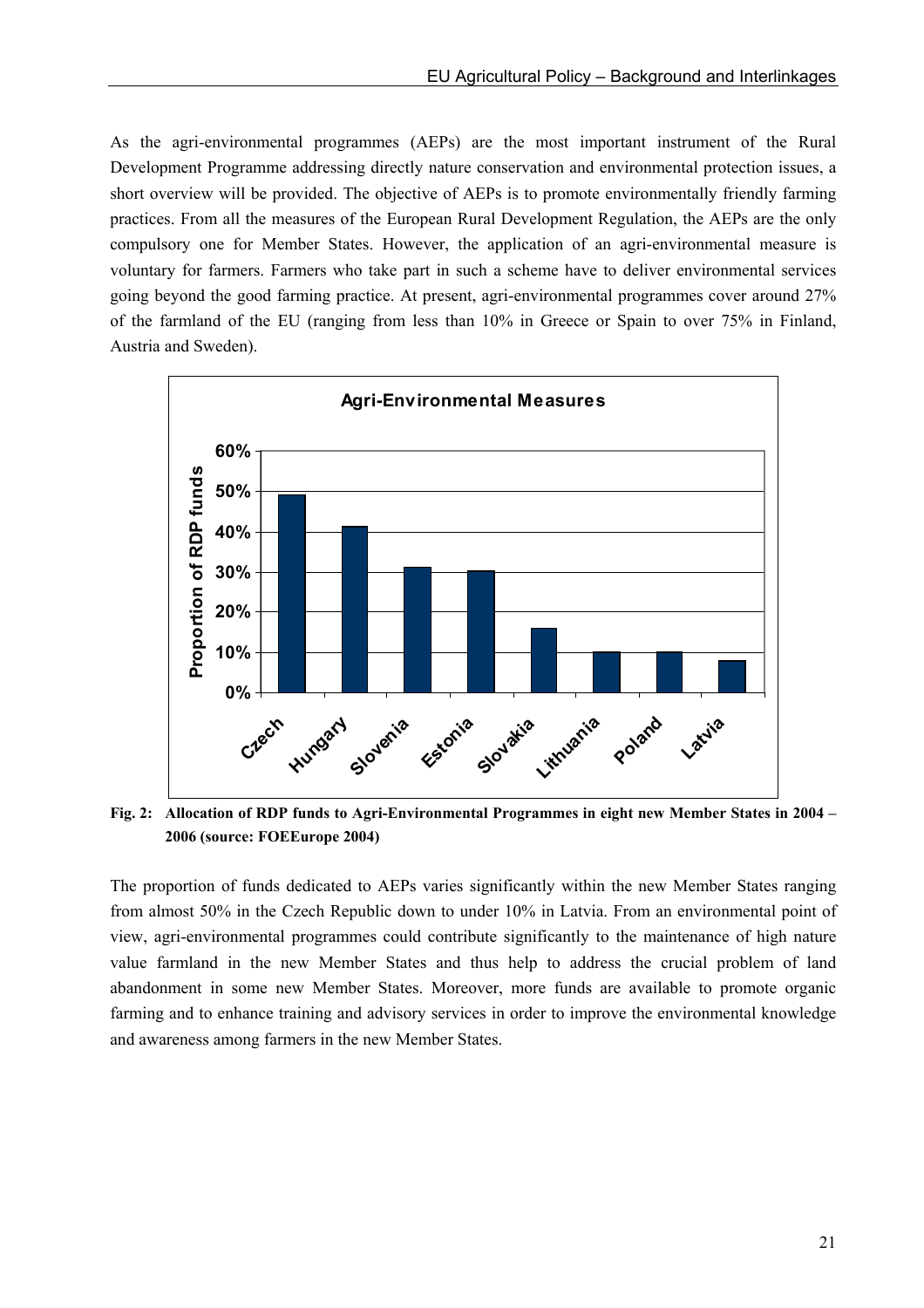As the agri-environmental programmes (AEPs) are the most important instrument of the Rural Development Programme addressing directly nature conservation and environmental protection issues, a short overview will be provided. The objective of AEPs is to promote environmentally friendly farming practices. From all the measures of the European Rural Development Regulation, the AEPs are the only compulsory one for Member States. However, the application of an agri-environmental measure is voluntary for farmers. Farmers who take part in such a scheme have to deliver environmental services going beyond the good farming practice. At present, agri-environmental programmes cover around 27% of the farmland of the EU (ranging from less than 10% in Greece or Spain to over 75% in Finland, Austria and Sweden).

**Fig. 2: Allocation of RDP funds to Agri-Environmental Programmes in eight new Member States in 2004 – 2006 (source: FOEEurope 2004)**

The proportion of funds dedicated to AEPs varies significantly within the new Member States ranging from almost 50% in the Czech Republic down to under 10% in Latvia. From an environmental point of view, agri-environmental programmes could contribute significantly to the maintenance of high nature value farmland in the new Member States and thus help to address the crucial problem of land abandonment in some new Member States. Moreover, more funds are available to promote organic farming and to enhance training and advisory services in order to improve the environmental knowledge and awareness among farmers in the new Member States.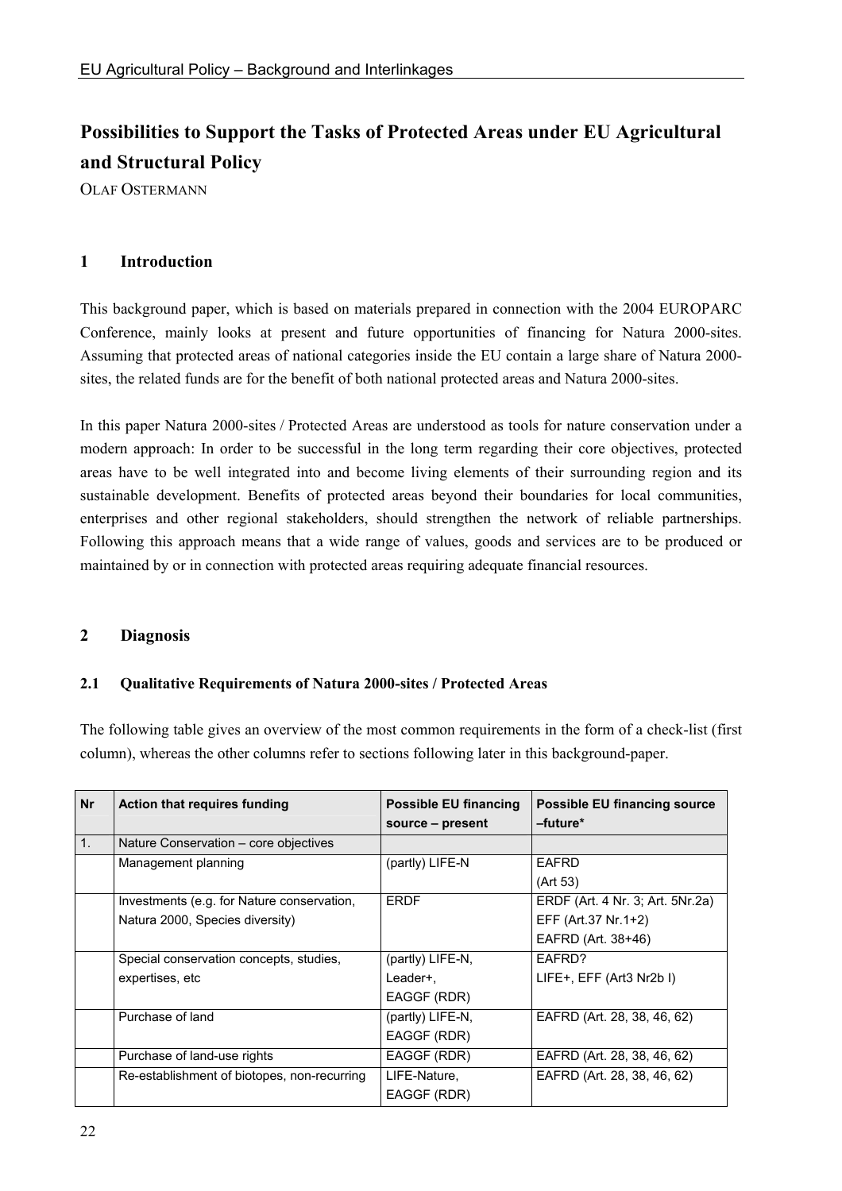# Possibilities to Support the Tasks of Protected Areas under EU Agricultural and Structural Policy

OLAF OSTERMANN

## 1 Introduction

This background paper, which is based on materials prepared in connection with the 2004 EUROPARC Conference, mainly looks at present and future opportunities of financing for Natura 2000-sites. Assuming that protected areas of national categories inside the EU contain a large share of Natura 2000-sites, the related funds are for the benefit of both national protected areas and Natura 2000-sites.

In this paper Natura 2000-sites / Protected Areas are understood as tools for nature conservation under a modern approach: In order to be successful in the long term regarding their core objectives, protected areas have to be well integrated into and become living elements of their surrounding region and its sustainable development. Benefits of protected areas beyond their boundaries for local communities, enterprises and other regional stakeholders, should strengthen the network of reliable partnerships. Following this approach means that a wide range of values, goods and services are to be produced or maintained by or in connection with protected areas requiring adequate financial resources.

## 2 Diagnosis

### 2.1 Qualitative Requirements of Natura 2000-sites / Protected Areas

The following table gives an overview of the most common requirements in the form of a check-list (first column), whereas the other columns refer to sections following later in this background-paper.

| Nr | Action that requires funding | Possible EU financing source – present | Possible EU financing source –future* |
|---|---|---|---|
| 1. | Nature Conservation – core objectives | | |
| | Management planning | (partly) LIFE-N | EAFRD (Art 53) |
| | Investments (e.g. for Nature conservation, Natura 2000, Species diversity) | ERDF | ERDF (Art. 4 Nr. 3; Art. 5Nr.2a) EFF (Art.37 Nr.1+2) EAFRD (Art. 38+46) |
| | Special conservation concepts, studies, expertises, etc | (partly) LIFE-N, Leader+, EAGGF (RDR) | EAFRD? LIFE+, EFF (Art3 Nr2b I) |
| | Purchase of land | (partly) LIFE-N, EAGGF (RDR) | EAFRD (Art. 28, 38, 46, 62) |
| | Purchase of land-use rights | EAGGF (RDR) | EAFRD (Art. 28, 38, 46, 62) |
| | Re-establishment of biotopes, non-recurring | LIFE-Nature, EAGGF (RDR) | EAFRD (Art. 28, 38, 46, 62) |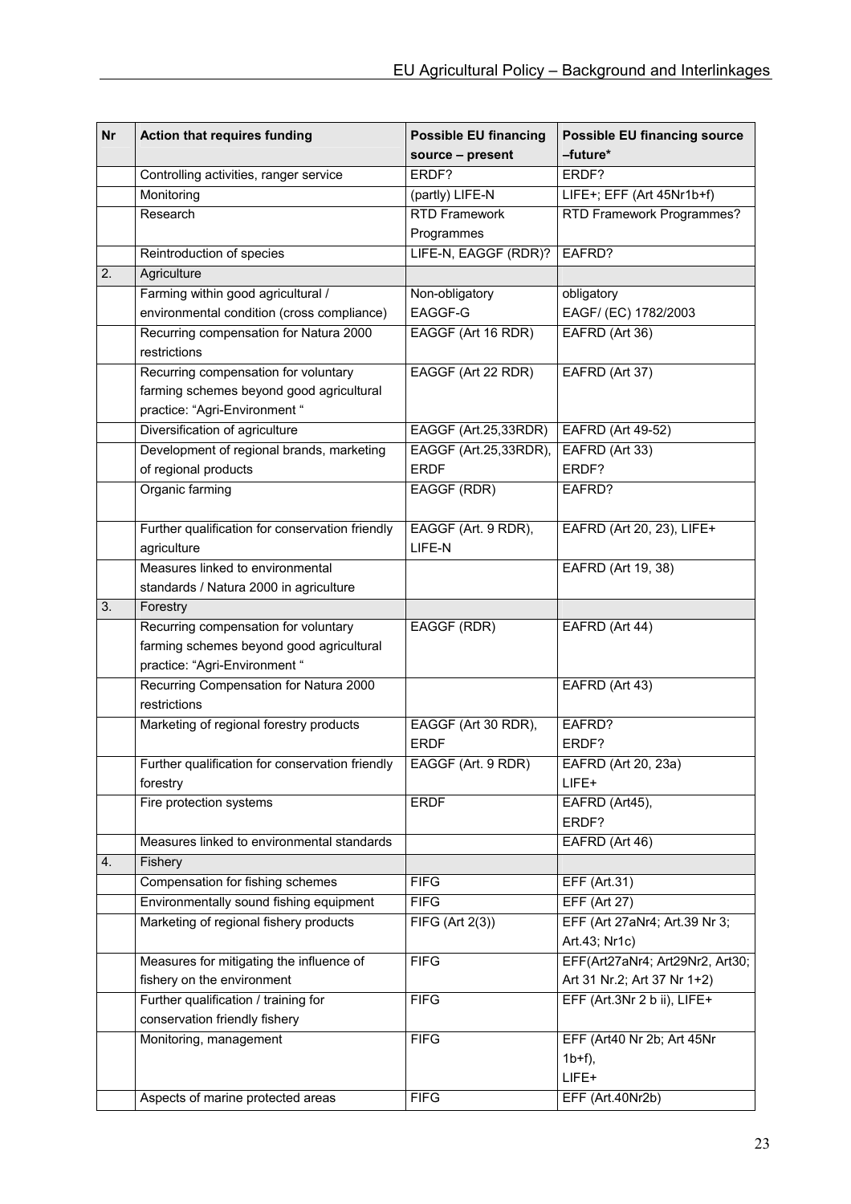| Nr | Action that requires funding | Possible EU financing source – present | Possible EU financing source –future* |
|---|---|---|---|
| | Controlling activities, ranger service | ERDF? | ERDF? |
| | Monitoring | (partly) LIFE-N | LIFE+; EFF (Art 45Nr1b+f) |
| | Research | RTD Framework Programmes | RTD Framework Programmes? |
| | Reintroduction of species | LIFE-N, EAGGF (RDR)? | EAFRD? |
| 2. | Agriculture | | |
| | Farming within good agricultural / environmental condition (cross compliance) | Non-obligatory EAGGF-G | obligatory EAGF/ (EC) 1782/2003 |
| | Recurring compensation for Natura 2000 restrictions | EAGGF (Art 16 RDR) | EAFRD (Art 36) |
| | Recurring compensation for voluntary farming schemes beyond good agricultural practice: "Agri-Environment " | EAGGF (Art 22 RDR) | EAFRD (Art 37) |
| | Diversification of agriculture | EAGGF (Art.25,33RDR) | EAFRD (Art 49-52) |
| | Development of regional brands, marketing of regional products | EAGGF (Art.25,33RDR), ERDF | EAFRD (Art 33) ERDF? |
| | Organic farming | EAGGF (RDR) | EAFRD? |
| | Further qualification for conservation friendly agriculture | EAGGF (Art. 9 RDR), LIFE-N | EAFRD (Art 20, 23), LIFE+ |
| | Measures linked to environmental standards / Natura 2000 in agriculture | | EAFRD (Art 19, 38) |
| 3. | Forestry | | |
| | Recurring compensation for voluntary farming schemes beyond good agricultural practice: "Agri-Environment " | EAGGF (RDR) | EAFRD (Art 44) |
| | Recurring Compensation for Natura 2000 restrictions | | EAFRD (Art 43) |
| | Marketing of regional forestry products | EAGGF (Art 30 RDR), ERDF | EAFRD? ERDF? |
| | Further qualification for conservation friendly forestry | EAGGF (Art. 9 RDR) | EAFRD (Art 20, 23a) LIFE+ |
| | Fire protection systems | ERDF | EAFRD (Art45), ERDF? |
| | Measures linked to environmental standards | | EAFRD (Art 46) |
| 4. | Fishery | | |
| | Compensation for fishing schemes | FIFG | EFF (Art.31) |
| | Environmentally sound fishing equipment | FIFG | EFF (Art 27) |
| | Marketing of regional fishery products | FIFG (Art 2(3)) | EFF (Art 27aNr4; Art.39 Nr 3; Art.43; Nr1c) |
| | Measures for mitigating the influence of fishery on the environment | FIFG | EFF(Art27aNr4; Art29Nr2, Art30; Art 31 Nr.2; Art 37 Nr 1+2) |
| | Further qualification / training for conservation friendly fishery | FIFG | EFF (Art.3Nr 2 b ii), LIFE+ |
| | Monitoring, management | FIFG | EFF (Art40 Nr 2b; Art 45Nr 1b+f), LIFE+ |
| | Aspects of marine protected areas | FIFG | EFF (Art.40Nr2b) |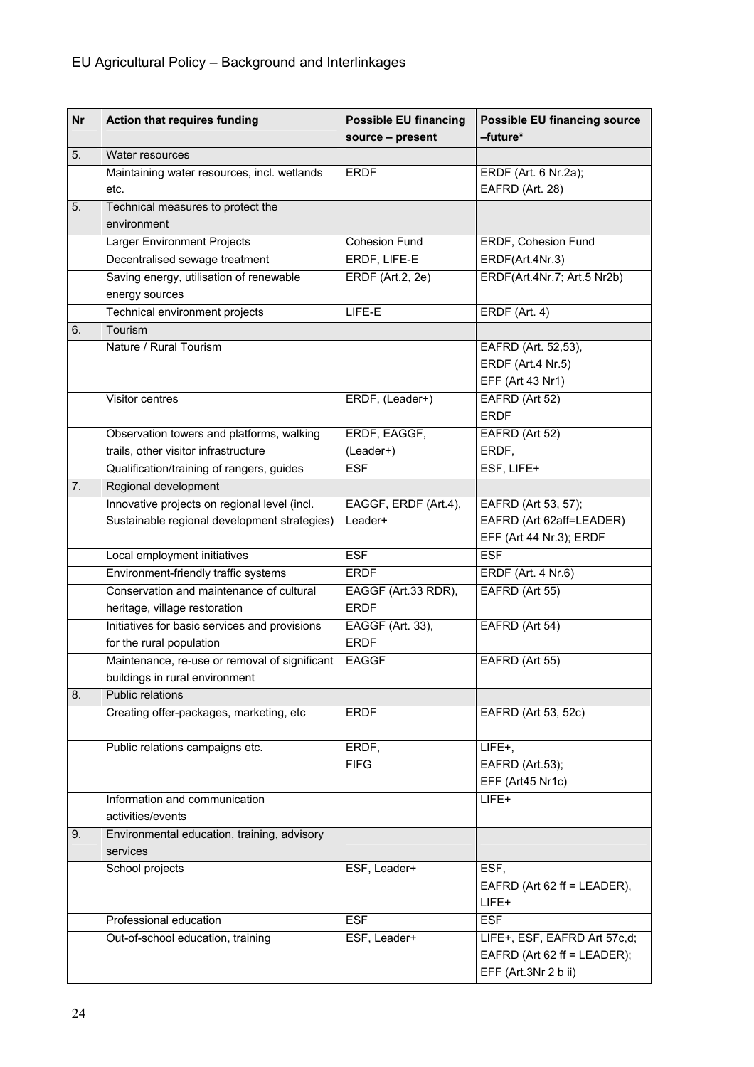| Nr | Action that requires funding | Possible EU financing source – present | Possible EU financing source –future* |
|---|---|---|---|
| 5. | Water resources | | |
| | Maintaining water resources, incl. wetlands etc. | ERDF | ERDF (Art. 6 Nr.2a); EAFRD (Art. 28) |
| 5. | Technical measures to protect the environment | | |
| | Larger Environment Projects | Cohesion Fund | ERDF, Cohesion Fund |
| | Decentralised sewage treatment | ERDF, LIFE-E | ERDF(Art.4Nr.3) |
| | Saving energy, utilisation of renewable energy sources | ERDF (Art.2, 2e) | ERDF(Art.4Nr.7; Art.5 Nr2b) |
| | Technical environment projects | LIFE-E | ERDF (Art. 4) |
| 6. | Tourism | | |
| | Nature / Rural Tourism | | EAFRD (Art. 52,53), ERDF (Art.4 Nr.5) EFF (Art 43 Nr1) |
| | Visitor centres | ERDF, (Leader+) | EAFRD (Art 52) ERDF |
| | Observation towers and platforms, walking trails, other visitor infrastructure | ERDF, EAGGF, (Leader+) | EAFRD (Art 52) ERDF, |
| | Qualification/training of rangers, guides | ESF | ESF, LIFE+ |
| 7. | Regional development | | |
| | Innovative projects on regional level (incl. Sustainable regional development strategies) | EAGGF, ERDF (Art.4), Leader+ | EAFRD (Art 53, 57); EAFRD (Art 62aff=LEADER) EFF (Art 44 Nr.3); ERDF |
| | Local employment initiatives | ESF | ESF |
| | Environment-friendly traffic systems | ERDF | ERDF (Art. 4 Nr.6) |
| | Conservation and maintenance of cultural heritage, village restoration | EAGGF (Art.33 RDR), ERDF | EAFRD (Art 55) |
| | Initiatives for basic services and provisions for the rural population | EAGGF (Art. 33), ERDF | EAFRD (Art 54) |
| | Maintenance, re-use or removal of significant buildings in rural environment | EAGGF | EAFRD (Art 55) |
| 8. | Public relations | | |
| | Creating offer-packages, marketing, etc | ERDF | EAFRD (Art 53, 52c) |
| | Public relations campaigns etc. | ERDF, FIFG | LIFE+, EAFRD (Art.53); EFF (Art45 Nr1c) |
| | Information and communication activities/events | | LIFE+ |
| 9. | Environmental education, training, advisory services | | |
| | School projects | ESF, Leader+ | ESF, EAFRD (Art 62 ff = LEADER), LIFE+ |
| | Professional education | ESF | ESF |
| | Out-of-school education, training | ESF, Leader+ | LIFE+, ESF, EAFRD Art 57c,d; EAFRD (Art 62 ff = LEADER); EFF (Art.3Nr 2 b ii) |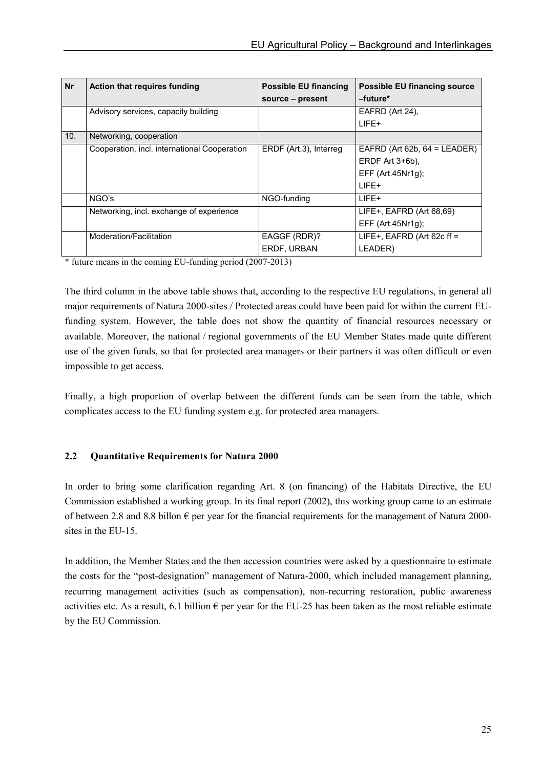| Nr | Action that requires funding | Possible EU financing source – present | Possible EU financing source –future* |
|---|---|---|---|
| | Advisory services, capacity building | | EAFRD (Art 24),<br>LIFE+ |
| 10. | Networking, cooperation | | |
| | Cooperation, incl. international Cooperation | ERDF (Art.3), Interreg | EAFRD (Art 62b, 64 = LEADER)<br>ERDF Art 3+6b),<br>EFF (Art.45Nr1g);<br>LIFE+ |
| | NGO's | NGO-funding | LIFE+ |
| | Networking, incl. exchange of experience | | LIFE+, EAFRD (Art 68,69)<br>EFF (Art.45Nr1g); |
| | Moderation/Facilitation | EAGGF (RDR)?<br>ERDF, URBAN | LIFE+, EAFRD (Art 62c ff = LEADER) |

* future means in the coming EU-funding period (2007-2013)

The third column in the above table shows that, according to the respective EU regulations, in general all major requirements of Natura 2000-sites / Protected areas could have been paid for within the current EU-funding system. However, the table does not show the quantity of financial resources necessary or available. Moreover, the national / regional governments of the EU Member States made quite different use of the given funds, so that for protected area managers or their partners it was often difficult or even impossible to get access.

Finally, a high proportion of overlap between the different funds can be seen from the table, which complicates access to the EU funding system e.g. for protected area managers.

## 2.2 Quantitative Requirements for Natura 2000

In order to bring some clarification regarding Art. 8 (on financing) of the Habitats Directive, the EU Commission established a working group. In its final report (2002), this working group came to an estimate of between 2.8 and 8.8 billon € per year for the financial requirements for the management of Natura 2000-sites in the EU-15.

In addition, the Member States and the then accession countries were asked by a questionnaire to estimate the costs for the "post-designation" management of Natura-2000, which included management planning, recurring management activities (such as compensation), non-recurring restoration, public awareness activities etc. As a result, 6.1 billion € per year for the EU-25 has been taken as the most reliable estimate by the EU Commission.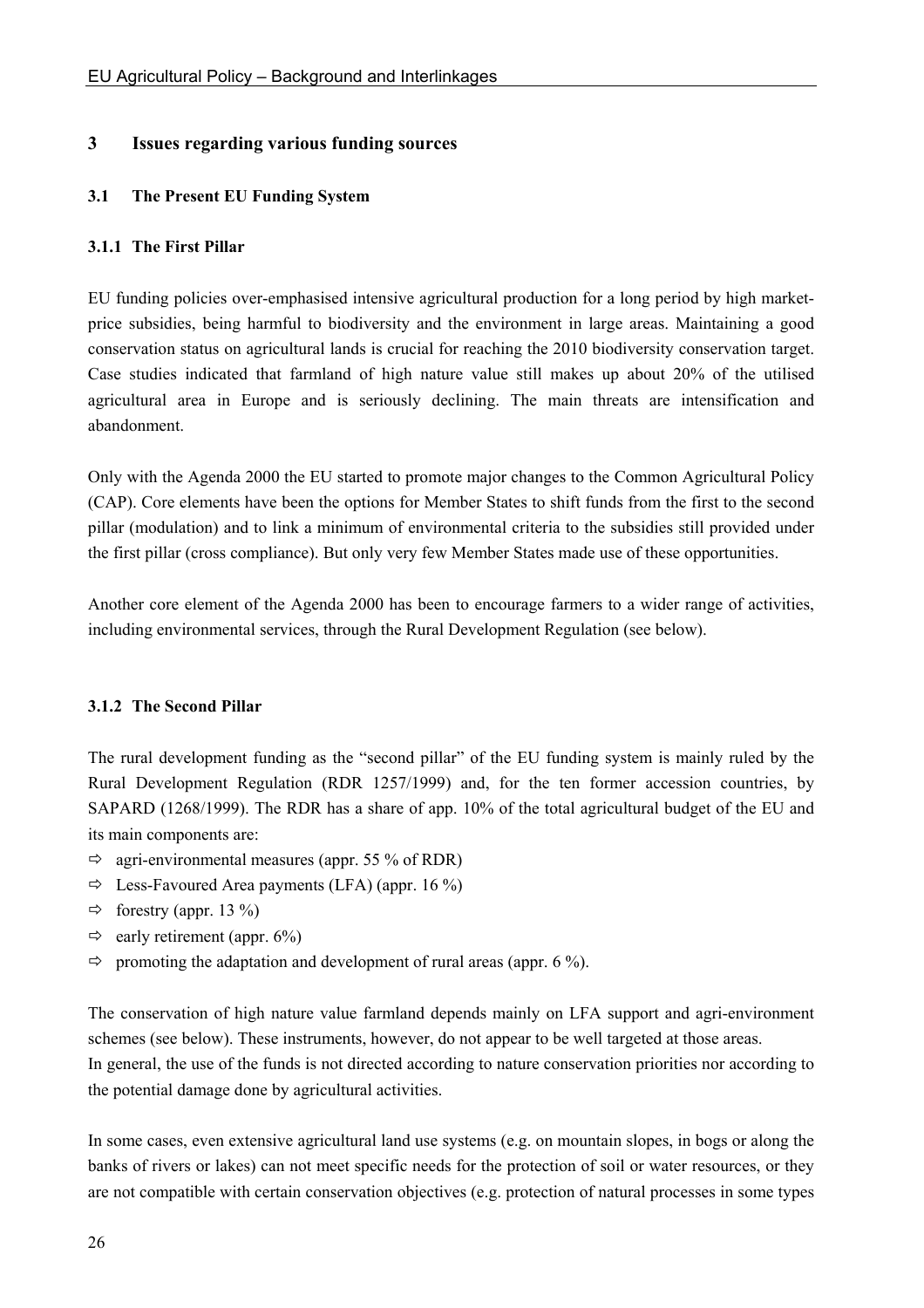## 3 Issues regarding various funding sources

### 3.1 The Present EU Funding System

#### 3.1.1 The First Pillar

EU funding policies over-emphasised intensive agricultural production for a long period by high market-price subsidies, being harmful to biodiversity and the environment in large areas. Maintaining a good conservation status on agricultural lands is crucial for reaching the 2010 biodiversity conservation target. Case studies indicated that farmland of high nature value still makes up about 20% of the utilised agricultural area in Europe and is seriously declining. The main threats are intensification and abandonment.

Only with the Agenda 2000 the EU started to promote major changes to the Common Agricultural Policy (CAP). Core elements have been the options for Member States to shift funds from the first to the second pillar (modulation) and to link a minimum of environmental criteria to the subsidies still provided under the first pillar (cross compliance). But only very few Member States made use of these opportunities.

Another core element of the Agenda 2000 has been to encourage farmers to a wider range of activities, including environmental services, through the Rural Development Regulation (see below).

#### 3.1.2 The Second Pillar

The rural development funding as the "second pillar" of the EU funding system is mainly ruled by the Rural Development Regulation (RDR 1257/1999) and, for the ten former accession countries, by SAPARD (1268/1999). The RDR has a share of app. 10% of the total agricultural budget of the EU and its main components are:

- ⇨ agri-environmental measures (appr. 55 % of RDR)
- ⇨ Less-Favoured Area payments (LFA) (appr. 16 %)
- ⇨ forestry (appr. 13 %)
- ⇨ early retirement (appr. 6%)
- ⇨ promoting the adaptation and development of rural areas (appr. 6 %).

The conservation of high nature value farmland depends mainly on LFA support and agri-environment schemes (see below). These instruments, however, do not appear to be well targeted at those areas.
In general, the use of the funds is not directed according to nature conservation priorities nor according to the potential damage done by agricultural activities.

In some cases, even extensive agricultural land use systems (e.g. on mountain slopes, in bogs or along the banks of rivers or lakes) can not meet specific needs for the protection of soil or water resources, or they are not compatible with certain conservation objectives (e.g. protection of natural processes in some types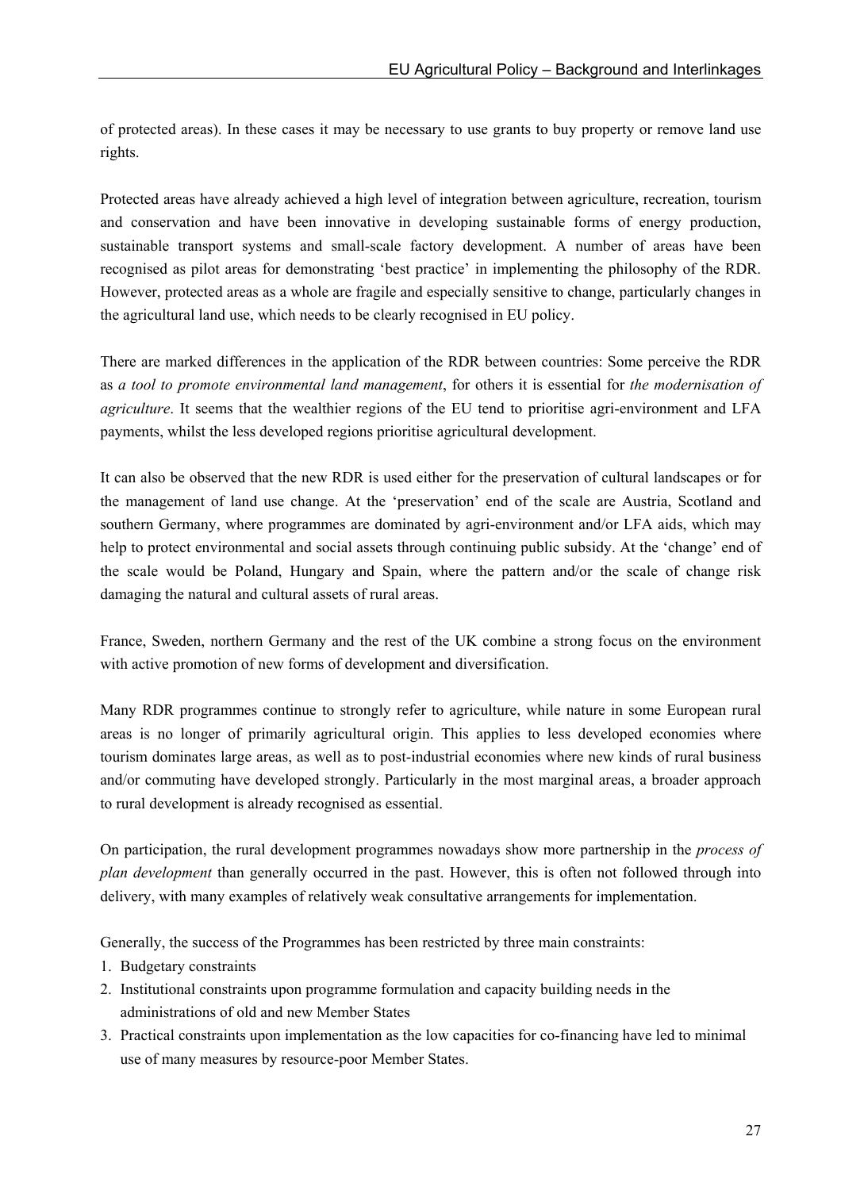of protected areas). In these cases it may be necessary to use grants to buy property or remove land use rights.

Protected areas have already achieved a high level of integration between agriculture, recreation, tourism and conservation and have been innovative in developing sustainable forms of energy production, sustainable transport systems and small-scale factory development. A number of areas have been recognised as pilot areas for demonstrating 'best practice' in implementing the philosophy of the RDR. However, protected areas as a whole are fragile and especially sensitive to change, particularly changes in the agricultural land use, which needs to be clearly recognised in EU policy.

There are marked differences in the application of the RDR between countries: Some perceive the RDR as *a tool to promote environmental land management*, for others it is essential for *the modernisation of agriculture*. It seems that the wealthier regions of the EU tend to prioritise agri-environment and LFA payments, whilst the less developed regions prioritise agricultural development.

It can also be observed that the new RDR is used either for the preservation of cultural landscapes or for the management of land use change. At the 'preservation' end of the scale are Austria, Scotland and southern Germany, where programmes are dominated by agri-environment and/or LFA aids, which may help to protect environmental and social assets through continuing public subsidy. At the 'change' end of the scale would be Poland, Hungary and Spain, where the pattern and/or the scale of change risk damaging the natural and cultural assets of rural areas.

France, Sweden, northern Germany and the rest of the UK combine a strong focus on the environment with active promotion of new forms of development and diversification.

Many RDR programmes continue to strongly refer to agriculture, while nature in some European rural areas is no longer of primarily agricultural origin. This applies to less developed economies where tourism dominates large areas, as well as to post-industrial economies where new kinds of rural business and/or commuting have developed strongly. Particularly in the most marginal areas, a broader approach to rural development is already recognised as essential.

On participation, the rural development programmes nowadays show more partnership in the *process of plan development* than generally occurred in the past. However, this is often not followed through into delivery, with many examples of relatively weak consultative arrangements for implementation.

Generally, the success of the Programmes has been restricted by three main constraints:

1. Budgetary constraints
2. Institutional constraints upon programme formulation and capacity building needs in the administrations of old and new Member States
3. Practical constraints upon implementation as the low capacities for co-financing have led to minimal use of many measures by resource-poor Member States.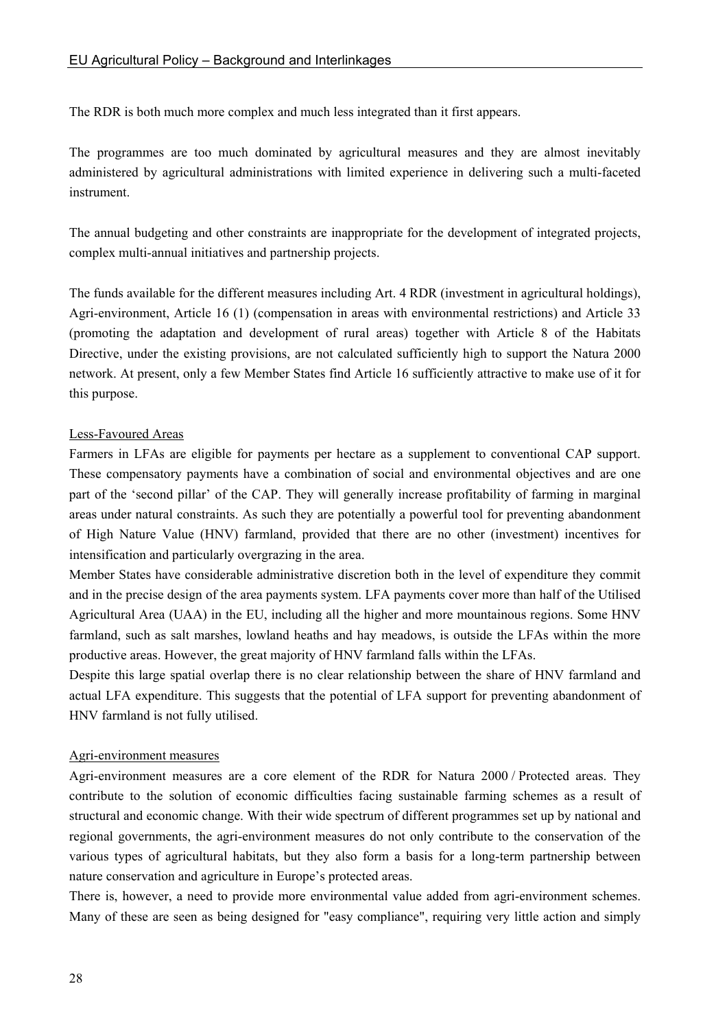The RDR is both much more complex and much less integrated than it first appears.

The programmes are too much dominated by agricultural measures and they are almost inevitably administered by agricultural administrations with limited experience in delivering such a multi-faceted instrument.

The annual budgeting and other constraints are inappropriate for the development of integrated projects, complex multi-annual initiatives and partnership projects.

The funds available for the different measures including Art. 4 RDR (investment in agricultural holdings), Agri-environment, Article 16 (1) (compensation in areas with environmental restrictions) and Article 33 (promoting the adaptation and development of rural areas) together with Article 8 of the Habitats Directive, under the existing provisions, are not calculated sufficiently high to support the Natura 2000 network. At present, only a few Member States find Article 16 sufficiently attractive to make use of it for this purpose.

Less-Favoured Areas

Farmers in LFAs are eligible for payments per hectare as a supplement to conventional CAP support. These compensatory payments have a combination of social and environmental objectives and are one part of the 'second pillar' of the CAP. They will generally increase profitability of farming in marginal areas under natural constraints. As such they are potentially a powerful tool for preventing abandonment of High Nature Value (HNV) farmland, provided that there are no other (investment) incentives for intensification and particularly overgrazing in the area.

Member States have considerable administrative discretion both in the level of expenditure they commit and in the precise design of the area payments system. LFA payments cover more than half of the Utilised Agricultural Area (UAA) in the EU, including all the higher and more mountainous regions. Some HNV farmland, such as salt marshes, lowland heaths and hay meadows, is outside the LFAs within the more productive areas. However, the great majority of HNV farmland falls within the LFAs.

Despite this large spatial overlap there is no clear relationship between the share of HNV farmland and actual LFA expenditure. This suggests that the potential of LFA support for preventing abandonment of HNV farmland is not fully utilised.

Agri-environment measures

Agri-environment measures are a core element of the RDR for Natura 2000 / Protected areas. They contribute to the solution of economic difficulties facing sustainable farming schemes as a result of structural and economic change. With their wide spectrum of different programmes set up by national and regional governments, the agri-environment measures do not only contribute to the conservation of the various types of agricultural habitats, but they also form a basis for a long-term partnership between nature conservation and agriculture in Europe's protected areas.

There is, however, a need to provide more environmental value added from agri-environment schemes. Many of these are seen as being designed for "easy compliance", requiring very little action and simply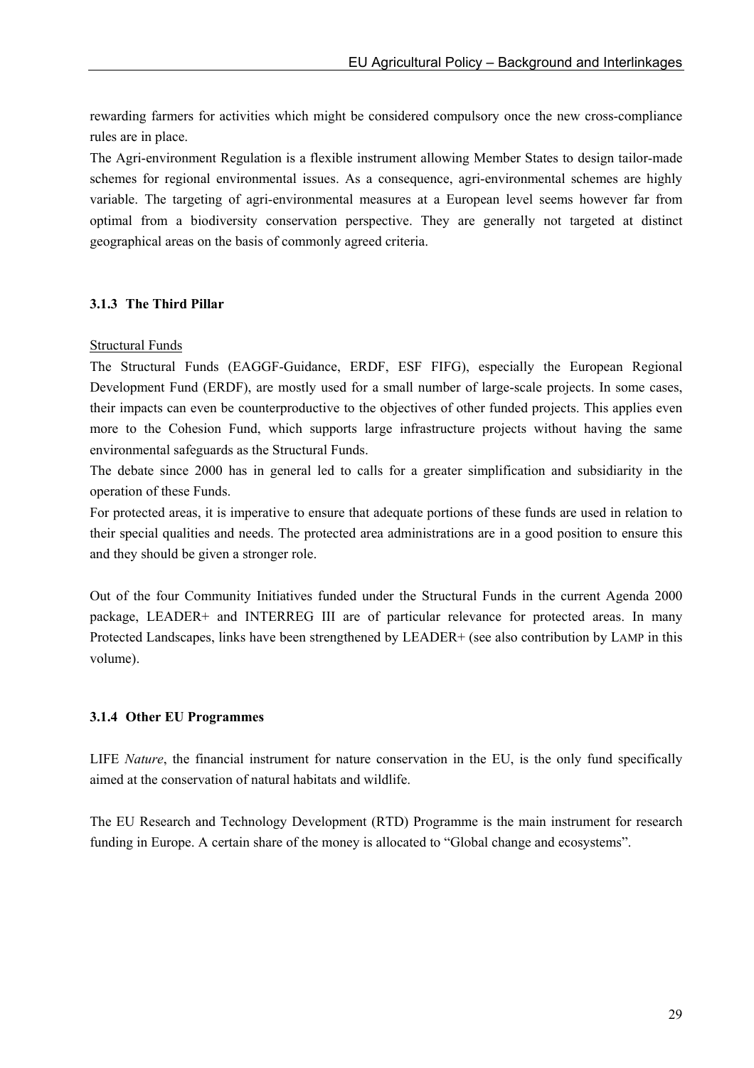rewarding farmers for activities which might be considered compulsory once the new cross-compliance rules are in place.

The Agri-environment Regulation is a flexible instrument allowing Member States to design tailor-made schemes for regional environmental issues. As a consequence, agri-environmental schemes are highly variable. The targeting of agri-environmental measures at a European level seems however far from optimal from a biodiversity conservation perspective. They are generally not targeted at distinct geographical areas on the basis of commonly agreed criteria.

### 3.1.3 The Third Pillar

<u>Structural Funds</u>

The Structural Funds (EAGGF-Guidance, ERDF, ESF FIFG), especially the European Regional Development Fund (ERDF), are mostly used for a small number of large-scale projects. In some cases, their impacts can even be counterproductive to the objectives of other funded projects. This applies even more to the Cohesion Fund, which supports large infrastructure projects without having the same environmental safeguards as the Structural Funds.

The debate since 2000 has in general led to calls for a greater simplification and subsidiarity in the operation of these Funds.

For protected areas, it is imperative to ensure that adequate portions of these funds are used in relation to their special qualities and needs. The protected area administrations are in a good position to ensure this and they should be given a stronger role.

Out of the four Community Initiatives funded under the Structural Funds in the current Agenda 2000 package, LEADER+ and INTERREG III are of particular relevance for protected areas. In many Protected Landscapes, links have been strengthened by LEADER+ (see also contribution by LAMP in this volume).

### 3.1.4 Other EU Programmes

LIFE *Nature*, the financial instrument for nature conservation in the EU, is the only fund specifically aimed at the conservation of natural habitats and wildlife.

The EU Research and Technology Development (RTD) Programme is the main instrument for research funding in Europe. A certain share of the money is allocated to "Global change and ecosystems".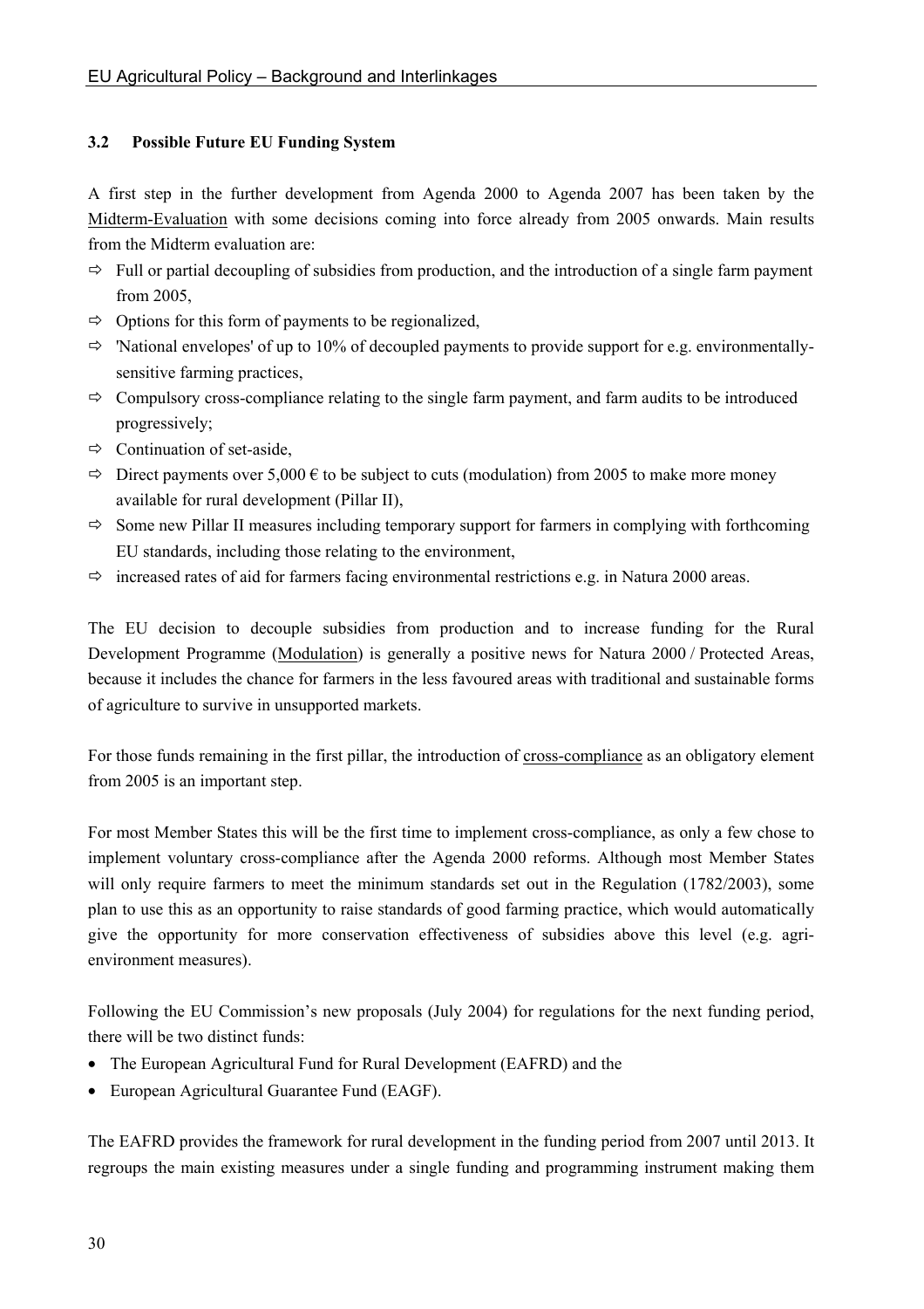### 3.2 Possible Future EU Funding System

A first step in the further development from Agenda 2000 to Agenda 2007 has been taken by the Midterm-Evaluation with some decisions coming into force already from 2005 onwards. Main results from the Midterm evaluation are:

- ⇨ Full or partial decoupling of subsidies from production, and the introduction of a single farm payment from 2005,
- ⇨ Options for this form of payments to be regionalized,
- ⇨ 'National envelopes' of up to 10% of decoupled payments to provide support for e.g. environmentally-sensitive farming practices,
- ⇨ Compulsory cross-compliance relating to the single farm payment, and farm audits to be introduced progressively;
- ⇨ Continuation of set-aside,
- ⇨ Direct payments over 5,000 € to be subject to cuts (modulation) from 2005 to make more money available for rural development (Pillar II),
- ⇨ Some new Pillar II measures including temporary support for farmers in complying with forthcoming EU standards, including those relating to the environment,
- ⇨ increased rates of aid for farmers facing environmental restrictions e.g. in Natura 2000 areas.

The EU decision to decouple subsidies from production and to increase funding for the Rural Development Programme (Modulation) is generally a positive news for Natura 2000 / Protected Areas, because it includes the chance for farmers in the less favoured areas with traditional and sustainable forms of agriculture to survive in unsupported markets.

For those funds remaining in the first pillar, the introduction of cross-compliance as an obligatory element from 2005 is an important step.

For most Member States this will be the first time to implement cross-compliance, as only a few chose to implement voluntary cross-compliance after the Agenda 2000 reforms. Although most Member States will only require farmers to meet the minimum standards set out in the Regulation (1782/2003), some plan to use this as an opportunity to raise standards of good farming practice, which would automatically give the opportunity for more conservation effectiveness of subsidies above this level (e.g. agri-environment measures).

Following the EU Commission's new proposals (July 2004) for regulations for the next funding period, there will be two distinct funds:

- The European Agricultural Fund for Rural Development (EAFRD) and the
- European Agricultural Guarantee Fund (EAGF).

The EAFRD provides the framework for rural development in the funding period from 2007 until 2013. It regroups the main existing measures under a single funding and programming instrument making them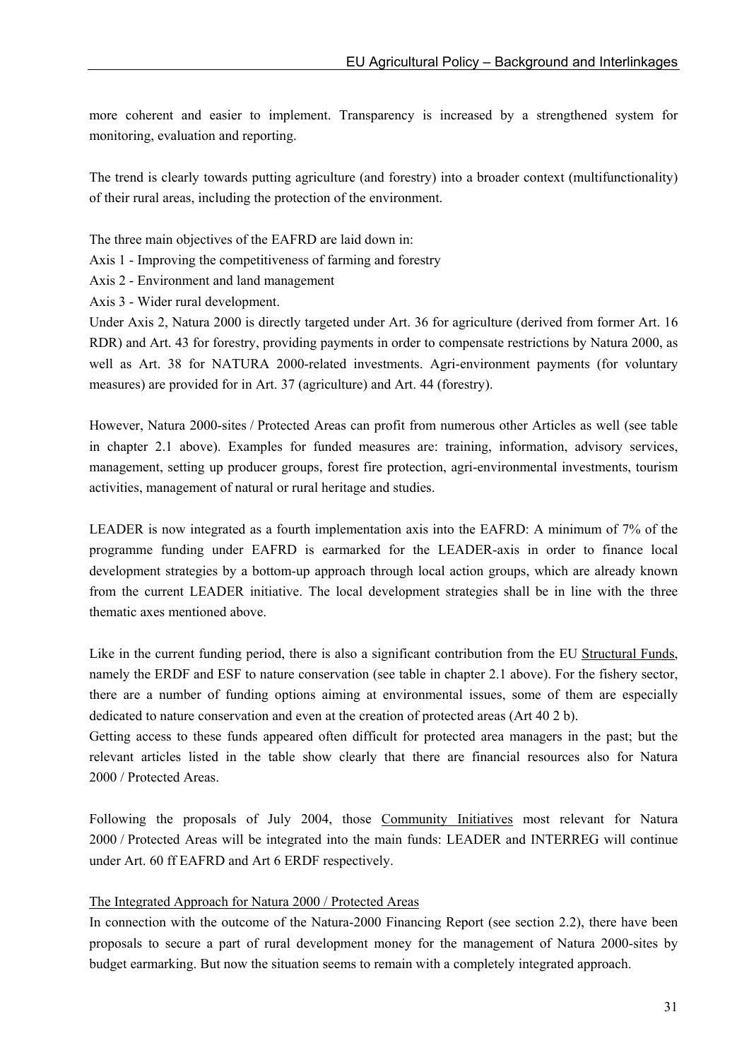more coherent and easier to implement. Transparency is increased by a strengthened system for monitoring, evaluation and reporting.

The trend is clearly towards putting agriculture (and forestry) into a broader context (multifunctionality) of their rural areas, including the protection of the environment.

The three main objectives of the EAFRD are laid down in:

Axis 1 - Improving the competitiveness of farming and forestry

Axis 2 - Environment and land management

Axis 3 - Wider rural development.

Under Axis 2, Natura 2000 is directly targeted under Art. 36 for agriculture (derived from former Art. 16 RDR) and Art. 43 for forestry, providing payments in order to compensate restrictions by Natura 2000, as well as Art. 38 for NATURA 2000-related investments. Agri-environment payments (for voluntary measures) are provided for in Art. 37 (agriculture) and Art. 44 (forestry).

However, Natura 2000-sites / Protected Areas can profit from numerous other Articles as well (see table in chapter 2.1 above). Examples for funded measures are: training, information, advisory services, management, setting up producer groups, forest fire protection, agri-environmental investments, tourism activities, management of natural or rural heritage and studies.

LEADER is now integrated as a fourth implementation axis into the EAFRD: A minimum of 7% of the programme funding under EAFRD is earmarked for the LEADER-axis in order to finance local development strategies by a bottom-up approach through local action groups, which are already known from the current LEADER initiative. The local development strategies shall be in line with the three thematic axes mentioned above.

Like in the current funding period, there is also a significant contribution from the EU <u>Structural Funds</u>, namely the ERDF and ESF to nature conservation (see table in chapter 2.1 above). For the fishery sector, there are a number of funding options aiming at environmental issues, some of them are especially dedicated to nature conservation and even at the creation of protected areas (Art 40 2 b).

Getting access to these funds appeared often difficult for protected area managers in the past; but the relevant articles listed in the table show clearly that there are financial resources also for Natura 2000 / Protected Areas.

Following the proposals of July 2004, those <u>Community Initiatives</u> most relevant for Natura 2000 / Protected Areas will be integrated into the main funds: LEADER and INTERREG will continue under Art. 60 ff EAFRD and Art 6 ERDF respectively.

<u>The Integrated Approach for Natura 2000 / Protected Areas</u>

In connection with the outcome of the Natura-2000 Financing Report (see section 2.2), there have been proposals to secure a part of rural development money for the management of Natura 2000-sites by budget earmarking. But now the situation seems to remain with a completely integrated approach.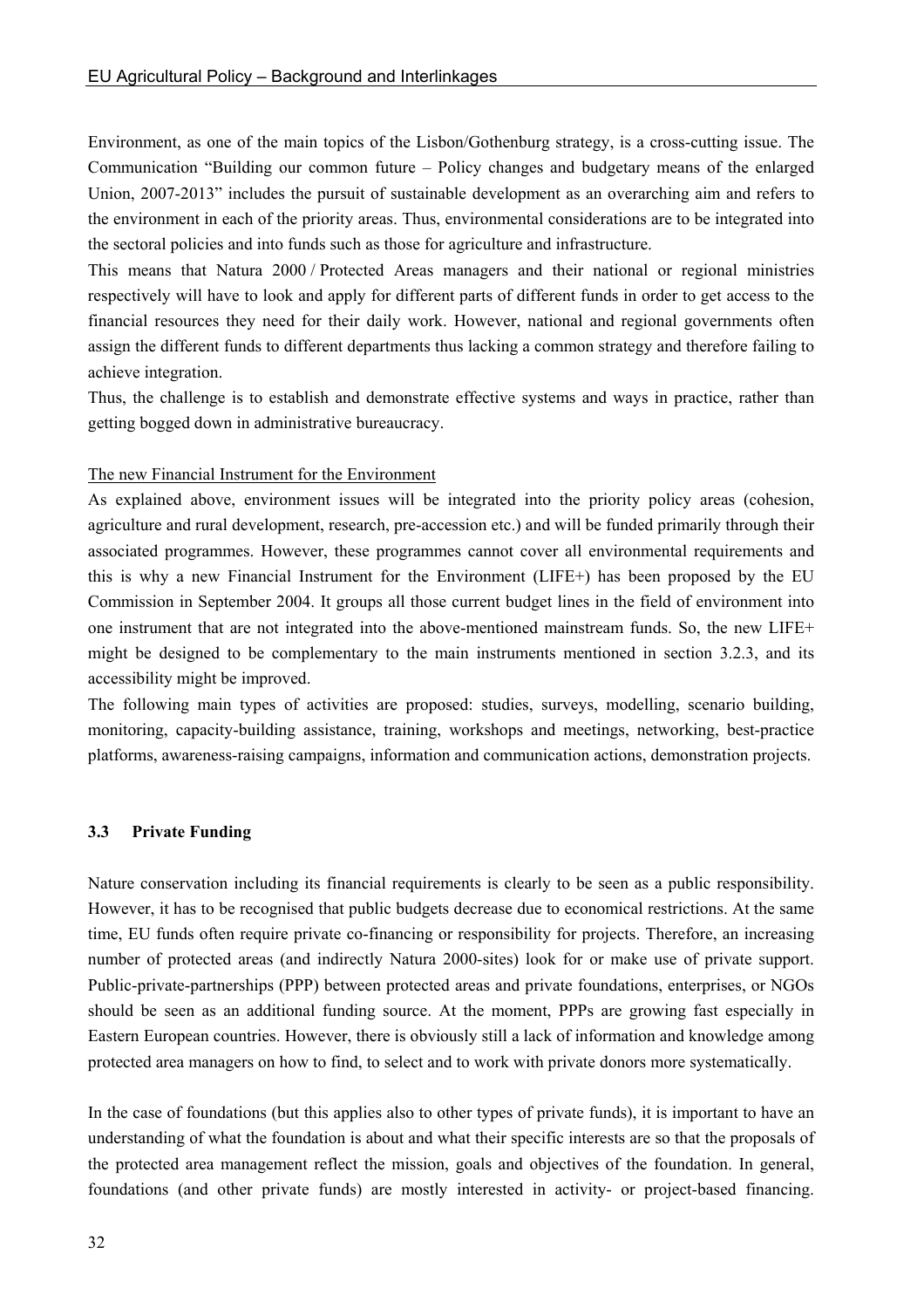Environment, as one of the main topics of the Lisbon/Gothenburg strategy, is a cross-cutting issue. The Communication "Building our common future – Policy changes and budgetary means of the enlarged Union, 2007-2013" includes the pursuit of sustainable development as an overarching aim and refers to the environment in each of the priority areas. Thus, environmental considerations are to be integrated into the sectoral policies and into funds such as those for agriculture and infrastructure.

This means that Natura 2000 / Protected Areas managers and their national or regional ministries respectively will have to look and apply for different parts of different funds in order to get access to the financial resources they need for their daily work. However, national and regional governments often assign the different funds to different departments thus lacking a common strategy and therefore failing to achieve integration.

Thus, the challenge is to establish and demonstrate effective systems and ways in practice, rather than getting bogged down in administrative bureaucracy.

The new Financial Instrument for the Environment

As explained above, environment issues will be integrated into the priority policy areas (cohesion, agriculture and rural development, research, pre-accession etc.) and will be funded primarily through their associated programmes. However, these programmes cannot cover all environmental requirements and this is why a new Financial Instrument for the Environment (LIFE+) has been proposed by the EU Commission in September 2004. It groups all those current budget lines in the field of environment into one instrument that are not integrated into the above-mentioned mainstream funds. So, the new LIFE+ might be designed to be complementary to the main instruments mentioned in section 3.2.3, and its accessibility might be improved.

The following main types of activities are proposed: studies, surveys, modelling, scenario building, monitoring, capacity-building assistance, training, workshops and meetings, networking, best-practice platforms, awareness-raising campaigns, information and communication actions, demonstration projects.

### 3.3 Private Funding

Nature conservation including its financial requirements is clearly to be seen as a public responsibility. However, it has to be recognised that public budgets decrease due to economical restrictions. At the same time, EU funds often require private co-financing or responsibility for projects. Therefore, an increasing number of protected areas (and indirectly Natura 2000-sites) look for or make use of private support. Public-private-partnerships (PPP) between protected areas and private foundations, enterprises, or NGOs should be seen as an additional funding source. At the moment, PPPs are growing fast especially in Eastern European countries. However, there is obviously still a lack of information and knowledge among protected area managers on how to find, to select and to work with private donors more systematically.

In the case of foundations (but this applies also to other types of private funds), it is important to have an understanding of what the foundation is about and what their specific interests are so that the proposals of the protected area management reflect the mission, goals and objectives of the foundation. In general, foundations (and other private funds) are mostly interested in activity- or project-based financing.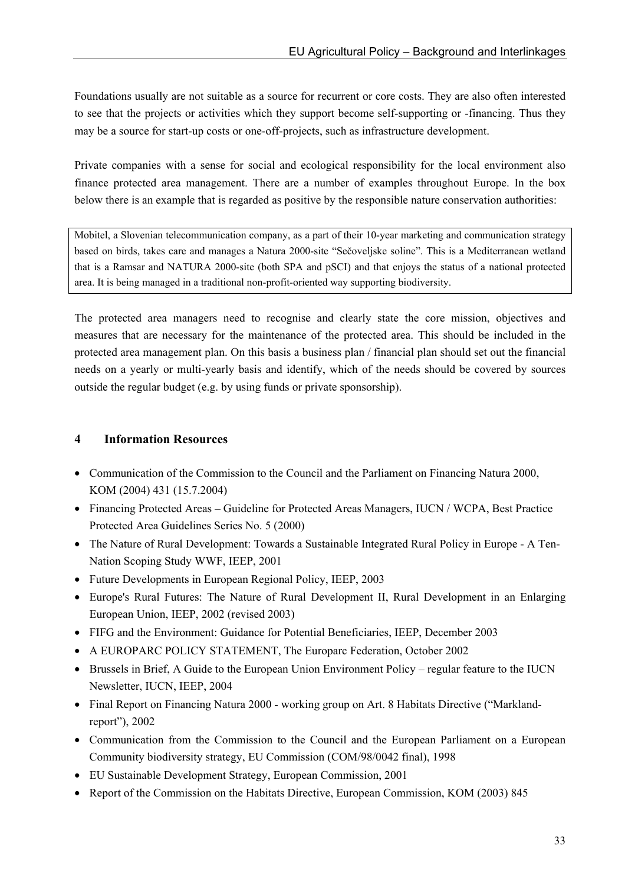Foundations usually are not suitable as a source for recurrent or core costs. They are also often interested to see that the projects or activities which they support become self-supporting or -financing. Thus they may be a source for start-up costs or one-off-projects, such as infrastructure development.

Private companies with a sense for social and ecological responsibility for the local environment also finance protected area management. There are a number of examples throughout Europe. In the box below there is an example that is regarded as positive by the responsible nature conservation authorities:

> Mobitel, a Slovenian telecommunication company, as a part of their 10-year marketing and communication strategy based on birds, takes care and manages a Natura 2000-site "Sečoveljske soline". This is a Mediterranean wetland that is a Ramsar and NATURA 2000-site (both SPA and pSCI) and that enjoys the status of a national protected area. It is being managed in a traditional non-profit-oriented way supporting biodiversity.

The protected area managers need to recognise and clearly state the core mission, objectives and measures that are necessary for the maintenance of the protected area. This should be included in the protected area management plan. On this basis a business plan / financial plan should set out the financial needs on a yearly or multi-yearly basis and identify, which of the needs should be covered by sources outside the regular budget (e.g. by using funds or private sponsorship).

# 4 Information Resources

- Communication of the Commission to the Council and the Parliament on Financing Natura 2000, KOM (2004) 431 (15.7.2004)
- Financing Protected Areas – Guideline for Protected Areas Managers, IUCN / WCPA, Best Practice Protected Area Guidelines Series No. 5 (2000)
- The Nature of Rural Development: Towards a Sustainable Integrated Rural Policy in Europe - A Ten-Nation Scoping Study WWF, IEEP, 2001
- Future Developments in European Regional Policy, IEEP, 2003
- Europe's Rural Futures: The Nature of Rural Development II, Rural Development in an Enlarging European Union, IEEP, 2002 (revised 2003)
- FIFG and the Environment: Guidance for Potential Beneficiaries, IEEP, December 2003
- A EUROPARC POLICY STATEMENT, The Europarc Federation, October 2002
- Brussels in Brief, A Guide to the European Union Environment Policy – regular feature to the IUCN Newsletter, IUCN, IEEP, 2004
- Final Report on Financing Natura 2000 - working group on Art. 8 Habitats Directive ("Markland-report"), 2002
- Communication from the Commission to the Council and the European Parliament on a European Community biodiversity strategy, EU Commission (COM/98/0042 final), 1998
- EU Sustainable Development Strategy, European Commission, 2001
- Report of the Commission on the Habitats Directive, European Commission, KOM (2003) 845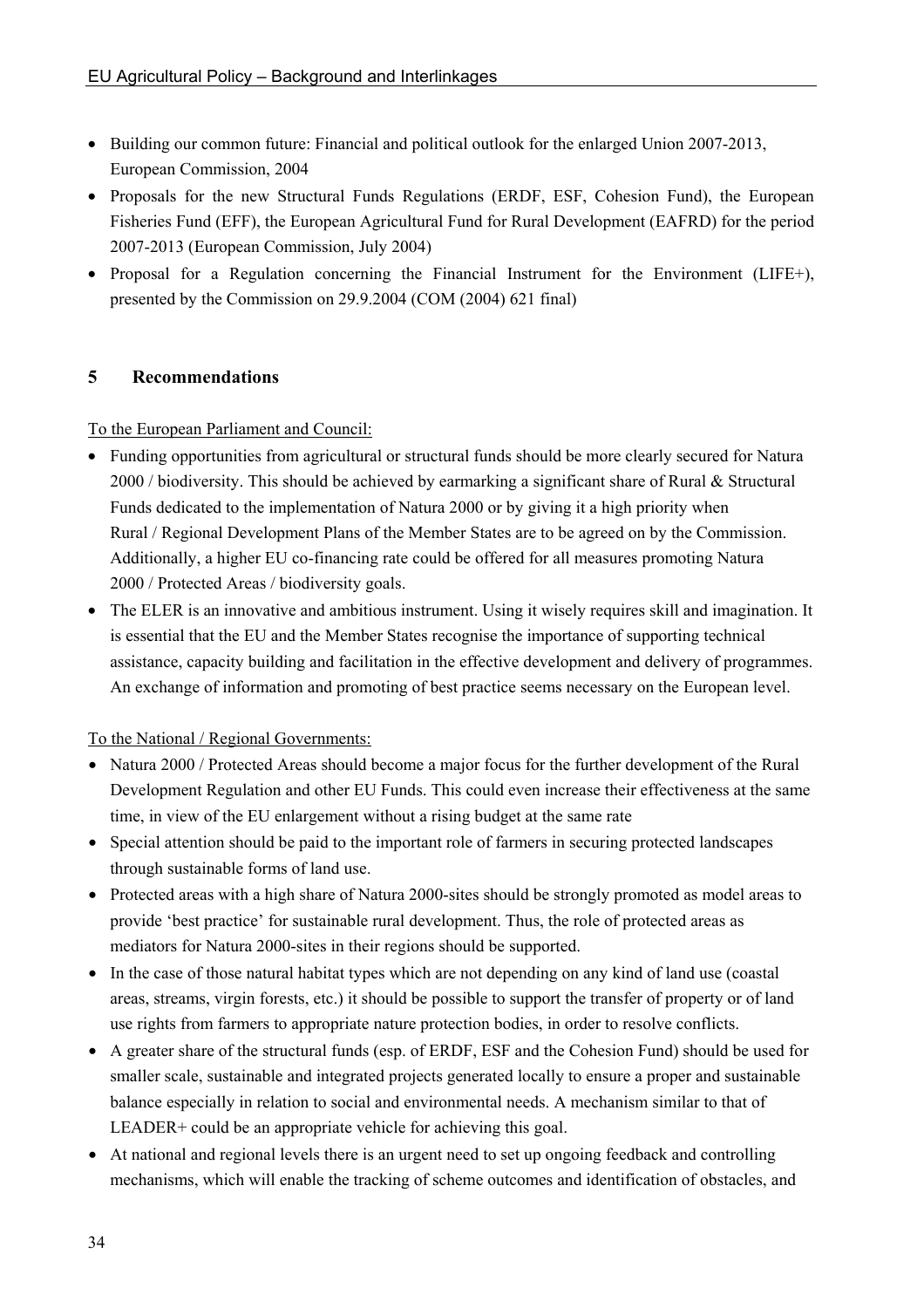- Building our common future: Financial and political outlook for the enlarged Union 2007-2013, European Commission, 2004
- Proposals for the new Structural Funds Regulations (ERDF, ESF, Cohesion Fund), the European Fisheries Fund (EFF), the European Agricultural Fund for Rural Development (EAFRD) for the period 2007-2013 (European Commission, July 2004)
- Proposal for a Regulation concerning the Financial Instrument for the Environment (LIFE+), presented by the Commission on 29.9.2004 (COM (2004) 621 final)

## 5 Recommendations

To the European Parliament and Council:

- Funding opportunities from agricultural or structural funds should be more clearly secured for Natura 2000 / biodiversity. This should be achieved by earmarking a significant share of Rural & Structural Funds dedicated to the implementation of Natura 2000 or by giving it a high priority when Rural / Regional Development Plans of the Member States are to be agreed on by the Commission. Additionally, a higher EU co-financing rate could be offered for all measures promoting Natura 2000 / Protected Areas / biodiversity goals.
- The ELER is an innovative and ambitious instrument. Using it wisely requires skill and imagination. It is essential that the EU and the Member States recognise the importance of supporting technical assistance, capacity building and facilitation in the effective development and delivery of programmes. An exchange of information and promoting of best practice seems necessary on the European level.

To the National / Regional Governments:

- Natura 2000 / Protected Areas should become a major focus for the further development of the Rural Development Regulation and other EU Funds. This could even increase their effectiveness at the same time, in view of the EU enlargement without a rising budget at the same rate
- Special attention should be paid to the important role of farmers in securing protected landscapes through sustainable forms of land use.
- Protected areas with a high share of Natura 2000-sites should be strongly promoted as model areas to provide 'best practice' for sustainable rural development. Thus, the role of protected areas as mediators for Natura 2000-sites in their regions should be supported.
- In the case of those natural habitat types which are not depending on any kind of land use (coastal areas, streams, virgin forests, etc.) it should be possible to support the transfer of property or of land use rights from farmers to appropriate nature protection bodies, in order to resolve conflicts.
- A greater share of the structural funds (esp. of ERDF, ESF and the Cohesion Fund) should be used for smaller scale, sustainable and integrated projects generated locally to ensure a proper and sustainable balance especially in relation to social and environmental needs. A mechanism similar to that of LEADER+ could be an appropriate vehicle for achieving this goal.
- At national and regional levels there is an urgent need to set up ongoing feedback and controlling mechanisms, which will enable the tracking of scheme outcomes and identification of obstacles, and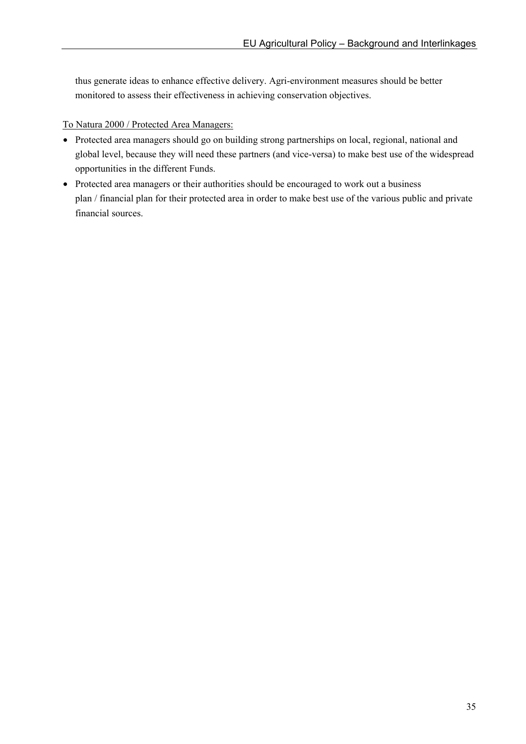thus generate ideas to enhance effective delivery. Agri-environment measures should be better monitored to assess their effectiveness in achieving conservation objectives.

<u>To Natura 2000 / Protected Area Managers:</u>

- Protected area managers should go on building strong partnerships on local, regional, national and global level, because they will need these partners (and vice-versa) to make best use of the widespread opportunities in the different Funds.
- Protected area managers or their authorities should be encouraged to work out a business plan / financial plan for their protected area in order to make best use of the various public and private financial sources.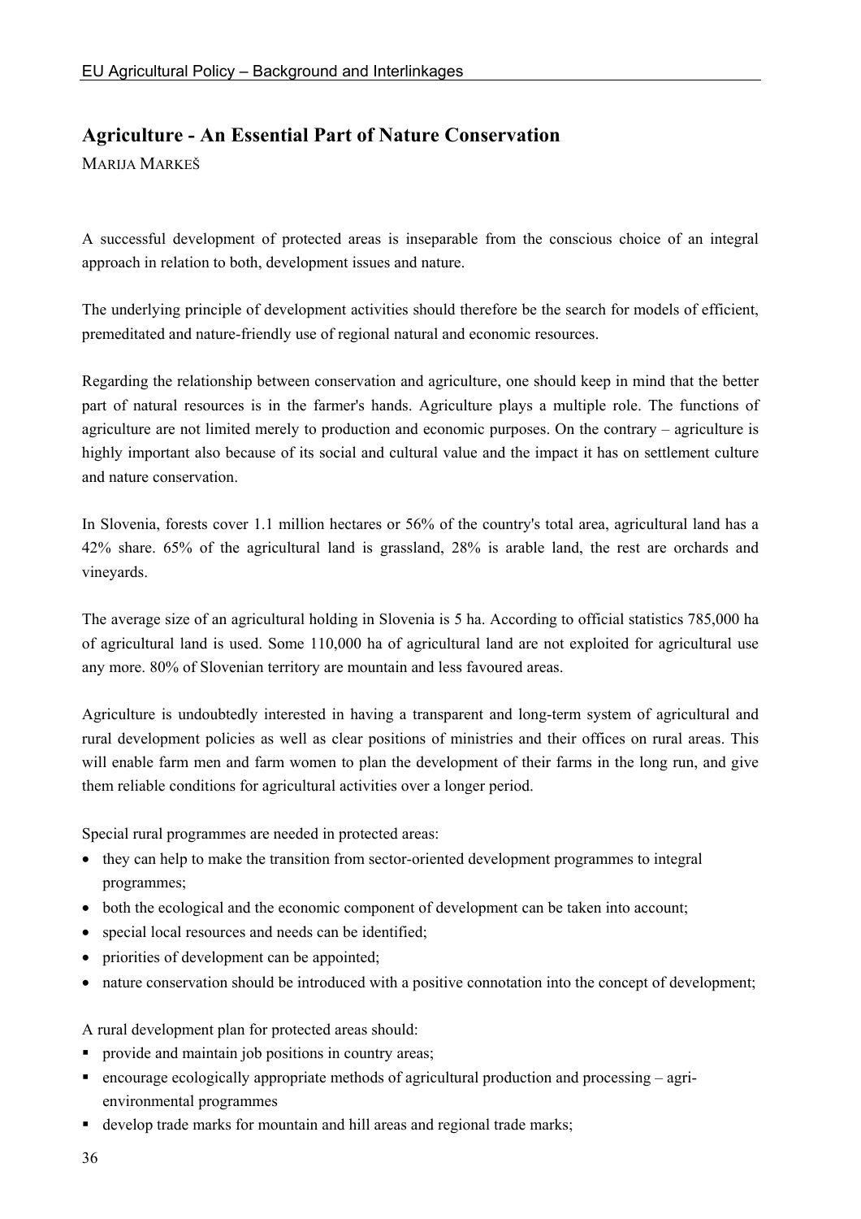## Agriculture - An Essential Part of Nature Conservation

MARIJA MARKEŠ

A successful development of protected areas is inseparable from the conscious choice of an integral approach in relation to both, development issues and nature.

The underlying principle of development activities should therefore be the search for models of efficient, premeditated and nature-friendly use of regional natural and economic resources.

Regarding the relationship between conservation and agriculture, one should keep in mind that the better part of natural resources is in the farmer's hands. Agriculture plays a multiple role. The functions of agriculture are not limited merely to production and economic purposes. On the contrary – agriculture is highly important also because of its social and cultural value and the impact it has on settlement culture and nature conservation.

In Slovenia, forests cover 1.1 million hectares or 56% of the country's total area, agricultural land has a 42% share. 65% of the agricultural land is grassland, 28% is arable land, the rest are orchards and vineyards.

The average size of an agricultural holding in Slovenia is 5 ha. According to official statistics 785,000 ha of agricultural land is used. Some 110,000 ha of agricultural land are not exploited for agricultural use any more. 80% of Slovenian territory are mountain and less favoured areas.

Agriculture is undoubtedly interested in having a transparent and long-term system of agricultural and rural development policies as well as clear positions of ministries and their offices on rural areas. This will enable farm men and farm women to plan the development of their farms in the long run, and give them reliable conditions for agricultural activities over a longer period.

Special rural programmes are needed in protected areas:

- they can help to make the transition from sector-oriented development programmes to integral programmes;
- both the ecological and the economic component of development can be taken into account;
- special local resources and needs can be identified;
- priorities of development can be appointed;
- nature conservation should be introduced with a positive connotation into the concept of development;

A rural development plan for protected areas should:

- provide and maintain job positions in country areas;
- encourage ecologically appropriate methods of agricultural production and processing – agri-environmental programmes
- develop trade marks for mountain and hill areas and regional trade marks;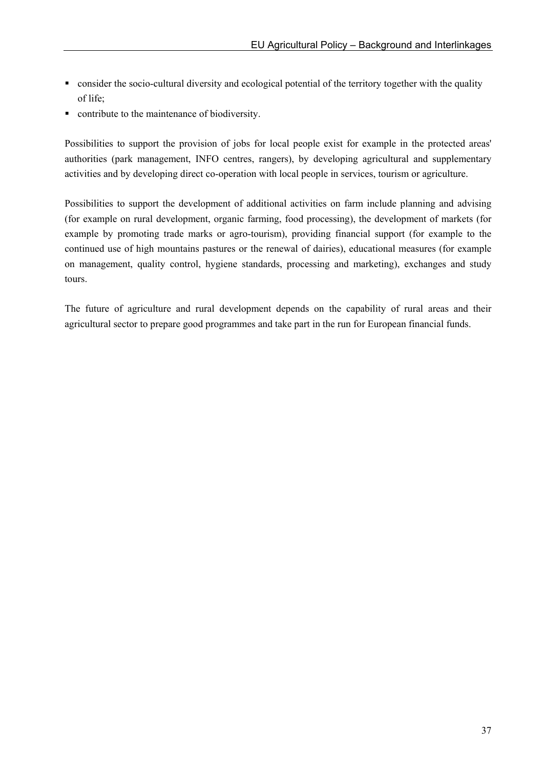- consider the socio-cultural diversity and ecological potential of the territory together with the quality of life;
- contribute to the maintenance of biodiversity.

Possibilities to support the provision of jobs for local people exist for example in the protected areas' authorities (park management, INFO centres, rangers), by developing agricultural and supplementary activities and by developing direct co-operation with local people in services, tourism or agriculture.

Possibilities to support the development of additional activities on farm include planning and advising (for example on rural development, organic farming, food processing), the development of markets (for example by promoting trade marks or agro-tourism), providing financial support (for example to the continued use of high mountains pastures or the renewal of dairies), educational measures (for example on management, quality control, hygiene standards, processing and marketing), exchanges and study tours.

The future of agriculture and rural development depends on the capability of rural areas and their agricultural sector to prepare good programmes and take part in the run for European financial funds.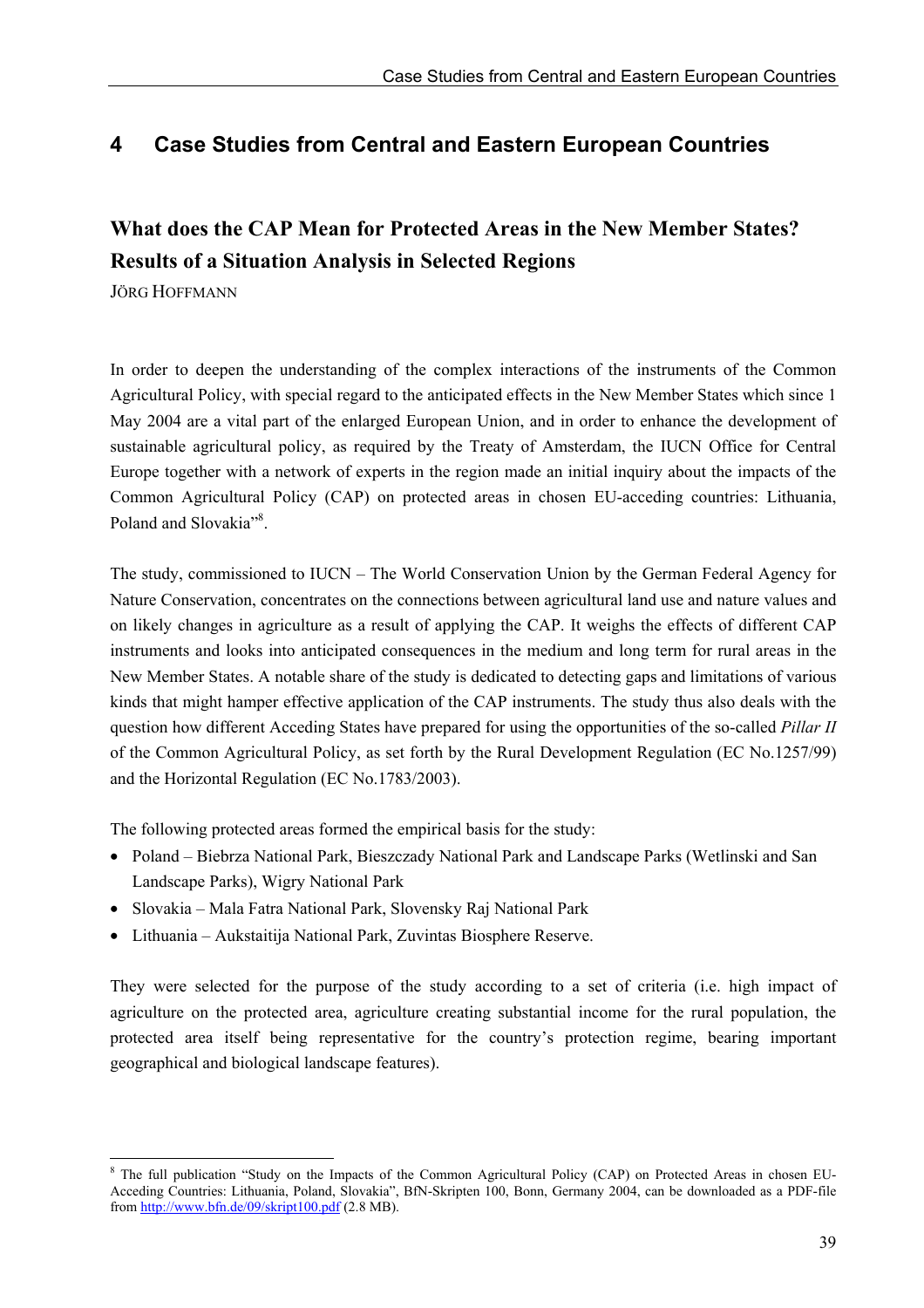# 4 Case Studies from Central and Eastern European Countries

## What does the CAP Mean for Protected Areas in the New Member States? Results of a Situation Analysis in Selected Regions

JÖRG HOFFMANN

In order to deepen the understanding of the complex interactions of the instruments of the Common Agricultural Policy, with special regard to the anticipated effects in the New Member States which since 1 May 2004 are a vital part of the enlarged European Union, and in order to enhance the development of sustainable agricultural policy, as required by the Treaty of Amsterdam, the IUCN Office for Central Europe together with a network of experts in the region made an initial inquiry about the impacts of the Common Agricultural Policy (CAP) on protected areas in chosen EU-acceding countries: Lithuania, Poland and Slovakia"[8].

The study, commissioned to IUCN – The World Conservation Union by the German Federal Agency for Nature Conservation, concentrates on the connections between agricultural land use and nature values and on likely changes in agriculture as a result of applying the CAP. It weighs the effects of different CAP instruments and looks into anticipated consequences in the medium and long term for rural areas in the New Member States. A notable share of the study is dedicated to detecting gaps and limitations of various kinds that might hamper effective application of the CAP instruments. The study thus also deals with the question how different Acceding States have prepared for using the opportunities of the so-called *Pillar II* of the Common Agricultural Policy, as set forth by the Rural Development Regulation (EC No.1257/99) and the Horizontal Regulation (EC No.1783/2003).

The following protected areas formed the empirical basis for the study:

- Poland – Biebrza National Park, Bieszczady National Park and Landscape Parks (Wetlinski and San Landscape Parks), Wigry National Park
- Slovakia – Mala Fatra National Park, Slovensky Raj National Park
- Lithuania – Aukstaitija National Park, Zuvintas Biosphere Reserve.

They were selected for the purpose of the study according to a set of criteria (i.e. high impact of agriculture on the protected area, agriculture creating substantial income for the rural population, the protected area itself being representative for the country's protection regime, bearing important geographical and biological landscape features).

[8] The full publication "Study on the Impacts of the Common Agricultural Policy (CAP) on Protected Areas in chosen EU-Acceding Countries: Lithuania, Poland, Slovakia", BfN-Skripten 100, Bonn, Germany 2004, can be downloaded as a PDF-file from http://www.bfn.de/09/skript100.pdf (2.8 MB).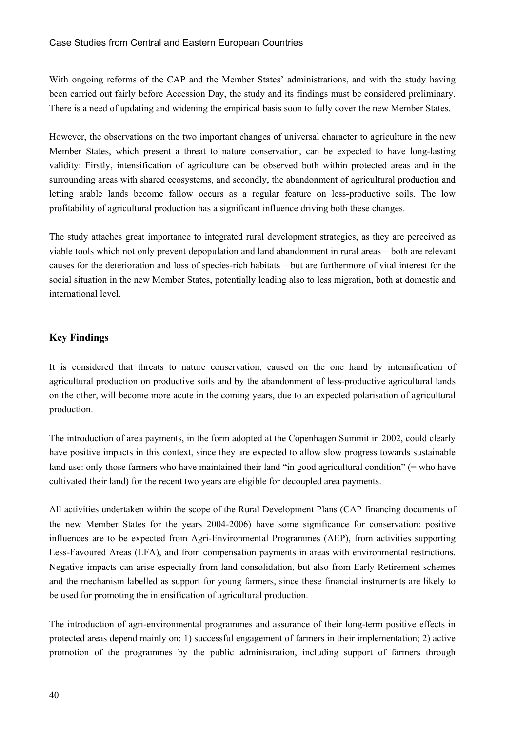With ongoing reforms of the CAP and the Member States' administrations, and with the study having been carried out fairly before Accession Day, the study and its findings must be considered preliminary. There is a need of updating and widening the empirical basis soon to fully cover the new Member States.

However, the observations on the two important changes of universal character to agriculture in the new Member States, which present a threat to nature conservation, can be expected to have long-lasting validity: Firstly, intensification of agriculture can be observed both within protected areas and in the surrounding areas with shared ecosystems, and secondly, the abandonment of agricultural production and letting arable lands become fallow occurs as a regular feature on less-productive soils. The low profitability of agricultural production has a significant influence driving both these changes.

The study attaches great importance to integrated rural development strategies, as they are perceived as viable tools which not only prevent depopulation and land abandonment in rural areas – both are relevant causes for the deterioration and loss of species-rich habitats – but are furthermore of vital interest for the social situation in the new Member States, potentially leading also to less migration, both at domestic and international level.

## Key Findings

It is considered that threats to nature conservation, caused on the one hand by intensification of agricultural production on productive soils and by the abandonment of less-productive agricultural lands on the other, will become more acute in the coming years, due to an expected polarisation of agricultural production.

The introduction of area payments, in the form adopted at the Copenhagen Summit in 2002, could clearly have positive impacts in this context, since they are expected to allow slow progress towards sustainable land use: only those farmers who have maintained their land "in good agricultural condition" (= who have cultivated their land) for the recent two years are eligible for decoupled area payments.

All activities undertaken within the scope of the Rural Development Plans (CAP financing documents of the new Member States for the years 2004-2006) have some significance for conservation: positive influences are to be expected from Agri-Environmental Programmes (AEP), from activities supporting Less-Favoured Areas (LFA), and from compensation payments in areas with environmental restrictions. Negative impacts can arise especially from land consolidation, but also from Early Retirement schemes and the mechanism labelled as support for young farmers, since these financial instruments are likely to be used for promoting the intensification of agricultural production.

The introduction of agri-environmental programmes and assurance of their long-term positive effects in protected areas depend mainly on: 1) successful engagement of farmers in their implementation; 2) active promotion of the programmes by the public administration, including support of farmers through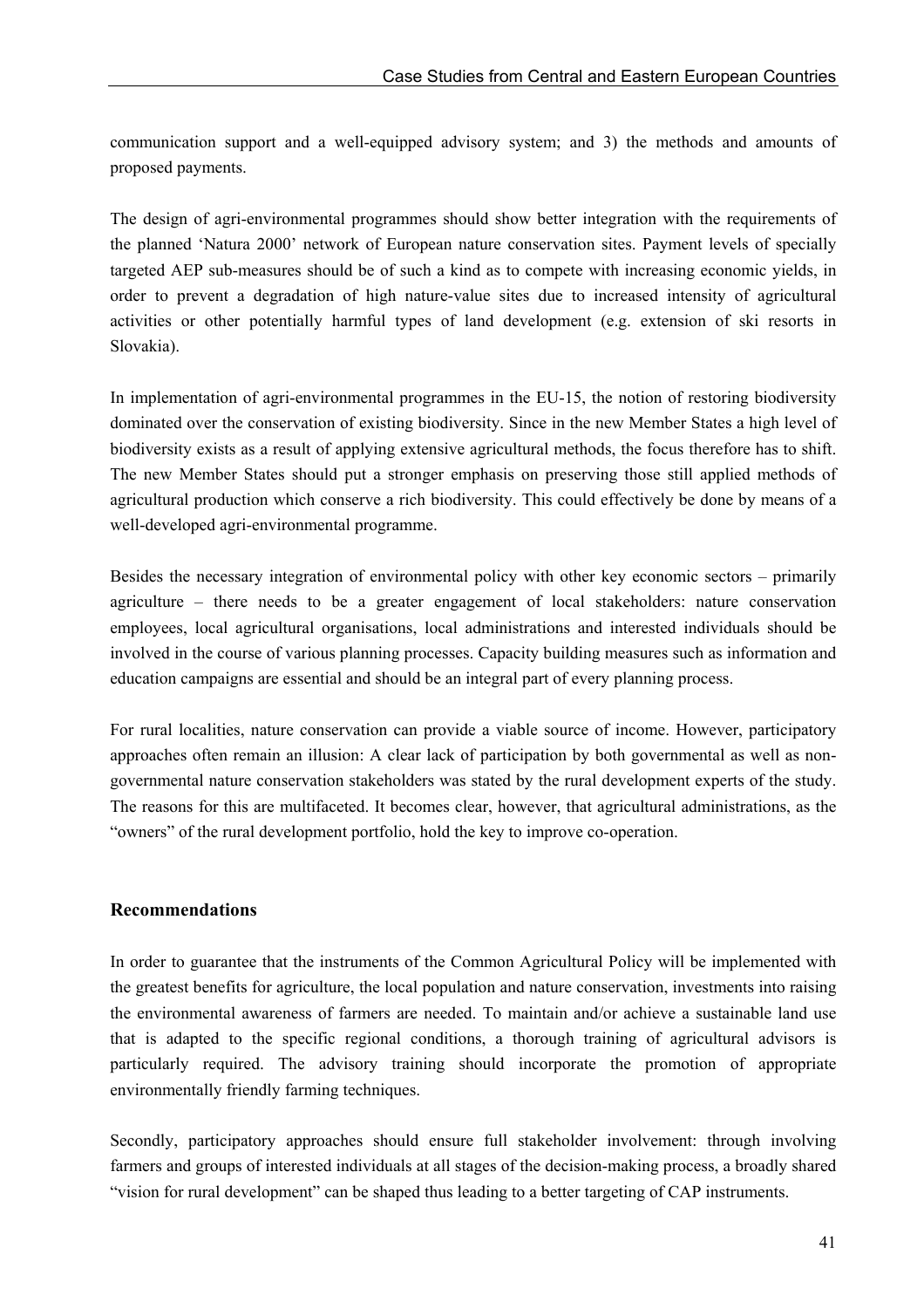communication support and a well-equipped advisory system; and 3) the methods and amounts of proposed payments.

The design of agri-environmental programmes should show better integration with the requirements of the planned 'Natura 2000' network of European nature conservation sites. Payment levels of specially targeted AEP sub-measures should be of such a kind as to compete with increasing economic yields, in order to prevent a degradation of high nature-value sites due to increased intensity of agricultural activities or other potentially harmful types of land development (e.g. extension of ski resorts in Slovakia).

In implementation of agri-environmental programmes in the EU-15, the notion of restoring biodiversity dominated over the conservation of existing biodiversity. Since in the new Member States a high level of biodiversity exists as a result of applying extensive agricultural methods, the focus therefore has to shift. The new Member States should put a stronger emphasis on preserving those still applied methods of agricultural production which conserve a rich biodiversity. This could effectively be done by means of a well-developed agri-environmental programme.

Besides the necessary integration of environmental policy with other key economic sectors – primarily agriculture – there needs to be a greater engagement of local stakeholders: nature conservation employees, local agricultural organisations, local administrations and interested individuals should be involved in the course of various planning processes. Capacity building measures such as information and education campaigns are essential and should be an integral part of every planning process.

For rural localities, nature conservation can provide a viable source of income. However, participatory approaches often remain an illusion: A clear lack of participation by both governmental as well as non-governmental nature conservation stakeholders was stated by the rural development experts of the study. The reasons for this are multifaceted. It becomes clear, however, that agricultural administrations, as the "owners" of the rural development portfolio, hold the key to improve co-operation.

### Recommendations

In order to guarantee that the instruments of the Common Agricultural Policy will be implemented with the greatest benefits for agriculture, the local population and nature conservation, investments into raising the environmental awareness of farmers are needed. To maintain and/or achieve a sustainable land use that is adapted to the specific regional conditions, a thorough training of agricultural advisors is particularly required. The advisory training should incorporate the promotion of appropriate environmentally friendly farming techniques.

Secondly, participatory approaches should ensure full stakeholder involvement: through involving farmers and groups of interested individuals at all stages of the decision-making process, a broadly shared "vision for rural development" can be shaped thus leading to a better targeting of CAP instruments.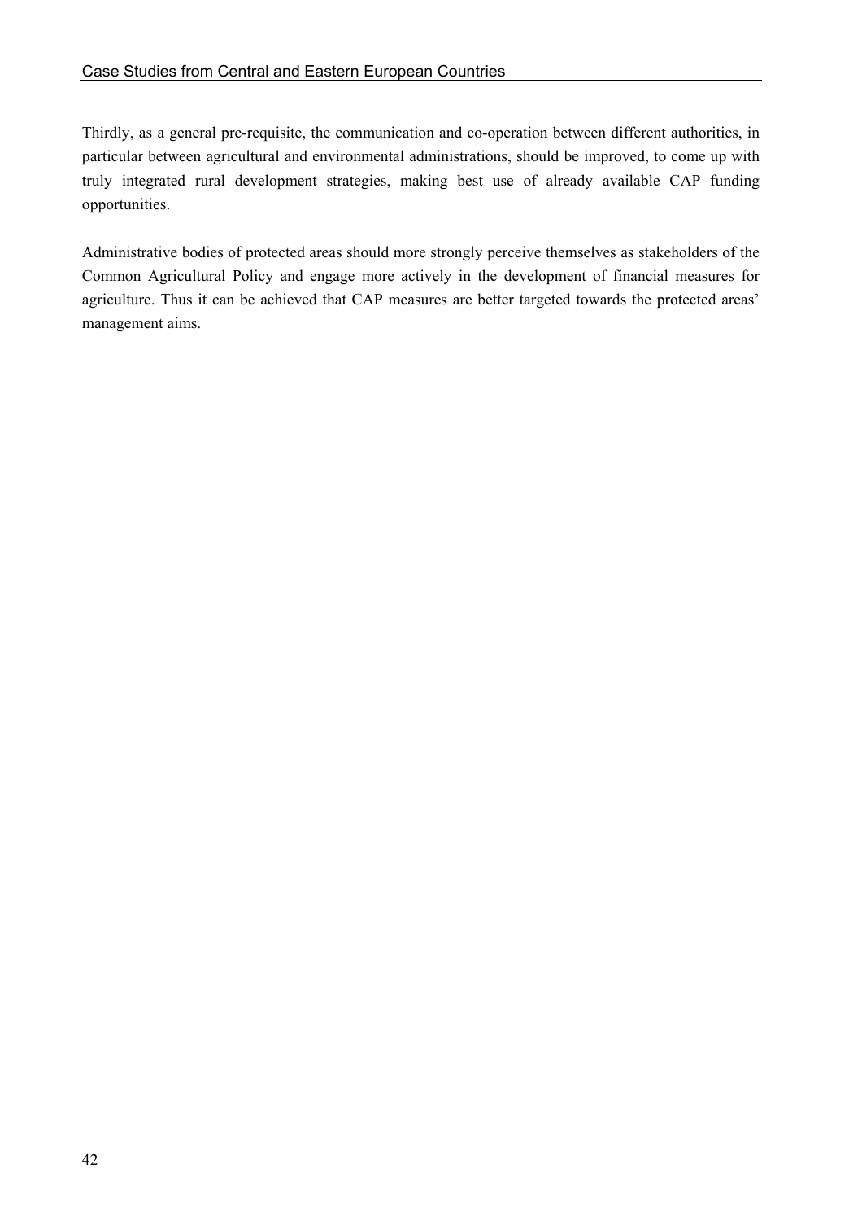Thirdly, as a general pre-requisite, the communication and co-operation between different authorities, in particular between agricultural and environmental administrations, should be improved, to come up with truly integrated rural development strategies, making best use of already available CAP funding opportunities.

Administrative bodies of protected areas should more strongly perceive themselves as stakeholders of the Common Agricultural Policy and engage more actively in the development of financial measures for agriculture. Thus it can be achieved that CAP measures are better targeted towards the protected areas' management aims.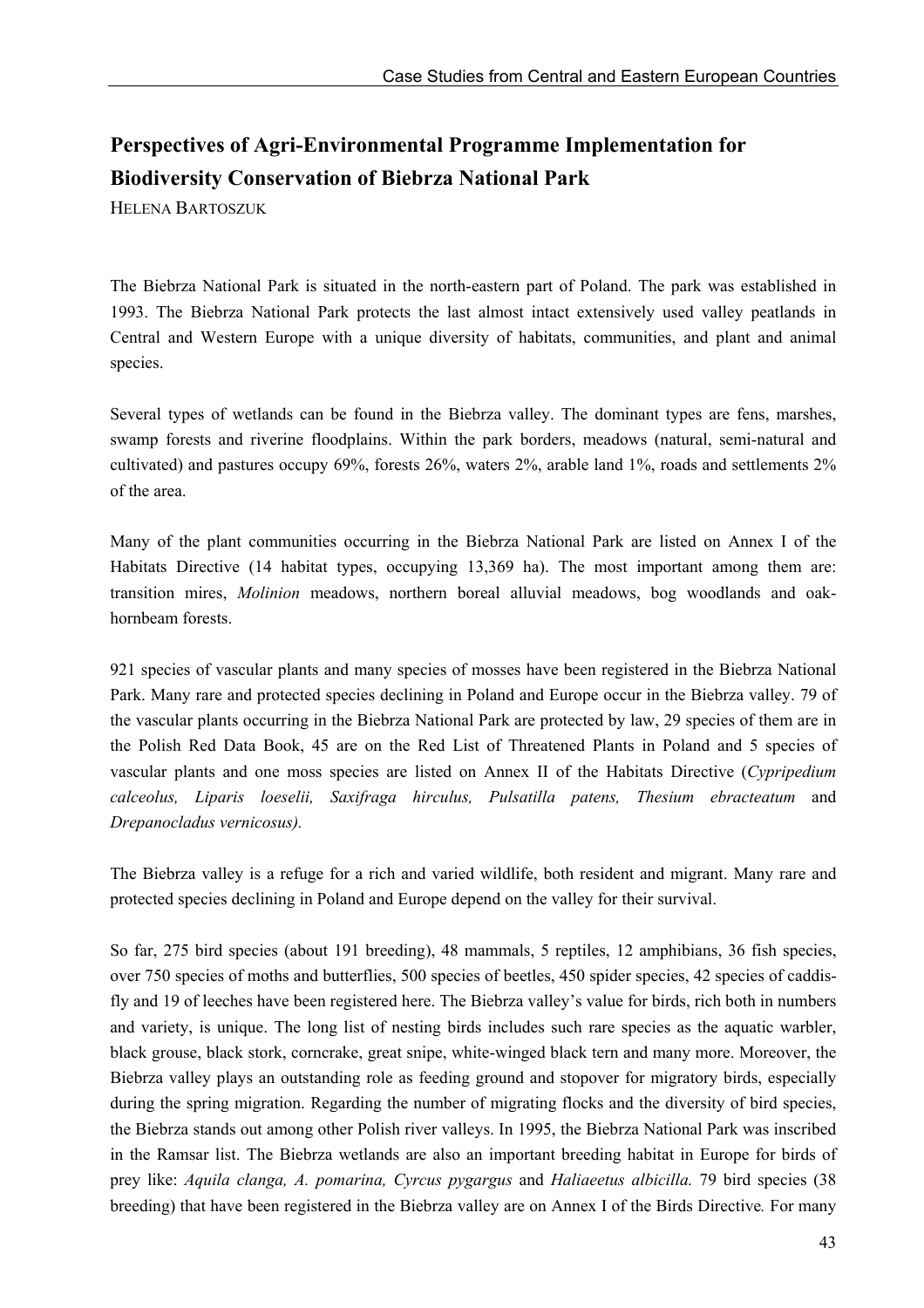## Perspectives of Agri-Environmental Programme Implementation for Biodiversity Conservation of Biebrza National Park

HELENA BARTOSZUK

The Biebrza National Park is situated in the north-eastern part of Poland. The park was established in 1993. The Biebrza National Park protects the last almost intact extensively used valley peatlands in Central and Western Europe with a unique diversity of habitats, communities, and plant and animal species.

Several types of wetlands can be found in the Biebrza valley. The dominant types are fens, marshes, swamp forests and riverine floodplains. Within the park borders, meadows (natural, semi-natural and cultivated) and pastures occupy 69%, forests 26%, waters 2%, arable land 1%, roads and settlements 2% of the area.

Many of the plant communities occurring in the Biebrza National Park are listed on Annex I of the Habitats Directive (14 habitat types, occupying 13,369 ha). The most important among them are: transition mires, *Molinion* meadows, northern boreal alluvial meadows, bog woodlands and oak-hornbeam forests.

921 species of vascular plants and many species of mosses have been registered in the Biebrza National Park. Many rare and protected species declining in Poland and Europe occur in the Biebrza valley. 79 of the vascular plants occurring in the Biebrza National Park are protected by law, 29 species of them are in the Polish Red Data Book, 45 are on the Red List of Threatened Plants in Poland and 5 species of vascular plants and one moss species are listed on Annex II of the Habitats Directive (*Cypripedium calceolus, Liparis loeselii, Saxifraga hirculus, Pulsatilla patens, Thesium ebracteatum* and *Drepanocladus vernicosus).*

The Biebrza valley is a refuge for a rich and varied wildlife, both resident and migrant. Many rare and protected species declining in Poland and Europe depend on the valley for their survival.

So far, 275 bird species (about 191 breeding), 48 mammals, 5 reptiles, 12 amphibians, 36 fish species, over 750 species of moths and butterflies, 500 species of beetles, 450 spider species, 42 species of caddis-fly and 19 of leeches have been registered here. The Biebrza valley's value for birds, rich both in numbers and variety, is unique. The long list of nesting birds includes such rare species as the aquatic warbler, black grouse, black stork, corncrake, great snipe, white-winged black tern and many more. Moreover, the Biebrza valley plays an outstanding role as feeding ground and stopover for migratory birds, especially during the spring migration. Regarding the number of migrating flocks and the diversity of bird species, the Biebrza stands out among other Polish river valleys. In 1995, the Biebrza National Park was inscribed in the Ramsar list. The Biebrza wetlands are also an important breeding habitat in Europe for birds of prey like: *Aquila clanga, A. pomarina, Cyrcus pygargus* and *Haliaeetus albicilla.* 79 bird species (38 breeding) that have been registered in the Biebrza valley are on Annex I of the Birds Directive*.* For many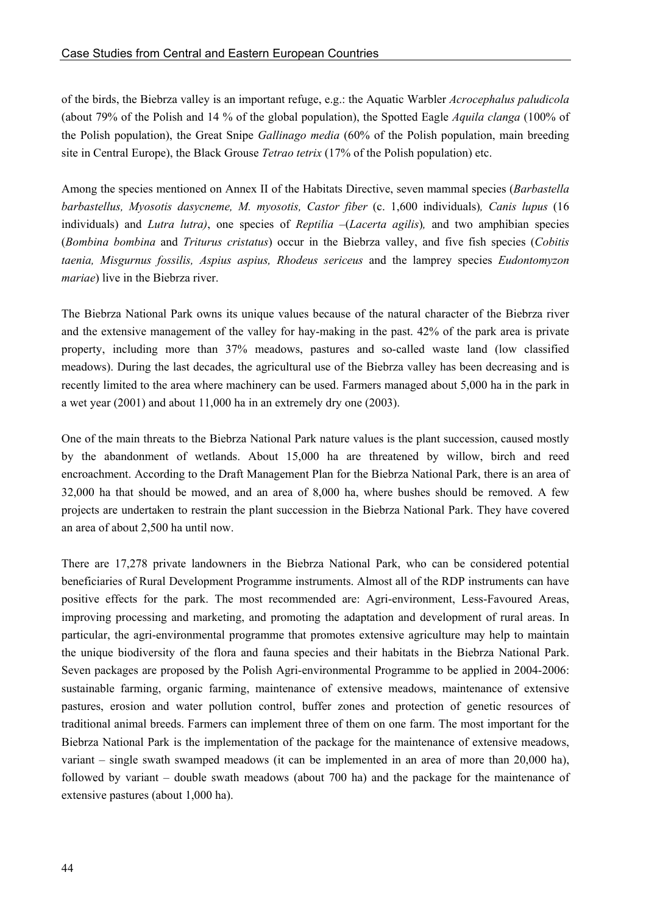of the birds, the Biebrza valley is an important refuge, e.g.: the Aquatic Warbler *Acrocephalus paludicola* (about 79% of the Polish and 14 % of the global population), the Spotted Eagle *Aquila clanga* (100% of the Polish population), the Great Snipe *Gallinago media* (60% of the Polish population, main breeding site in Central Europe), the Black Grouse *Tetrao tetrix* (17% of the Polish population) etc.

Among the species mentioned on Annex II of the Habitats Directive, seven mammal species (*Barbastella barbastellus, Myosotis dasycneme, M. myosotis, Castor fiber* (c. 1,600 individuals)*, Canis lupus* (16 individuals) and *Lutra lutra)*, one species of *Reptilia* –(*Lacerta agilis*)*,* and two amphibian species (*Bombina bombina* and *Triturus cristatus*) occur in the Biebrza valley, and five fish species (*Cobitis taenia, Misgurnus fossilis, Aspius aspius, Rhodeus sericeus* and the lamprey species *Eudontomyzon mariae*) live in the Biebrza river.

The Biebrza National Park owns its unique values because of the natural character of the Biebrza river and the extensive management of the valley for hay-making in the past. 42% of the park area is private property, including more than 37% meadows, pastures and so-called waste land (low classified meadows). During the last decades, the agricultural use of the Biebrza valley has been decreasing and is recently limited to the area where machinery can be used. Farmers managed about 5,000 ha in the park in a wet year (2001) and about 11,000 ha in an extremely dry one (2003).

One of the main threats to the Biebrza National Park nature values is the plant succession, caused mostly by the abandonment of wetlands. About 15,000 ha are threatened by willow, birch and reed encroachment. According to the Draft Management Plan for the Biebrza National Park, there is an area of 32,000 ha that should be mowed, and an area of 8,000 ha, where bushes should be removed. A few projects are undertaken to restrain the plant succession in the Biebrza National Park. They have covered an area of about 2,500 ha until now.

There are 17,278 private landowners in the Biebrza National Park, who can be considered potential beneficiaries of Rural Development Programme instruments. Almost all of the RDP instruments can have positive effects for the park. The most recommended are: Agri-environment, Less-Favoured Areas, improving processing and marketing, and promoting the adaptation and development of rural areas. In particular, the agri-environmental programme that promotes extensive agriculture may help to maintain the unique biodiversity of the flora and fauna species and their habitats in the Biebrza National Park. Seven packages are proposed by the Polish Agri-environmental Programme to be applied in 2004-2006: sustainable farming, organic farming, maintenance of extensive meadows, maintenance of extensive pastures, erosion and water pollution control, buffer zones and protection of genetic resources of traditional animal breeds. Farmers can implement three of them on one farm. The most important for the Biebrza National Park is the implementation of the package for the maintenance of extensive meadows, variant – single swath swamped meadows (it can be implemented in an area of more than 20,000 ha), followed by variant – double swath meadows (about 700 ha) and the package for the maintenance of extensive pastures (about 1,000 ha).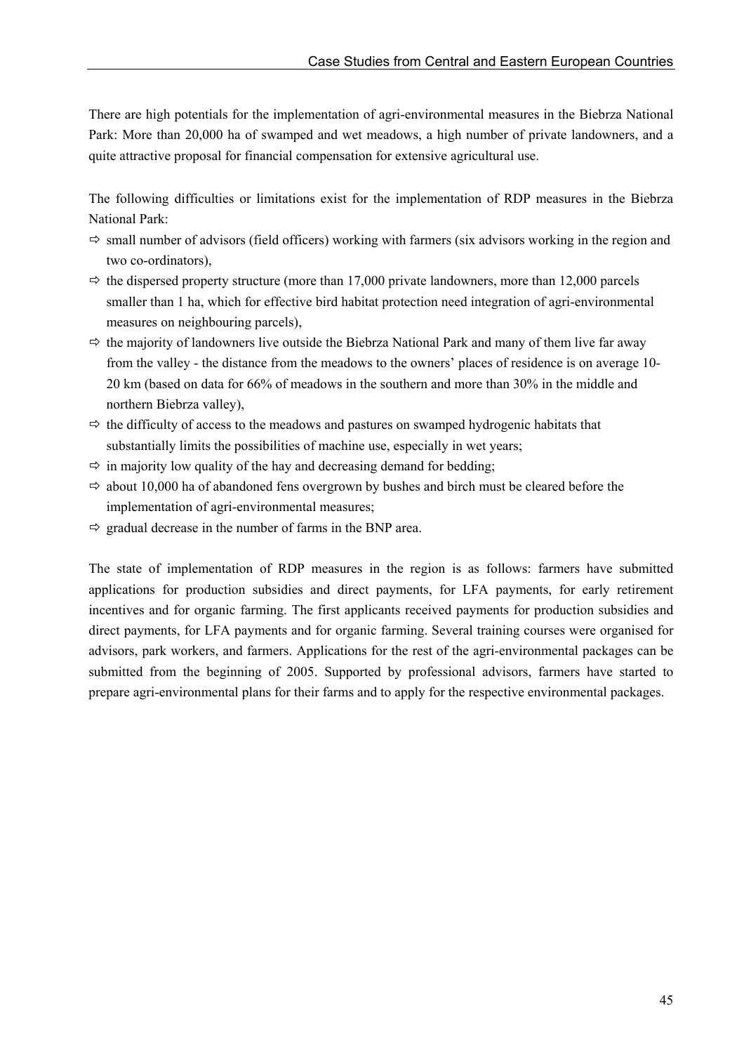There are high potentials for the implementation of agri-environmental measures in the Biebrza National Park: More than 20,000 ha of swamped and wet meadows, a high number of private landowners, and a quite attractive proposal for financial compensation for extensive agricultural use.

The following difficulties or limitations exist for the implementation of RDP measures in the Biebrza National Park:

- ⇨ small number of advisors (field officers) working with farmers (six advisors working in the region and two co-ordinators),
- ⇨ the dispersed property structure (more than 17,000 private landowners, more than 12,000 parcels smaller than 1 ha, which for effective bird habitat protection need integration of agri-environmental measures on neighbouring parcels),
- ⇨ the majority of landowners live outside the Biebrza National Park and many of them live far away from the valley - the distance from the meadows to the owners' places of residence is on average 10-20 km (based on data for 66% of meadows in the southern and more than 30% in the middle and northern Biebrza valley),
- ⇨ the difficulty of access to the meadows and pastures on swamped hydrogenic habitats that substantially limits the possibilities of machine use, especially in wet years;
- ⇨ in majority low quality of the hay and decreasing demand for bedding;
- ⇨ about 10,000 ha of abandoned fens overgrown by bushes and birch must be cleared before the implementation of agri-environmental measures;
- ⇨ gradual decrease in the number of farms in the BNP area.

The state of implementation of RDP measures in the region is as follows: farmers have submitted applications for production subsidies and direct payments, for LFA payments, for early retirement incentives and for organic farming. The first applicants received payments for production subsidies and direct payments, for LFA payments and for organic farming. Several training courses were organised for advisors, park workers, and farmers. Applications for the rest of the agri-environmental packages can be submitted from the beginning of 2005. Supported by professional advisors, farmers have started to prepare agri-environmental plans for their farms and to apply for the respective environmental packages.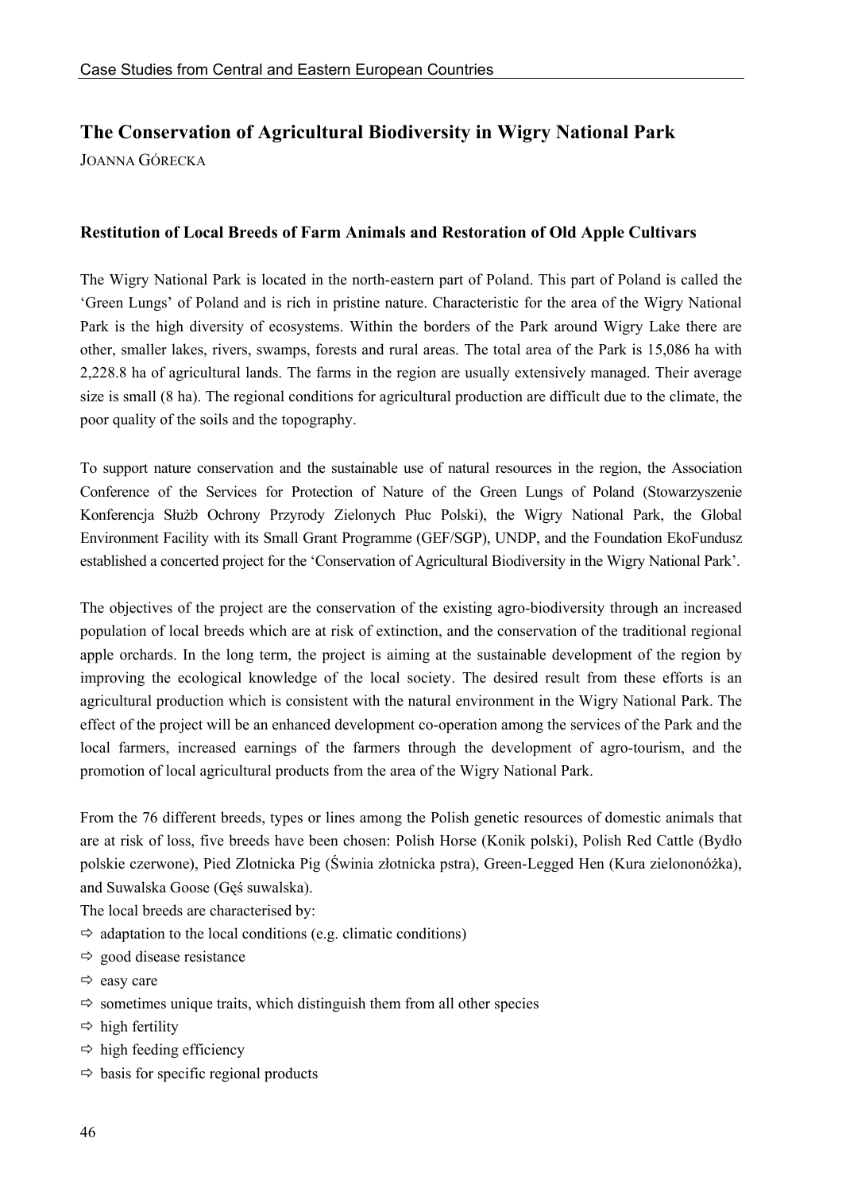## The Conservation of Agricultural Biodiversity in Wigry National Park

JOANNA GÓRECKA

### Restitution of Local Breeds of Farm Animals and Restoration of Old Apple Cultivars

The Wigry National Park is located in the north-eastern part of Poland. This part of Poland is called the 'Green Lungs' of Poland and is rich in pristine nature. Characteristic for the area of the Wigry National Park is the high diversity of ecosystems. Within the borders of the Park around Wigry Lake there are other, smaller lakes, rivers, swamps, forests and rural areas. The total area of the Park is 15,086 ha with 2,228.8 ha of agricultural lands. The farms in the region are usually extensively managed. Their average size is small (8 ha). The regional conditions for agricultural production are difficult due to the climate, the poor quality of the soils and the topography.

To support nature conservation and the sustainable use of natural resources in the region, the Association Conference of the Services for Protection of Nature of the Green Lungs of Poland (Stowarzyszenie Konferencja Służb Ochrony Przyrody Zielonych Płuc Polski), the Wigry National Park, the Global Environment Facility with its Small Grant Programme (GEF/SGP), UNDP, and the Foundation EkoFundusz established a concerted project for the 'Conservation of Agricultural Biodiversity in the Wigry National Park'.

The objectives of the project are the conservation of the existing agro-biodiversity through an increased population of local breeds which are at risk of extinction, and the conservation of the traditional regional apple orchards. In the long term, the project is aiming at the sustainable development of the region by improving the ecological knowledge of the local society. The desired result from these efforts is an agricultural production which is consistent with the natural environment in the Wigry National Park. The effect of the project will be an enhanced development co-operation among the services of the Park and the local farmers, increased earnings of the farmers through the development of agro-tourism, and the promotion of local agricultural products from the area of the Wigry National Park.

From the 76 different breeds, types or lines among the Polish genetic resources of domestic animals that are at risk of loss, five breeds have been chosen: Polish Horse (Konik polski), Polish Red Cattle (Bydło polskie czerwone), Pied Zlotnicka Pig (Świnia złotnicka pstra), Green-Legged Hen (Kura zielononóżka), and Suwalska Goose (Gęś suwalska).

The local breeds are characterised by:

- ⇨ adaptation to the local conditions (e.g. climatic conditions)
- ⇨ good disease resistance
- ⇨ easy care
- ⇨ sometimes unique traits, which distinguish them from all other species
- ⇨ high fertility
- ⇨ high feeding efficiency
- ⇨ basis for specific regional products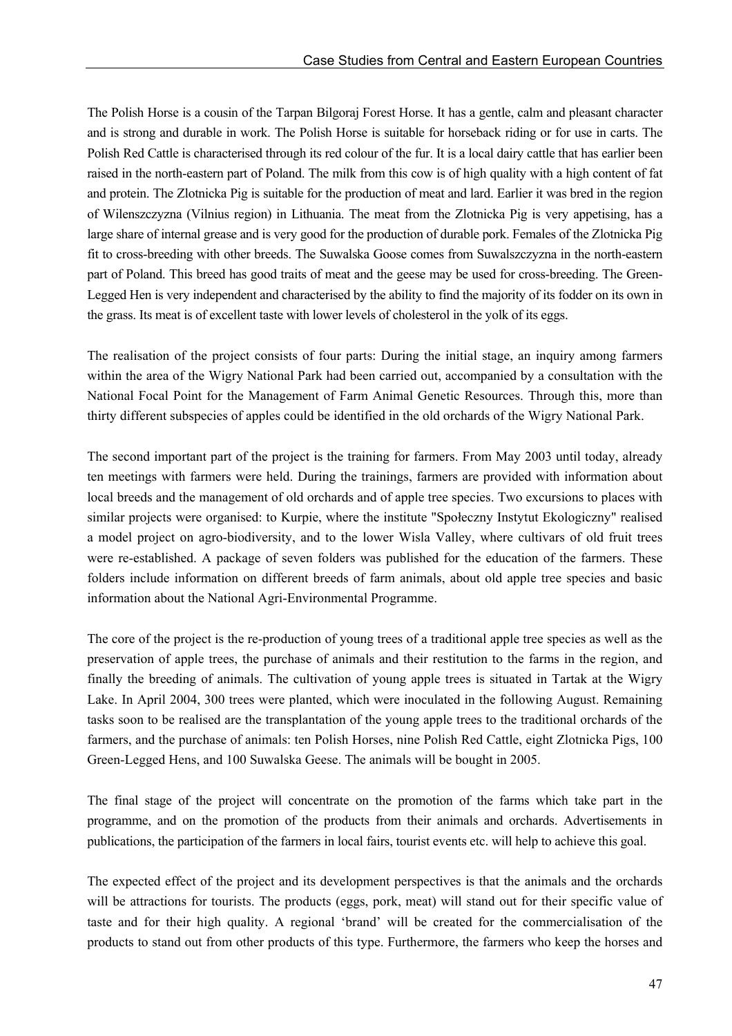The Polish Horse is a cousin of the Tarpan Bilgoraj Forest Horse. It has a gentle, calm and pleasant character and is strong and durable in work. The Polish Horse is suitable for horseback riding or for use in carts. The Polish Red Cattle is characterised through its red colour of the fur. It is a local dairy cattle that has earlier been raised in the north-eastern part of Poland. The milk from this cow is of high quality with a high content of fat and protein. The Zlotnicka Pig is suitable for the production of meat and lard. Earlier it was bred in the region of Wilenszczyzna (Vilnius region) in Lithuania. The meat from the Zlotnicka Pig is very appetising, has a large share of internal grease and is very good for the production of durable pork. Females of the Zlotnicka Pig fit to cross-breeding with other breeds. The Suwalska Goose comes from Suwalszczyzna in the north-eastern part of Poland. This breed has good traits of meat and the geese may be used for cross-breeding. The Green-Legged Hen is very independent and characterised by the ability to find the majority of its fodder on its own in the grass. Its meat is of excellent taste with lower levels of cholesterol in the yolk of its eggs.

The realisation of the project consists of four parts: During the initial stage, an inquiry among farmers within the area of the Wigry National Park had been carried out, accompanied by a consultation with the National Focal Point for the Management of Farm Animal Genetic Resources. Through this, more than thirty different subspecies of apples could be identified in the old orchards of the Wigry National Park.

The second important part of the project is the training for farmers. From May 2003 until today, already ten meetings with farmers were held. During the trainings, farmers are provided with information about local breeds and the management of old orchards and of apple tree species. Two excursions to places with similar projects were organised: to Kurpie, where the institute "Społeczny Instytut Ekologiczny" realised a model project on agro-biodiversity, and to the lower Wisla Valley, where cultivars of old fruit trees were re-established. A package of seven folders was published for the education of the farmers. These folders include information on different breeds of farm animals, about old apple tree species and basic information about the National Agri-Environmental Programme.

The core of the project is the re-production of young trees of a traditional apple tree species as well as the preservation of apple trees, the purchase of animals and their restitution to the farms in the region, and finally the breeding of animals. The cultivation of young apple trees is situated in Tartak at the Wigry Lake. In April 2004, 300 trees were planted, which were inoculated in the following August. Remaining tasks soon to be realised are the transplantation of the young apple trees to the traditional orchards of the farmers, and the purchase of animals: ten Polish Horses, nine Polish Red Cattle, eight Zlotnicka Pigs, 100 Green-Legged Hens, and 100 Suwalska Geese. The animals will be bought in 2005.

The final stage of the project will concentrate on the promotion of the farms which take part in the programme, and on the promotion of the products from their animals and orchards. Advertisements in publications, the participation of the farmers in local fairs, tourist events etc. will help to achieve this goal.

The expected effect of the project and its development perspectives is that the animals and the orchards will be attractions for tourists. The products (eggs, pork, meat) will stand out for their specific value of taste and for their high quality. A regional 'brand' will be created for the commercialisation of the products to stand out from other products of this type. Furthermore, the farmers who keep the horses and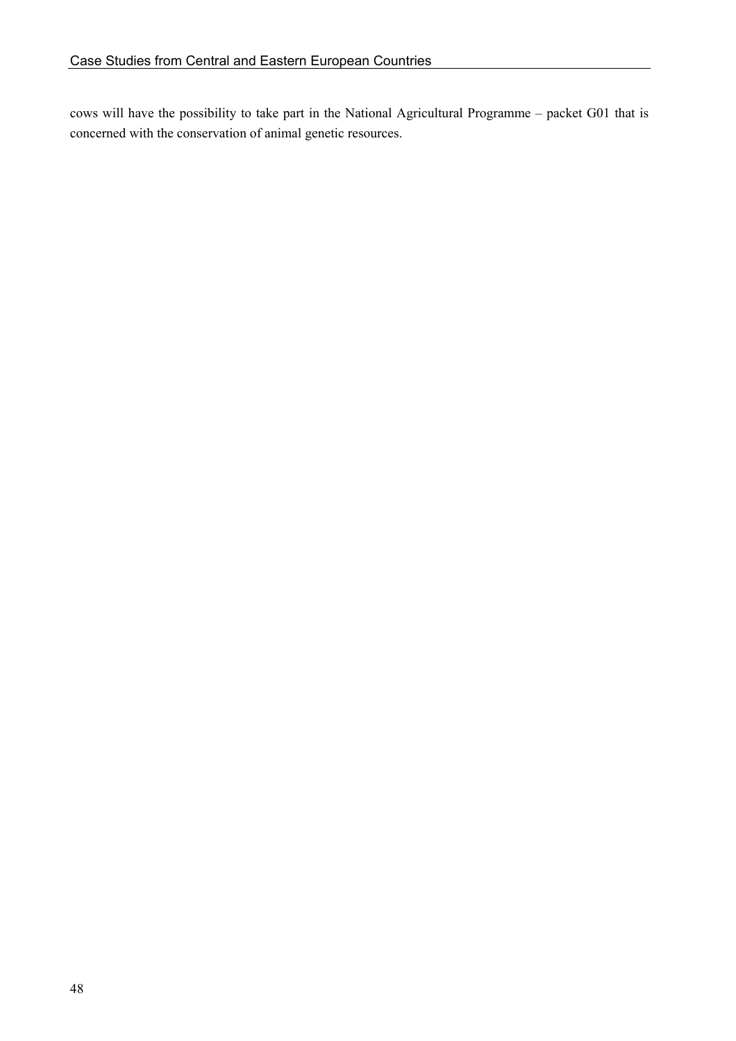cows will have the possibility to take part in the National Agricultural Programme – packet G01 that is concerned with the conservation of animal genetic resources.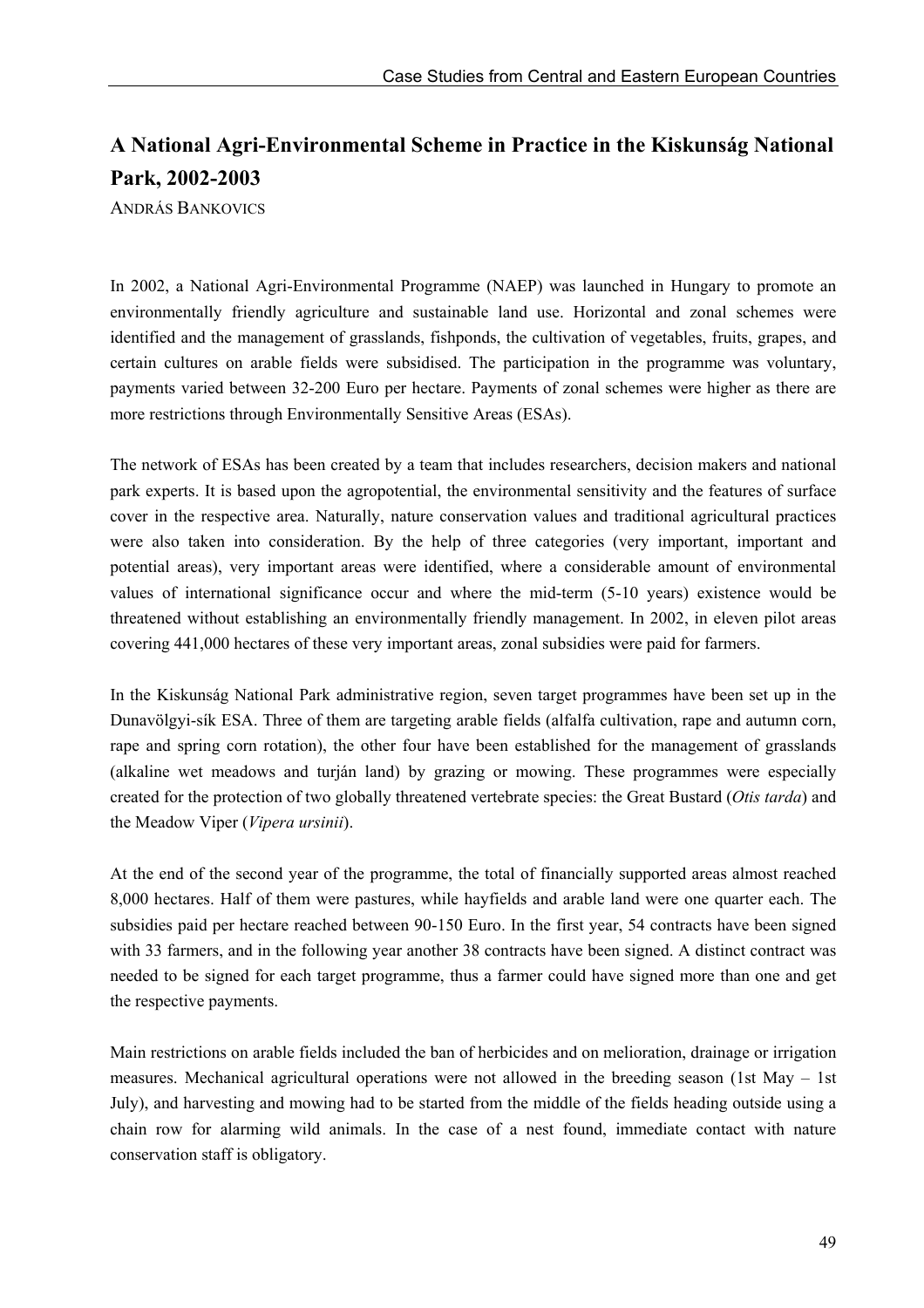## A National Agri-Environmental Scheme in Practice in the Kiskunság National Park, 2002-2003

ANDRÁS BANKOVICS

In 2002, a National Agri-Environmental Programme (NAEP) was launched in Hungary to promote an environmentally friendly agriculture and sustainable land use. Horizontal and zonal schemes were identified and the management of grasslands, fishponds, the cultivation of vegetables, fruits, grapes, and certain cultures on arable fields were subsidised. The participation in the programme was voluntary, payments varied between 32-200 Euro per hectare. Payments of zonal schemes were higher as there are more restrictions through Environmentally Sensitive Areas (ESAs).

The network of ESAs has been created by a team that includes researchers, decision makers and national park experts. It is based upon the agropotential, the environmental sensitivity and the features of surface cover in the respective area. Naturally, nature conservation values and traditional agricultural practices were also taken into consideration. By the help of three categories (very important, important and potential areas), very important areas were identified, where a considerable amount of environmental values of international significance occur and where the mid-term (5-10 years) existence would be threatened without establishing an environmentally friendly management. In 2002, in eleven pilot areas covering 441,000 hectares of these very important areas, zonal subsidies were paid for farmers.

In the Kiskunság National Park administrative region, seven target programmes have been set up in the Dunavölgyi-sík ESA. Three of them are targeting arable fields (alfalfa cultivation, rape and autumn corn, rape and spring corn rotation), the other four have been established for the management of grasslands (alkaline wet meadows and turján land) by grazing or mowing. These programmes were especially created for the protection of two globally threatened vertebrate species: the Great Bustard (*Otis tarda*) and the Meadow Viper (*Vipera ursinii*).

At the end of the second year of the programme, the total of financially supported areas almost reached 8,000 hectares. Half of them were pastures, while hayfields and arable land were one quarter each. The subsidies paid per hectare reached between 90-150 Euro. In the first year, 54 contracts have been signed with 33 farmers, and in the following year another 38 contracts have been signed. A distinct contract was needed to be signed for each target programme, thus a farmer could have signed more than one and get the respective payments.

Main restrictions on arable fields included the ban of herbicides and on melioration, drainage or irrigation measures. Mechanical agricultural operations were not allowed in the breeding season (1st May – 1st July), and harvesting and mowing had to be started from the middle of the fields heading outside using a chain row for alarming wild animals. In the case of a nest found, immediate contact with nature conservation staff is obligatory.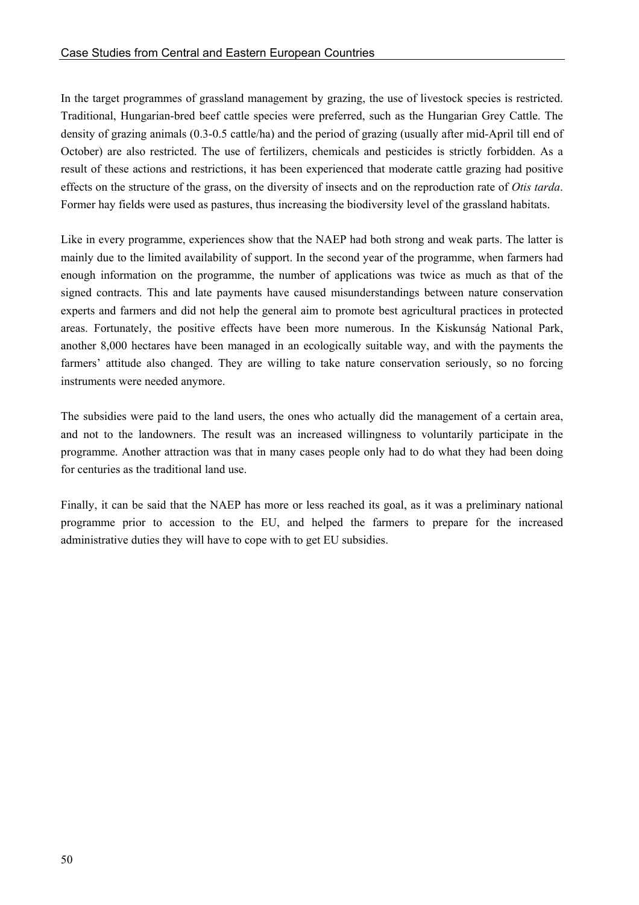In the target programmes of grassland management by grazing, the use of livestock species is restricted. Traditional, Hungarian-bred beef cattle species were preferred, such as the Hungarian Grey Cattle. The density of grazing animals (0.3-0.5 cattle/ha) and the period of grazing (usually after mid-April till end of October) are also restricted. The use of fertilizers, chemicals and pesticides is strictly forbidden. As a result of these actions and restrictions, it has been experienced that moderate cattle grazing had positive effects on the structure of the grass, on the diversity of insects and on the reproduction rate of *Otis tarda*. Former hay fields were used as pastures, thus increasing the biodiversity level of the grassland habitats.

Like in every programme, experiences show that the NAEP had both strong and weak parts. The latter is mainly due to the limited availability of support. In the second year of the programme, when farmers had enough information on the programme, the number of applications was twice as much as that of the signed contracts. This and late payments have caused misunderstandings between nature conservation experts and farmers and did not help the general aim to promote best agricultural practices in protected areas. Fortunately, the positive effects have been more numerous. In the Kiskunság National Park, another 8,000 hectares have been managed in an ecologically suitable way, and with the payments the farmers' attitude also changed. They are willing to take nature conservation seriously, so no forcing instruments were needed anymore.

The subsidies were paid to the land users, the ones who actually did the management of a certain area, and not to the landowners. The result was an increased willingness to voluntarily participate in the programme. Another attraction was that in many cases people only had to do what they had been doing for centuries as the traditional land use.

Finally, it can be said that the NAEP has more or less reached its goal, as it was a preliminary national programme prior to accession to the EU, and helped the farmers to prepare for the increased administrative duties they will have to cope with to get EU subsidies.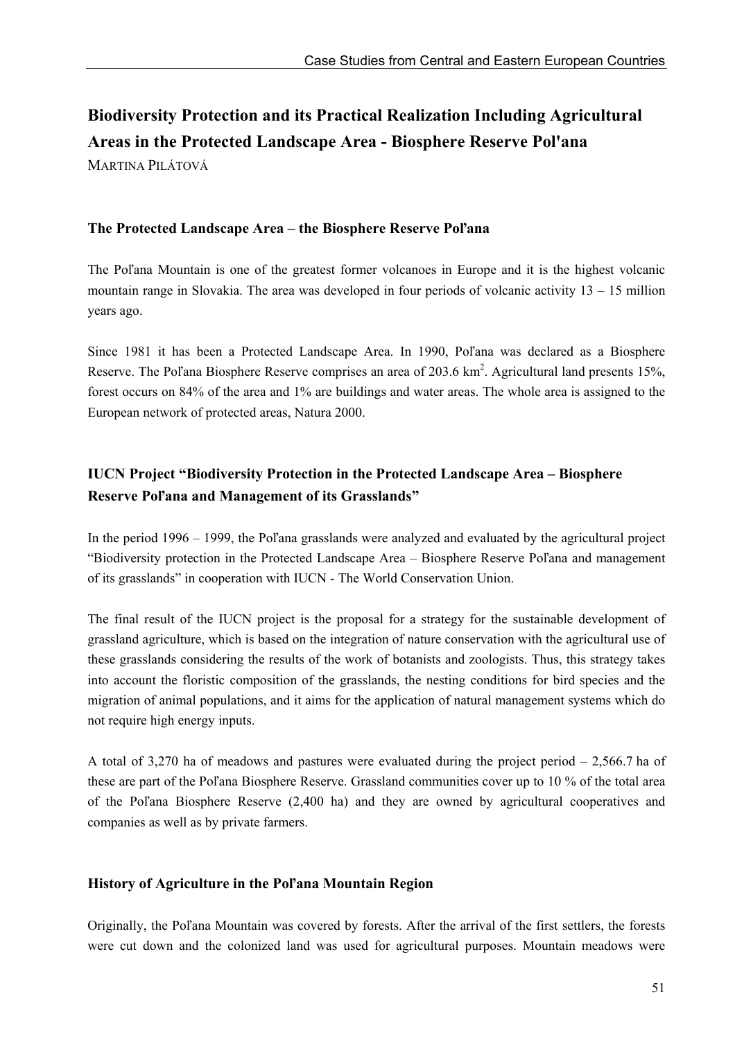## Biodiversity Protection and its Practical Realization Including Agricultural Areas in the Protected Landscape Area - Biosphere Reserve Pol'ana

MARTINA PILÁTOVÁ

### The Protected Landscape Area – the Biosphere Reserve Poľana

The Poľana Mountain is one of the greatest former volcanoes in Europe and it is the highest volcanic mountain range in Slovakia. The area was developed in four periods of volcanic activity 13 – 15 million years ago.

Since 1981 it has been a Protected Landscape Area. In 1990, Poľana was declared as a Biosphere Reserve. The Poľana Biosphere Reserve comprises an area of 203.6 $km^2$. Agricultural land presents 15%, forest occurs on 84% of the area and 1% are buildings and water areas. The whole area is assigned to the European network of protected areas, Natura 2000.

### IUCN Project "Biodiversity Protection in the Protected Landscape Area – Biosphere Reserve Poľana and Management of its Grasslands"

In the period 1996 – 1999, the Poľana grasslands were analyzed and evaluated by the agricultural project "Biodiversity protection in the Protected Landscape Area – Biosphere Reserve Poľana and management of its grasslands" in cooperation with IUCN - The World Conservation Union.

The final result of the IUCN project is the proposal for a strategy for the sustainable development of grassland agriculture, which is based on the integration of nature conservation with the agricultural use of these grasslands considering the results of the work of botanists and zoologists. Thus, this strategy takes into account the floristic composition of the grasslands, the nesting conditions for bird species and the migration of animal populations, and it aims for the application of natural management systems which do not require high energy inputs.

A total of 3,270 ha of meadows and pastures were evaluated during the project period – 2,566.7 ha of these are part of the Poľana Biosphere Reserve. Grassland communities cover up to 10 % of the total area of the Poľana Biosphere Reserve (2,400 ha) and they are owned by agricultural cooperatives and companies as well as by private farmers.

### History of Agriculture in the Poľana Mountain Region

Originally, the Poľana Mountain was covered by forests. After the arrival of the first settlers, the forests were cut down and the colonized land was used for agricultural purposes. Mountain meadows were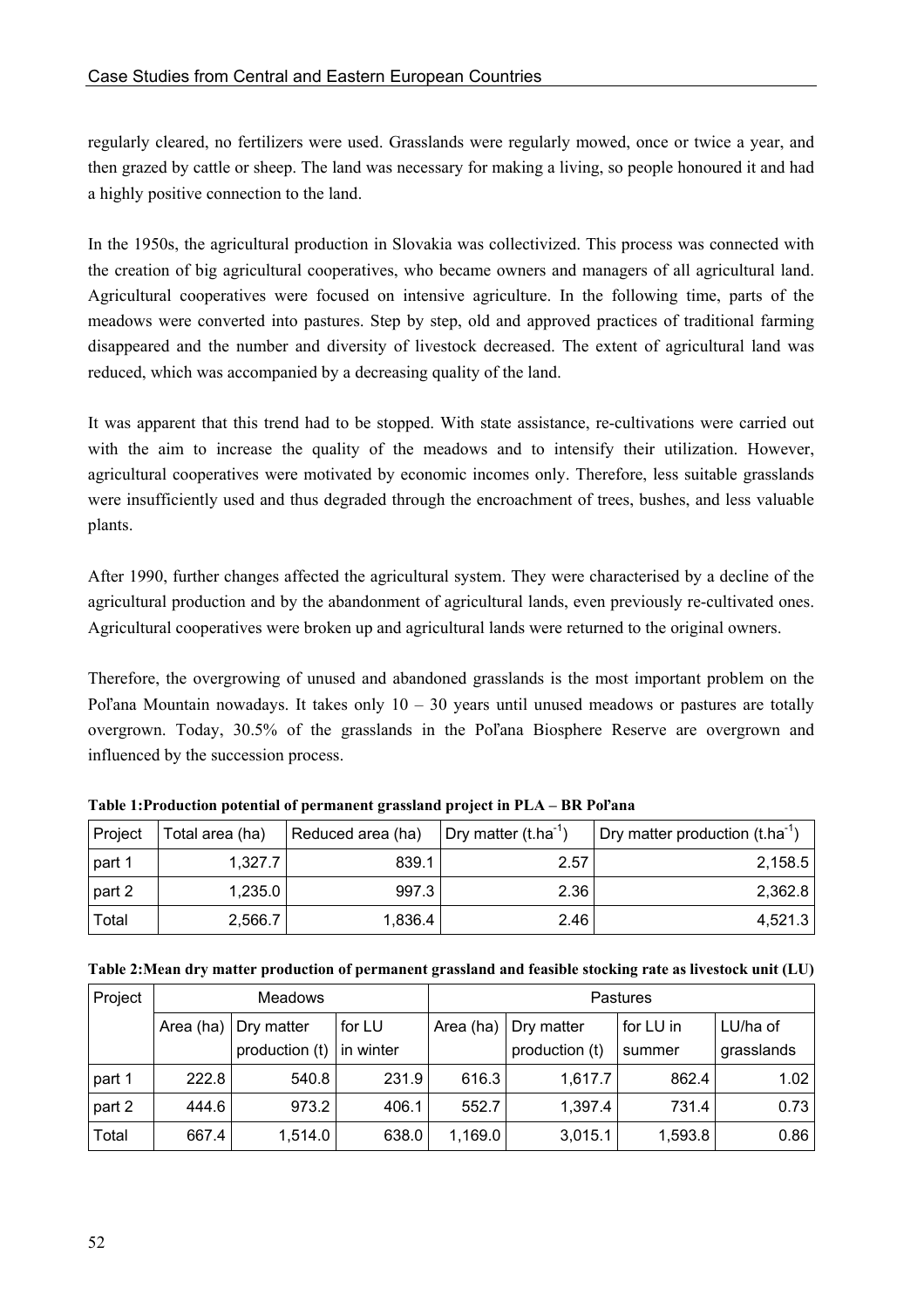regularly cleared, no fertilizers were used. Grasslands were regularly mowed, once or twice a year, and then grazed by cattle or sheep. The land was necessary for making a living, so people honoured it and had a highly positive connection to the land.

In the 1950s, the agricultural production in Slovakia was collectivized. This process was connected with the creation of big agricultural cooperatives, who became owners and managers of all agricultural land. Agricultural cooperatives were focused on intensive agriculture. In the following time, parts of the meadows were converted into pastures. Step by step, old and approved practices of traditional farming disappeared and the number and diversity of livestock decreased. The extent of agricultural land was reduced, which was accompanied by a decreasing quality of the land.

It was apparent that this trend had to be stopped. With state assistance, re-cultivations were carried out with the aim to increase the quality of the meadows and to intensify their utilization. However, agricultural cooperatives were motivated by economic incomes only. Therefore, less suitable grasslands were insufficiently used and thus degraded through the encroachment of trees, bushes, and less valuable plants.

After 1990, further changes affected the agricultural system. They were characterised by a decline of the agricultural production and by the abandonment of agricultural lands, even previously re-cultivated ones. Agricultural cooperatives were broken up and agricultural lands were returned to the original owners.

Therefore, the overgrowing of unused and abandoned grasslands is the most important problem on the Poľana Mountain nowadays. It takes only 10 – 30 years until unused meadows or pastures are totally overgrown. Today, 30.5% of the grasslands in the Poľana Biosphere Reserve are overgrown and influenced by the succession process.

**Table 1:Production potential of permanent grassland project in PLA – BR Poľana**

| Project | Total area (ha) | Reduced area (ha) | Dry matter ($t.ha^{-1}$) | Dry matter production ($t.ha^{-1}$) |
|---|---|---|---|---|
| part 1 | 1,327.7 | 839.1 | 2.57 | 2,158.5 |
| part 2 | 1,235.0 | 997.3 | 2.36 | 2,362.8 |
| Total | 2,566.7 | 1,836.4 | 2.46 | 4,521.3 |

**Table 2:Mean dry matter production of permanent grassland and feasible stocking rate as livestock unit (LU)**

| Project | Meadows | | | Pastures | | | |
|---|---|---|---|---|---|---|---|
| | Area (ha) | Dry matter production (t) | for LU in winter | Area (ha) | Dry matter production (t) | for LU in summer | LU/ha of grasslands |
| part 1 | 222.8 | 540.8 | 231.9 | 616.3 | 1,617.7 | 862.4 | 1.02 |
| part 2 | 444.6 | 973.2 | 406.1 | 552.7 | 1,397.4 | 731.4 | 0.73 |
| Total | 667.4 | 1,514.0 | 638.0 | 1,169.0 | 3,015.1 | 1,593.8 | 0.86 |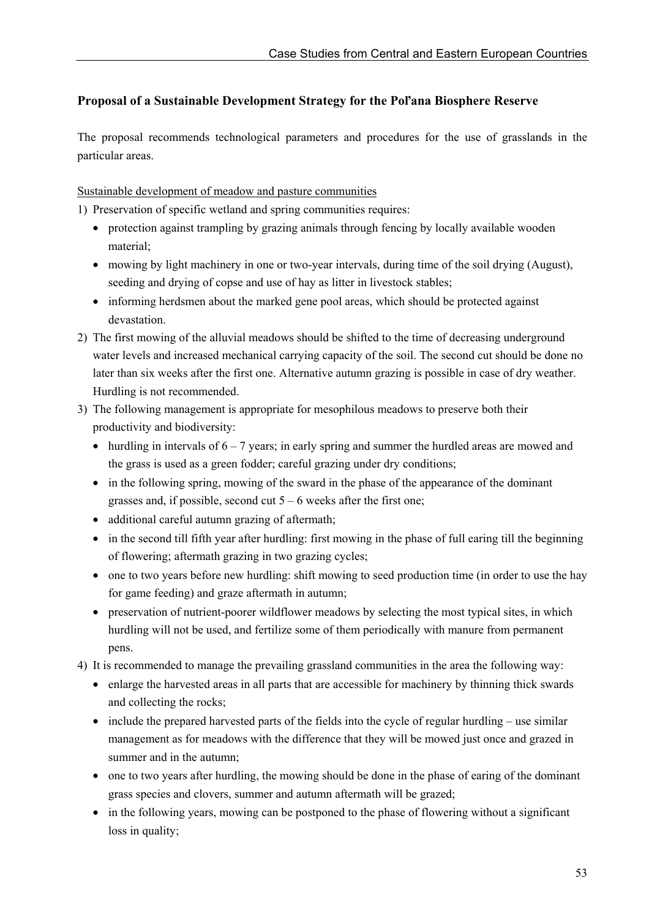## Proposal of a Sustainable Development Strategy for the Poľana Biosphere Reserve

The proposal recommends technological parameters and procedures for the use of grasslands in the particular areas.

Sustainable development of meadow and pasture communities

1) Preservation of specific wetland and spring communities requires:
   - protection against trampling by grazing animals through fencing by locally available wooden material;
   - mowing by light machinery in one or two-year intervals, during time of the soil drying (August), seeding and drying of copse and use of hay as litter in livestock stables;
   - informing herdsmen about the marked gene pool areas, which should be protected against devastation.
2) The first mowing of the alluvial meadows should be shifted to the time of decreasing underground water levels and increased mechanical carrying capacity of the soil. The second cut should be done no later than six weeks after the first one. Alternative autumn grazing is possible in case of dry weather. Hurdling is not recommended.
3) The following management is appropriate for mesophilous meadows to preserve both their productivity and biodiversity:
   - hurdling in intervals of 6 – 7 years; in early spring and summer the hurdled areas are mowed and the grass is used as a green fodder; careful grazing under dry conditions;
   - in the following spring, mowing of the sward in the phase of the appearance of the dominant grasses and, if possible, second cut 5 – 6 weeks after the first one;
   - additional careful autumn grazing of aftermath;
   - in the second till fifth year after hurdling: first mowing in the phase of full earing till the beginning of flowering; aftermath grazing in two grazing cycles;
   - one to two years before new hurdling: shift mowing to seed production time (in order to use the hay for game feeding) and graze aftermath in autumn;
   - preservation of nutrient-poorer wildflower meadows by selecting the most typical sites, in which hurdling will not be used, and fertilize some of them periodically with manure from permanent pens.
4) It is recommended to manage the prevailing grassland communities in the area the following way:
   - enlarge the harvested areas in all parts that are accessible for machinery by thinning thick swards and collecting the rocks;
   - include the prepared harvested parts of the fields into the cycle of regular hurdling – use similar management as for meadows with the difference that they will be mowed just once and grazed in summer and in the autumn;
   - one to two years after hurdling, the mowing should be done in the phase of earing of the dominant grass species and clovers, summer and autumn aftermath will be grazed;
   - in the following years, mowing can be postponed to the phase of flowering without a significant loss in quality;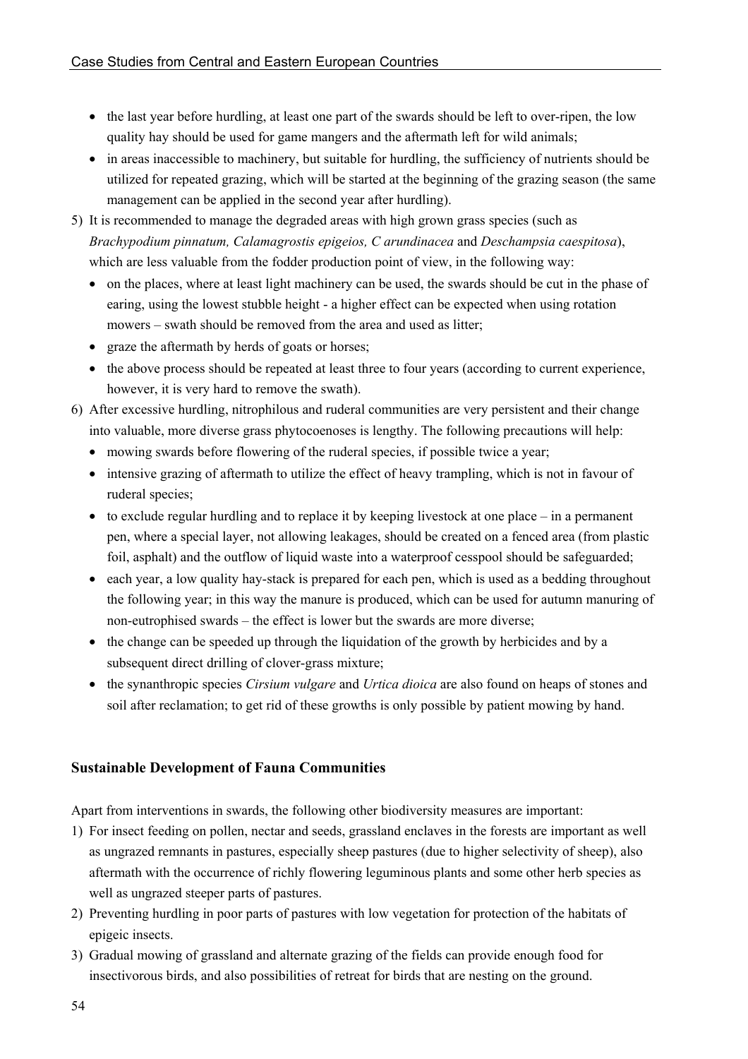- the last year before hurdling, at least one part of the swards should be left to over-ripen, the low quality hay should be used for game mangers and the aftermath left for wild animals;
- in areas inaccessible to machinery, but suitable for hurdling, the sufficiency of nutrients should be utilized for repeated grazing, which will be started at the beginning of the grazing season (the same management can be applied in the second year after hurdling).

5) It is recommended to manage the degraded areas with high grown grass species (such as *Brachypodium pinnatum, Calamagrostis epigeios, C arundinacea* and *Deschampsia caespitosa*), which are less valuable from the fodder production point of view, in the following way:
   - on the places, where at least light machinery can be used, the swards should be cut in the phase of earing, using the lowest stubble height - a higher effect can be expected when using rotation mowers – swath should be removed from the area and used as litter;
   - graze the aftermath by herds of goats or horses;
   - the above process should be repeated at least three to four years (according to current experience, however, it is very hard to remove the swath).

6) After excessive hurdling, nitrophilous and ruderal communities are very persistent and their change into valuable, more diverse grass phytocoenoses is lengthy. The following precautions will help:
   - mowing swards before flowering of the ruderal species, if possible twice a year;
   - intensive grazing of aftermath to utilize the effect of heavy trampling, which is not in favour of ruderal species;
   - to exclude regular hurdling and to replace it by keeping livestock at one place – in a permanent pen, where a special layer, not allowing leakages, should be created on a fenced area (from plastic foil, asphalt) and the outflow of liquid waste into a waterproof cesspool should be safeguarded;
   - each year, a low quality hay-stack is prepared for each pen, which is used as a bedding throughout the following year; in this way the manure is produced, which can be used for autumn manuring of non-eutrophised swards – the effect is lower but the swards are more diverse;
   - the change can be speeded up through the liquidation of the growth by herbicides and by a subsequent direct drilling of clover-grass mixture;
   - the synanthropic species *Cirsium vulgare* and *Urtica dioica* are also found on heaps of stones and soil after reclamation; to get rid of these growths is only possible by patient mowing by hand.

### Sustainable Development of Fauna Communities

Apart from interventions in swards, the following other biodiversity measures are important:

1) For insect feeding on pollen, nectar and seeds, grassland enclaves in the forests are important as well as ungrazed remnants in pastures, especially sheep pastures (due to higher selectivity of sheep), also aftermath with the occurrence of richly flowering leguminous plants and some other herb species as well as ungrazed steeper parts of pastures.
2) Preventing hurdling in poor parts of pastures with low vegetation for protection of the habitats of epigeic insects.
3) Gradual mowing of grassland and alternate grazing of the fields can provide enough food for insectivorous birds, and also possibilities of retreat for birds that are nesting on the ground.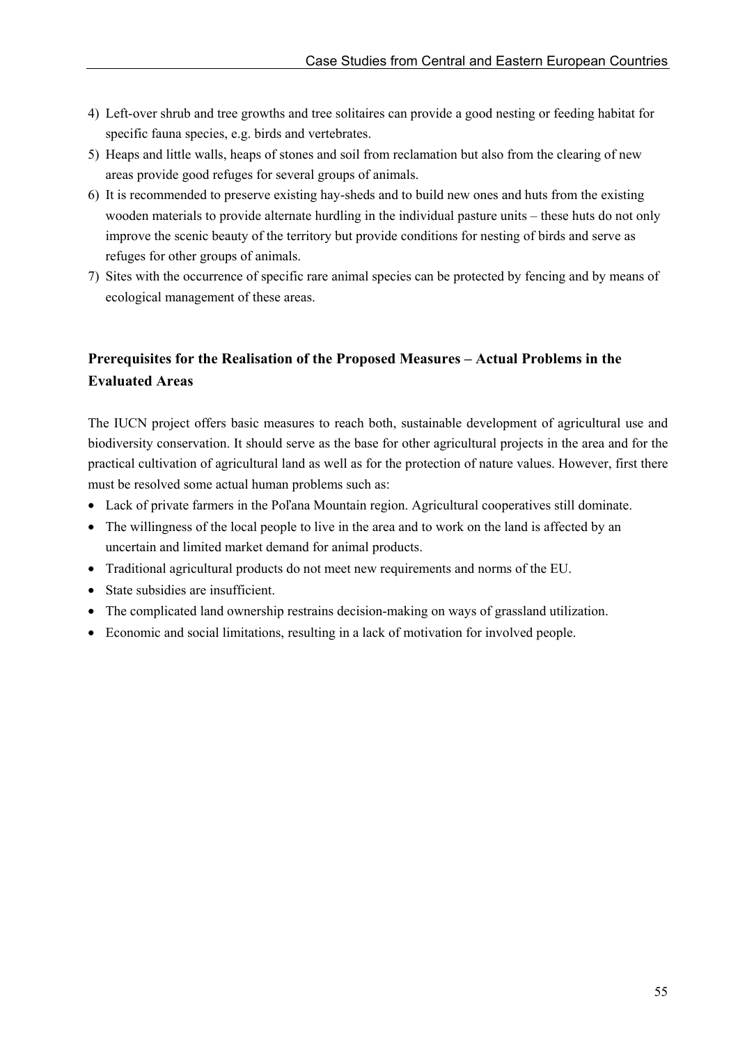4) Left-over shrub and tree growths and tree solitaires can provide a good nesting or feeding habitat for specific fauna species, e.g. birds and vertebrates.
5) Heaps and little walls, heaps of stones and soil from reclamation but also from the clearing of new areas provide good refuges for several groups of animals.
6) It is recommended to preserve existing hay-sheds and to build new ones and huts from the existing wooden materials to provide alternate hurdling in the individual pasture units – these huts do not only improve the scenic beauty of the territory but provide conditions for nesting of birds and serve as refuges for other groups of animals.
7) Sites with the occurrence of specific rare animal species can be protected by fencing and by means of ecological management of these areas.

## Prerequisites for the Realisation of the Proposed Measures – Actual Problems in the Evaluated Areas

The IUCN project offers basic measures to reach both, sustainable development of agricultural use and biodiversity conservation. It should serve as the base for other agricultural projects in the area and for the practical cultivation of agricultural land as well as for the protection of nature values. However, first there must be resolved some actual human problems such as:

- Lack of private farmers in the Poľana Mountain region. Agricultural cooperatives still dominate.
- The willingness of the local people to live in the area and to work on the land is affected by an uncertain and limited market demand for animal products.
- Traditional agricultural products do not meet new requirements and norms of the EU.
- State subsidies are insufficient.
- The complicated land ownership restrains decision-making on ways of grassland utilization.
- Economic and social limitations, resulting in a lack of motivation for involved people.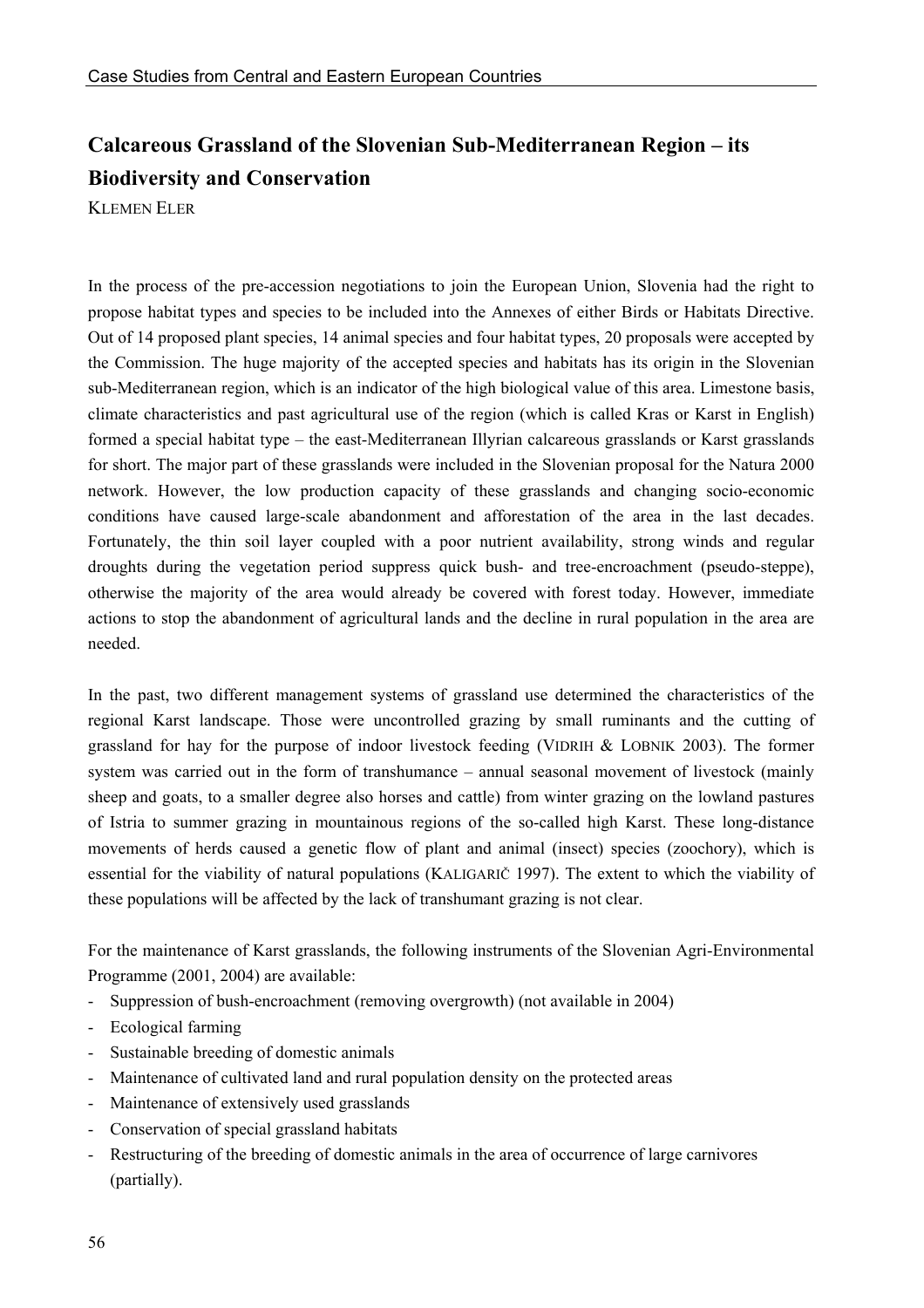## Calcareous Grassland of the Slovenian Sub-Mediterranean Region – its Biodiversity and Conservation

KLEMEN ELER

In the process of the pre-accession negotiations to join the European Union, Slovenia had the right to propose habitat types and species to be included into the Annexes of either Birds or Habitats Directive. Out of 14 proposed plant species, 14 animal species and four habitat types, 20 proposals were accepted by the Commission. The huge majority of the accepted species and habitats has its origin in the Slovenian sub-Mediterranean region, which is an indicator of the high biological value of this area. Limestone basis, climate characteristics and past agricultural use of the region (which is called Kras or Karst in English) formed a special habitat type – the east-Mediterranean Illyrian calcareous grasslands or Karst grasslands for short. The major part of these grasslands were included in the Slovenian proposal for the Natura 2000 network. However, the low production capacity of these grasslands and changing socio-economic conditions have caused large-scale abandonment and afforestation of the area in the last decades. Fortunately, the thin soil layer coupled with a poor nutrient availability, strong winds and regular droughts during the vegetation period suppress quick bush- and tree-encroachment (pseudo-steppe), otherwise the majority of the area would already be covered with forest today. However, immediate actions to stop the abandonment of agricultural lands and the decline in rural population in the area are needed.

In the past, two different management systems of grassland use determined the characteristics of the regional Karst landscape. Those were uncontrolled grazing by small ruminants and the cutting of grassland for hay for the purpose of indoor livestock feeding (VIDRIH & LOBNIK 2003). The former system was carried out in the form of transhumance – annual seasonal movement of livestock (mainly sheep and goats, to a smaller degree also horses and cattle) from winter grazing on the lowland pastures of Istria to summer grazing in mountainous regions of the so-called high Karst. These long-distance movements of herds caused a genetic flow of plant and animal (insect) species (zoochory), which is essential for the viability of natural populations (KALIGARIČ 1997). The extent to which the viability of these populations will be affected by the lack of transhumant grazing is not clear.

For the maintenance of Karst grasslands, the following instruments of the Slovenian Agri-Environmental Programme (2001, 2004) are available:

- Suppression of bush-encroachment (removing overgrowth) (not available in 2004)
- Ecological farming
- Sustainable breeding of domestic animals
- Maintenance of cultivated land and rural population density on the protected areas
- Maintenance of extensively used grasslands
- Conservation of special grassland habitats
- Restructuring of the breeding of domestic animals in the area of occurrence of large carnivores (partially).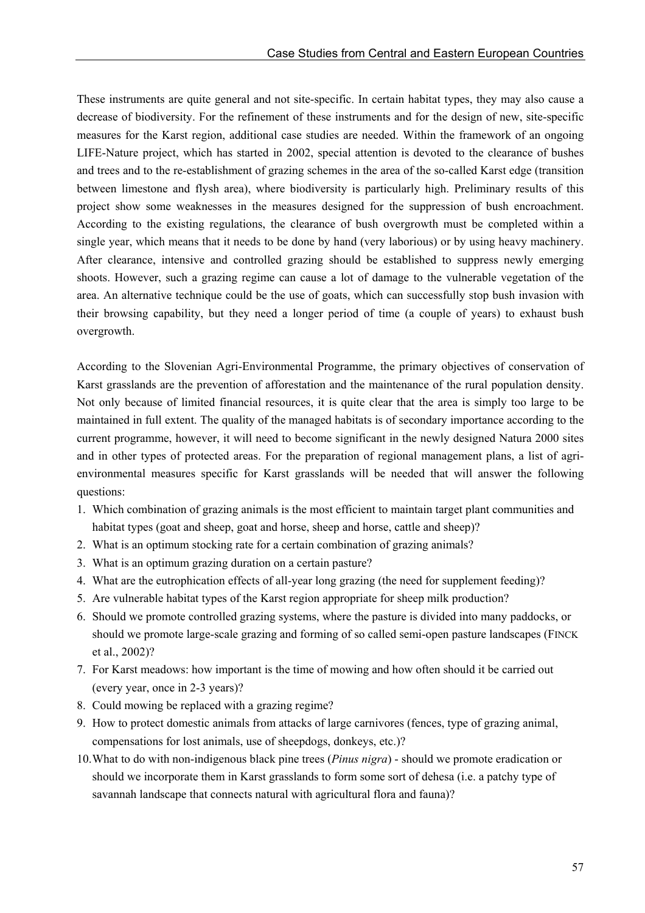These instruments are quite general and not site-specific. In certain habitat types, they may also cause a decrease of biodiversity. For the refinement of these instruments and for the design of new, site-specific measures for the Karst region, additional case studies are needed. Within the framework of an ongoing LIFE-Nature project, which has started in 2002, special attention is devoted to the clearance of bushes and trees and to the re-establishment of grazing schemes in the area of the so-called Karst edge (transition between limestone and flysh area), where biodiversity is particularly high. Preliminary results of this project show some weaknesses in the measures designed for the suppression of bush encroachment. According to the existing regulations, the clearance of bush overgrowth must be completed within a single year, which means that it needs to be done by hand (very laborious) or by using heavy machinery. After clearance, intensive and controlled grazing should be established to suppress newly emerging shoots. However, such a grazing regime can cause a lot of damage to the vulnerable vegetation of the area. An alternative technique could be the use of goats, which can successfully stop bush invasion with their browsing capability, but they need a longer period of time (a couple of years) to exhaust bush overgrowth.

According to the Slovenian Agri-Environmental Programme, the primary objectives of conservation of Karst grasslands are the prevention of afforestation and the maintenance of the rural population density. Not only because of limited financial resources, it is quite clear that the area is simply too large to be maintained in full extent. The quality of the managed habitats is of secondary importance according to the current programme, however, it will need to become significant in the newly designed Natura 2000 sites and in other types of protected areas. For the preparation of regional management plans, a list of agri-environmental measures specific for Karst grasslands will be needed that will answer the following questions:

1. Which combination of grazing animals is the most efficient to maintain target plant communities and habitat types (goat and sheep, goat and horse, sheep and horse, cattle and sheep)?
2. What is an optimum stocking rate for a certain combination of grazing animals?
3. What is an optimum grazing duration on a certain pasture?
4. What are the eutrophication effects of all-year long grazing (the need for supplement feeding)?
5. Are vulnerable habitat types of the Karst region appropriate for sheep milk production?
6. Should we promote controlled grazing systems, where the pasture is divided into many paddocks, or should we promote large-scale grazing and forming of so called semi-open pasture landscapes (FINCK et al., 2002)?
7. For Karst meadows: how important is the time of mowing and how often should it be carried out (every year, once in 2-3 years)?
8. Could mowing be replaced with a grazing regime?
9. How to protect domestic animals from attacks of large carnivores (fences, type of grazing animal, compensations for lost animals, use of sheepdogs, donkeys, etc.)?
10. What to do with non-indigenous black pine trees (*Pinus nigra*) - should we promote eradication or should we incorporate them in Karst grasslands to form some sort of dehesa (i.e. a patchy type of savannah landscape that connects natural with agricultural flora and fauna)?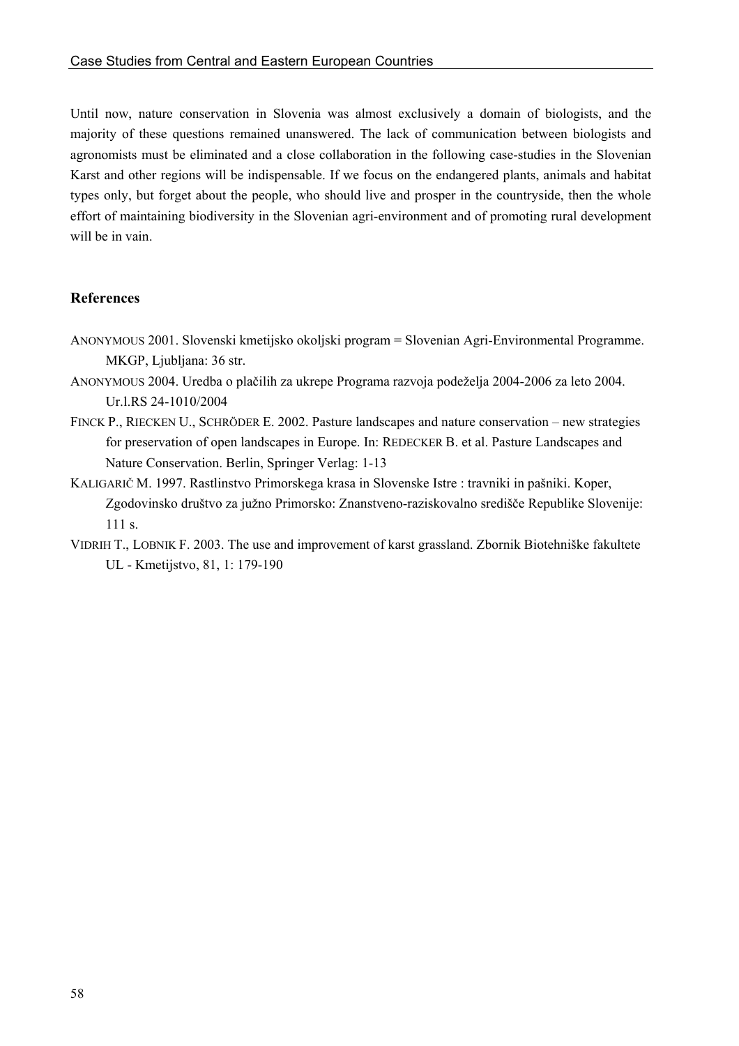Until now, nature conservation in Slovenia was almost exclusively a domain of biologists, and the majority of these questions remained unanswered. The lack of communication between biologists and agronomists must be eliminated and a close collaboration in the following case-studies in the Slovenian Karst and other regions will be indispensable. If we focus on the endangered plants, animals and habitat types only, but forget about the people, who should live and prosper in the countryside, then the whole effort of maintaining biodiversity in the Slovenian agri-environment and of promoting rural development will be in vain.

## References

ANONYMOUS 2001. Slovenski kmetijsko okoljski program = Slovenian Agri-Environmental Programme. MKGP, Ljubljana: 36 str.

ANONYMOUS 2004. Uredba o plačilih za ukrepe Programa razvoja podeželja 2004-2006 za leto 2004. Ur.l.RS 24-1010/2004

FINCK P., RIECKEN U., SCHRÖDER E. 2002. Pasture landscapes and nature conservation – new strategies for preservation of open landscapes in Europe. In: REDECKER B. et al. Pasture Landscapes and Nature Conservation. Berlin, Springer Verlag: 1-13

KALIGARIČ M. 1997. Rastlinstvo Primorskega krasa in Slovenske Istre : travniki in pašniki. Koper, Zgodovinsko društvo za južno Primorsko: Znanstveno-raziskovalno središče Republike Slovenije: 111 s.

VIDRIH T., LOBNIK F. 2003. The use and improvement of karst grassland. Zbornik Biotehniške fakultete UL - Kmetijstvo, 81, 1: 179-190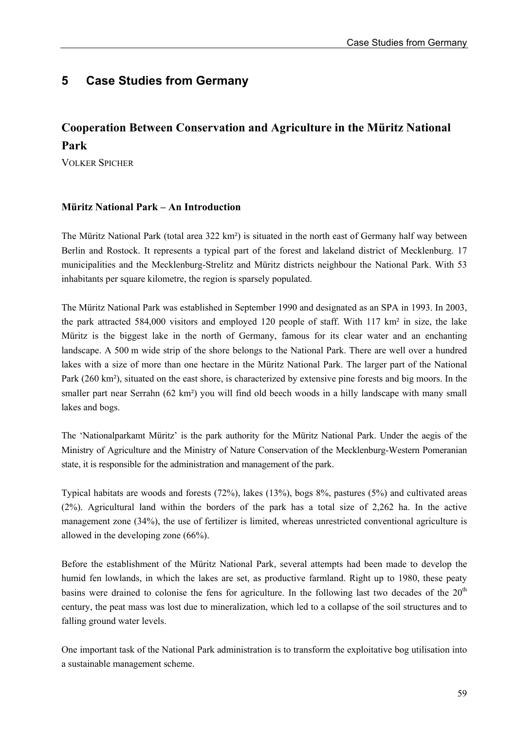# 5 Case Studies from Germany

## Cooperation Between Conservation and Agriculture in the Müritz National Park

VOLKER SPICHER

### Müritz National Park – An Introduction

The Müritz National Park (total area 322 km²) is situated in the north east of Germany half way between Berlin and Rostock. It represents a typical part of the forest and lakeland district of Mecklenburg. 17 municipalities and the Mecklenburg-Strelitz and Müritz districts neighbour the National Park. With 53 inhabitants per square kilometre, the region is sparsely populated.

The Müritz National Park was established in September 1990 and designated as an SPA in 1993. In 2003, the park attracted 584,000 visitors and employed 120 people of staff. With 117 km² in size, the lake Müritz is the biggest lake in the north of Germany, famous for its clear water and an enchanting landscape. A 500 m wide strip of the shore belongs to the National Park. There are well over a hundred lakes with a size of more than one hectare in the Müritz National Park. The larger part of the National Park (260 km²), situated on the east shore, is characterized by extensive pine forests and big moors. In the smaller part near Serrahn (62 km²) you will find old beech woods in a hilly landscape with many small lakes and bogs.

The 'Nationalparkamt Müritz' is the park authority for the Müritz National Park. Under the aegis of the Ministry of Agriculture and the Ministry of Nature Conservation of the Mecklenburg-Western Pomeranian state, it is responsible for the administration and management of the park.

Typical habitats are woods and forests (72%), lakes (13%), bogs 8%, pastures (5%) and cultivated areas (2%). Agricultural land within the borders of the park has a total size of 2,262 ha. In the active management zone (34%), the use of fertilizer is limited, whereas unrestricted conventional agriculture is allowed in the developing zone (66%).

Before the establishment of the Müritz National Park, several attempts had been made to develop the humid fen lowlands, in which the lakes are set, as productive farmland. Right up to 1980, these peaty basins were drained to colonise the fens for agriculture. In the following last two decades of the 20th century, the peat mass was lost due to mineralization, which led to a collapse of the soil structures and to falling ground water levels.

One important task of the National Park administration is to transform the exploitative bog utilisation into a sustainable management scheme.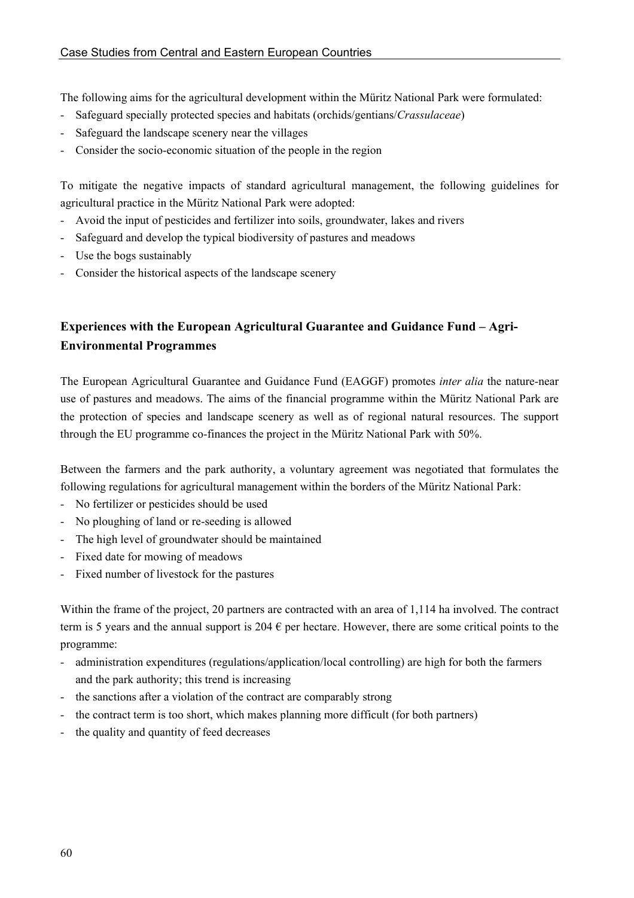The following aims for the agricultural development within the Müritz National Park were formulated:

- Safeguard specially protected species and habitats (orchids/gentians/*Crassulaceae*)
- Safeguard the landscape scenery near the villages
- Consider the socio-economic situation of the people in the region

To mitigate the negative impacts of standard agricultural management, the following guidelines for agricultural practice in the Müritz National Park were adopted:

- Avoid the input of pesticides and fertilizer into soils, groundwater, lakes and rivers
- Safeguard and develop the typical biodiversity of pastures and meadows
- Use the bogs sustainably
- Consider the historical aspects of the landscape scenery

## Experiences with the European Agricultural Guarantee and Guidance Fund – Agri-Environmental Programmes

The European Agricultural Guarantee and Guidance Fund (EAGGF) promotes *inter alia* the nature-near use of pastures and meadows. The aims of the financial programme within the Müritz National Park are the protection of species and landscape scenery as well as of regional natural resources. The support through the EU programme co-finances the project in the Müritz National Park with 50%.

Between the farmers and the park authority, a voluntary agreement was negotiated that formulates the following regulations for agricultural management within the borders of the Müritz National Park:

- No fertilizer or pesticides should be used
- No ploughing of land or re-seeding is allowed
- The high level of groundwater should be maintained
- Fixed date for mowing of meadows
- Fixed number of livestock for the pastures

Within the frame of the project, 20 partners are contracted with an area of 1,114 ha involved. The contract term is 5 years and the annual support is 204 € per hectare. However, there are some critical points to the programme:

- administration expenditures (regulations/application/local controlling) are high for both the farmers and the park authority; this trend is increasing
- the sanctions after a violation of the contract are comparably strong
- the contract term is too short, which makes planning more difficult (for both partners)
- the quality and quantity of feed decreases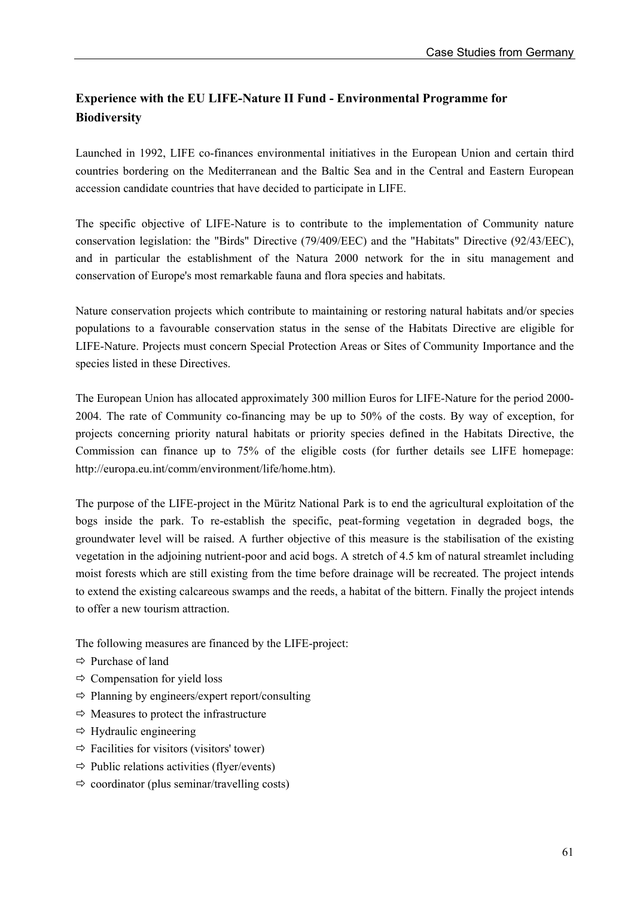## Experience with the EU LIFE-Nature II Fund - Environmental Programme for Biodiversity

Launched in 1992, LIFE co-finances environmental initiatives in the European Union and certain third countries bordering on the Mediterranean and the Baltic Sea and in the Central and Eastern European accession candidate countries that have decided to participate in LIFE.

The specific objective of LIFE-Nature is to contribute to the implementation of Community nature conservation legislation: the "Birds" Directive (79/409/EEC) and the "Habitats" Directive (92/43/EEC), and in particular the establishment of the Natura 2000 network for the in situ management and conservation of Europe's most remarkable fauna and flora species and habitats.

Nature conservation projects which contribute to maintaining or restoring natural habitats and/or species populations to a favourable conservation status in the sense of the Habitats Directive are eligible for LIFE-Nature. Projects must concern Special Protection Areas or Sites of Community Importance and the species listed in these Directives.

The European Union has allocated approximately 300 million Euros for LIFE-Nature for the period 2000-2004. The rate of Community co-financing may be up to 50% of the costs. By way of exception, for projects concerning priority natural habitats or priority species defined in the Habitats Directive, the Commission can finance up to 75% of the eligible costs (for further details see LIFE homepage: http://europa.eu.int/comm/environment/life/home.htm).

The purpose of the LIFE-project in the Müritz National Park is to end the agricultural exploitation of the bogs inside the park. To re-establish the specific, peat-forming vegetation in degraded bogs, the groundwater level will be raised. A further objective of this measure is the stabilisation of the existing vegetation in the adjoining nutrient-poor and acid bogs. A stretch of 4.5 km of natural streamlet including moist forests which are still existing from the time before drainage will be recreated. The project intends to extend the existing calcareous swamps and the reeds, a habitat of the bittern. Finally the project intends to offer a new tourism attraction.

The following measures are financed by the LIFE-project:

- ⇨ Purchase of land
- ⇨ Compensation for yield loss
- ⇨ Planning by engineers/expert report/consulting
- ⇨ Measures to protect the infrastructure
- ⇨ Hydraulic engineering
- ⇨ Facilities for visitors (visitors' tower)
- ⇨ Public relations activities (flyer/events)
- ⇨ coordinator (plus seminar/travelling costs)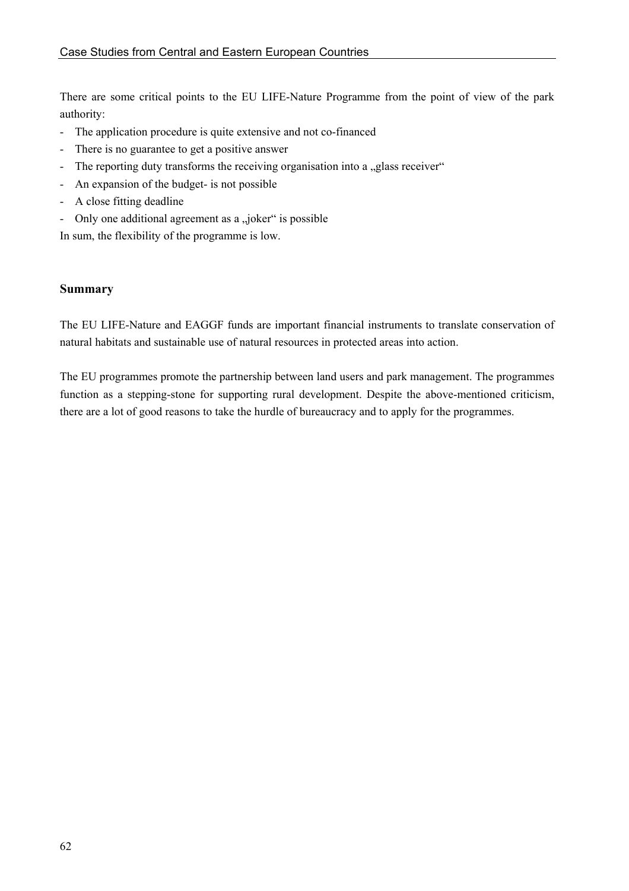There are some critical points to the EU LIFE-Nature Programme from the point of view of the park authority:

- The application procedure is quite extensive and not co-financed
- There is no guarantee to get a positive answer
- The reporting duty transforms the receiving organisation into a „glass receiver"
- An expansion of the budget- is not possible
- A close fitting deadline
- Only one additional agreement as a „joker" is possible

In sum, the flexibility of the programme is low.

## Summary

The EU LIFE-Nature and EAGGF funds are important financial instruments to translate conservation of natural habitats and sustainable use of natural resources in protected areas into action.

The EU programmes promote the partnership between land users and park management. The programmes function as a stepping-stone for supporting rural development. Despite the above-mentioned criticism, there are a lot of good reasons to take the hurdle of bureaucracy and to apply for the programmes.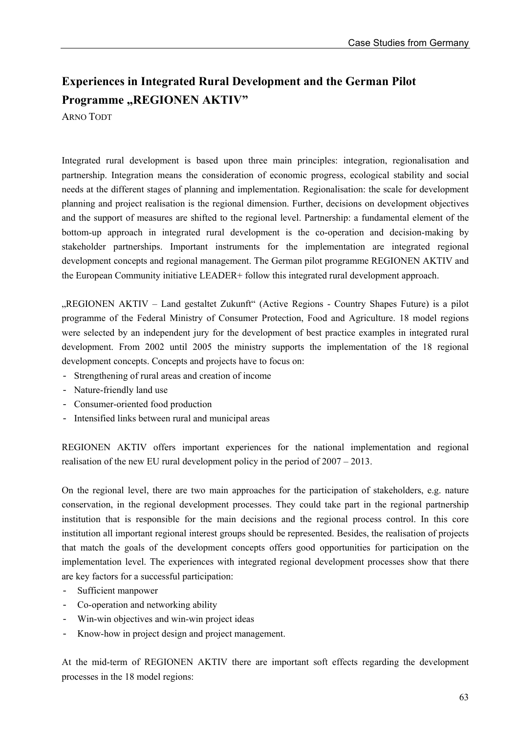## Experiences in Integrated Rural Development and the German Pilot Programme „REGIONEN AKTIV"

ARNO TODT

Integrated rural development is based upon three main principles: integration, regionalisation and partnership. Integration means the consideration of economic progress, ecological stability and social needs at the different stages of planning and implementation. Regionalisation: the scale for development planning and project realisation is the regional dimension. Further, decisions on development objectives and the support of measures are shifted to the regional level. Partnership: a fundamental element of the bottom-up approach in integrated rural development is the co-operation and decision-making by stakeholder partnerships. Important instruments for the implementation are integrated regional development concepts and regional management. The German pilot programme REGIONEN AKTIV and the European Community initiative LEADER+ follow this integrated rural development approach.

„REGIONEN AKTIV – Land gestaltet Zukunft" (Active Regions - Country Shapes Future) is a pilot programme of the Federal Ministry of Consumer Protection, Food and Agriculture. 18 model regions were selected by an independent jury for the development of best practice examples in integrated rural development. From 2002 until 2005 the ministry supports the implementation of the 18 regional development concepts. Concepts and projects have to focus on:

- Strengthening of rural areas and creation of income
- Nature-friendly land use
- Consumer-oriented food production
- Intensified links between rural and municipal areas

REGIONEN AKTIV offers important experiences for the national implementation and regional realisation of the new EU rural development policy in the period of 2007 – 2013.

On the regional level, there are two main approaches for the participation of stakeholders, e.g. nature conservation, in the regional development processes. They could take part in the regional partnership institution that is responsible for the main decisions and the regional process control. In this core institution all important regional interest groups should be represented. Besides, the realisation of projects that match the goals of the development concepts offers good opportunities for participation on the implementation level. The experiences with integrated regional development processes show that there are key factors for a successful participation:

- Sufficient manpower
- Co-operation and networking ability
- Win-win objectives and win-win project ideas
- Know-how in project design and project management.

At the mid-term of REGIONEN AKTIV there are important soft effects regarding the development processes in the 18 model regions: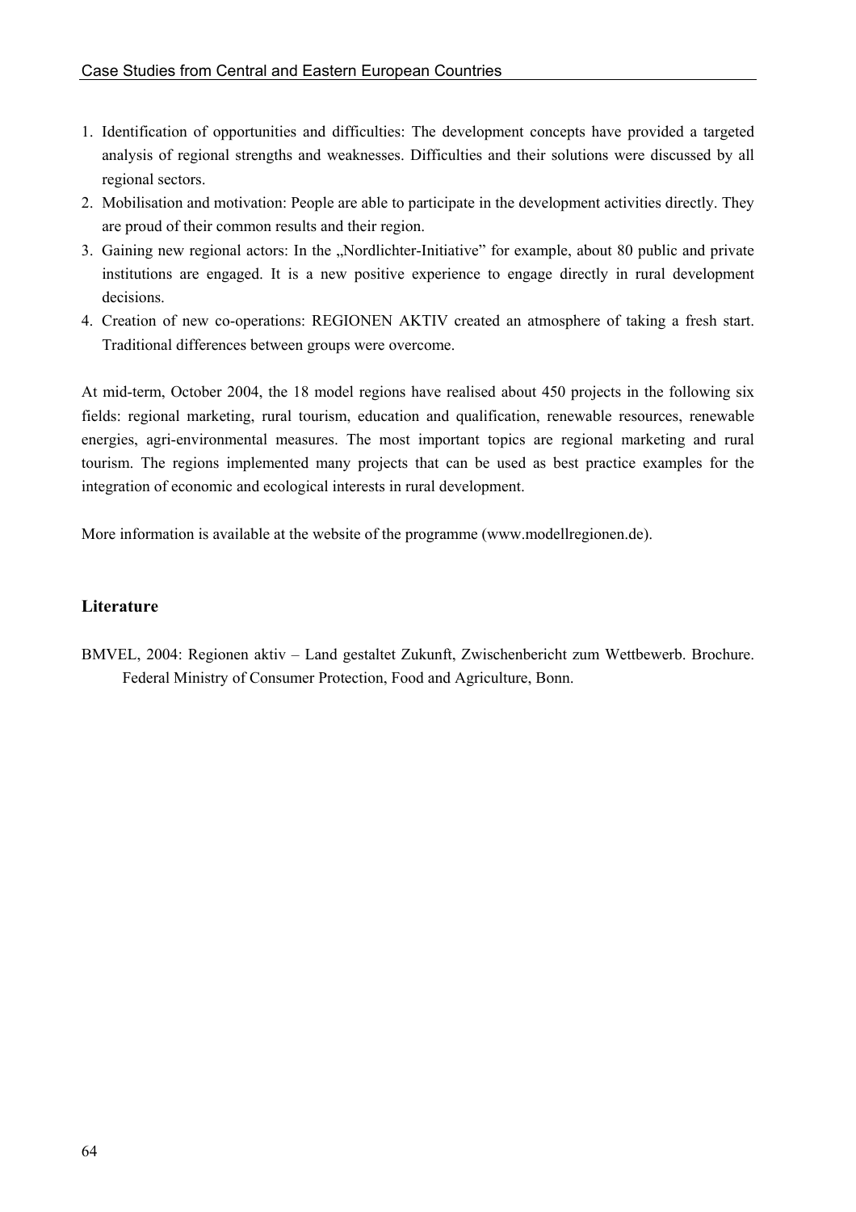1. Identification of opportunities and difficulties: The development concepts have provided a targeted analysis of regional strengths and weaknesses. Difficulties and their solutions were discussed by all regional sectors.
2. Mobilisation and motivation: People are able to participate in the development activities directly. They are proud of their common results and their region.
3. Gaining new regional actors: In the „Nordlichter-Initiative" for example, about 80 public and private institutions are engaged. It is a new positive experience to engage directly in rural development decisions.
4. Creation of new co-operations: REGIONEN AKTIV created an atmosphere of taking a fresh start. Traditional differences between groups were overcome.

At mid-term, October 2004, the 18 model regions have realised about 450 projects in the following six fields: regional marketing, rural tourism, education and qualification, renewable resources, renewable energies, agri-environmental measures. The most important topics are regional marketing and rural tourism. The regions implemented many projects that can be used as best practice examples for the integration of economic and ecological interests in rural development.

More information is available at the website of the programme (www.modellregionen.de).

### Literature

BMVEL, 2004: Regionen aktiv – Land gestaltet Zukunft, Zwischenbericht zum Wettbewerb. Brochure. Federal Ministry of Consumer Protection, Food and Agriculture, Bonn.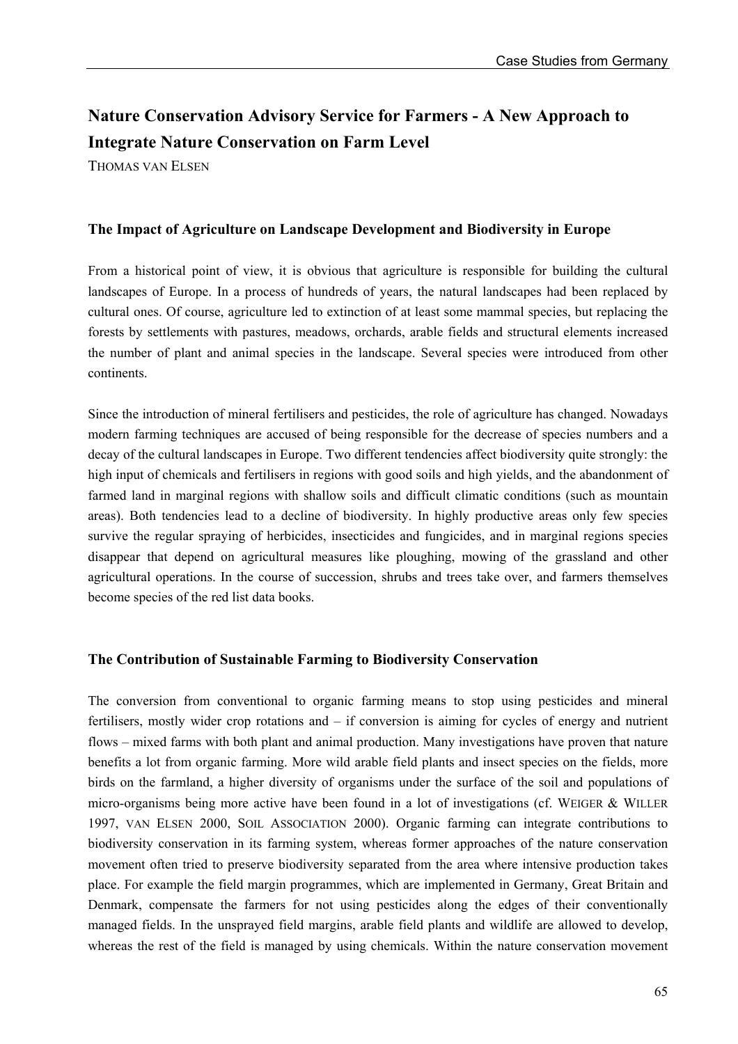## Nature Conservation Advisory Service for Farmers - A New Approach to Integrate Nature Conservation on Farm Level

THOMAS VAN ELSEN

### The Impact of Agriculture on Landscape Development and Biodiversity in Europe

From a historical point of view, it is obvious that agriculture is responsible for building the cultural landscapes of Europe. In a process of hundreds of years, the natural landscapes had been replaced by cultural ones. Of course, agriculture led to extinction of at least some mammal species, but replacing the forests by settlements with pastures, meadows, orchards, arable fields and structural elements increased the number of plant and animal species in the landscape. Several species were introduced from other continents.

Since the introduction of mineral fertilisers and pesticides, the role of agriculture has changed. Nowadays modern farming techniques are accused of being responsible for the decrease of species numbers and a decay of the cultural landscapes in Europe. Two different tendencies affect biodiversity quite strongly: the high input of chemicals and fertilisers in regions with good soils and high yields, and the abandonment of farmed land in marginal regions with shallow soils and difficult climatic conditions (such as mountain areas). Both tendencies lead to a decline of biodiversity. In highly productive areas only few species survive the regular spraying of herbicides, insecticides and fungicides, and in marginal regions species disappear that depend on agricultural measures like ploughing, mowing of the grassland and other agricultural operations. In the course of succession, shrubs and trees take over, and farmers themselves become species of the red list data books.

### The Contribution of Sustainable Farming to Biodiversity Conservation

The conversion from conventional to organic farming means to stop using pesticides and mineral fertilisers, mostly wider crop rotations and – if conversion is aiming for cycles of energy and nutrient flows – mixed farms with both plant and animal production. Many investigations have proven that nature benefits a lot from organic farming. More wild arable field plants and insect species on the fields, more birds on the farmland, a higher diversity of organisms under the surface of the soil and populations of micro-organisms being more active have been found in a lot of investigations (cf. WEIGER & WILLER 1997, VAN ELSEN 2000, SOIL ASSOCIATION 2000). Organic farming can integrate contributions to biodiversity conservation in its farming system, whereas former approaches of the nature conservation movement often tried to preserve biodiversity separated from the area where intensive production takes place. For example the field margin programmes, which are implemented in Germany, Great Britain and Denmark, compensate the farmers for not using pesticides along the edges of their conventionally managed fields. In the unsprayed field margins, arable field plants and wildlife are allowed to develop, whereas the rest of the field is managed by using chemicals. Within the nature conservation movement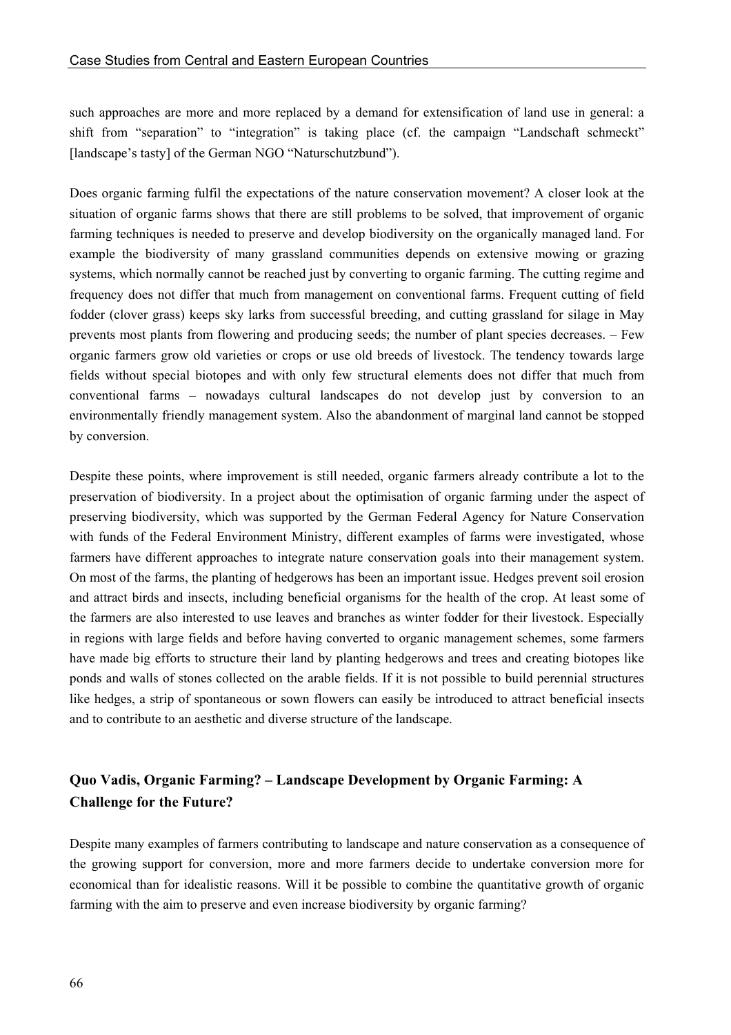such approaches are more and more replaced by a demand for extensification of land use in general: a shift from "separation" to "integration" is taking place (cf. the campaign "Landschaft schmeckt" [landscape's tasty] of the German NGO "Naturschutzbund").

Does organic farming fulfil the expectations of the nature conservation movement? A closer look at the situation of organic farms shows that there are still problems to be solved, that improvement of organic farming techniques is needed to preserve and develop biodiversity on the organically managed land. For example the biodiversity of many grassland communities depends on extensive mowing or grazing systems, which normally cannot be reached just by converting to organic farming. The cutting regime and frequency does not differ that much from management on conventional farms. Frequent cutting of field fodder (clover grass) keeps sky larks from successful breeding, and cutting grassland for silage in May prevents most plants from flowering and producing seeds; the number of plant species decreases. – Few organic farmers grow old varieties or crops or use old breeds of livestock. The tendency towards large fields without special biotopes and with only few structural elements does not differ that much from conventional farms – nowadays cultural landscapes do not develop just by conversion to an environmentally friendly management system. Also the abandonment of marginal land cannot be stopped by conversion.

Despite these points, where improvement is still needed, organic farmers already contribute a lot to the preservation of biodiversity. In a project about the optimisation of organic farming under the aspect of preserving biodiversity, which was supported by the German Federal Agency for Nature Conservation with funds of the Federal Environment Ministry, different examples of farms were investigated, whose farmers have different approaches to integrate nature conservation goals into their management system. On most of the farms, the planting of hedgerows has been an important issue. Hedges prevent soil erosion and attract birds and insects, including beneficial organisms for the health of the crop. At least some of the farmers are also interested to use leaves and branches as winter fodder for their livestock. Especially in regions with large fields and before having converted to organic management schemes, some farmers have made big efforts to structure their land by planting hedgerows and trees and creating biotopes like ponds and walls of stones collected on the arable fields. If it is not possible to build perennial structures like hedges, a strip of spontaneous or sown flowers can easily be introduced to attract beneficial insects and to contribute to an aesthetic and diverse structure of the landscape.

## Quo Vadis, Organic Farming? – Landscape Development by Organic Farming: A Challenge for the Future?

Despite many examples of farmers contributing to landscape and nature conservation as a consequence of the growing support for conversion, more and more farmers decide to undertake conversion more for economical than for idealistic reasons. Will it be possible to combine the quantitative growth of organic farming with the aim to preserve and even increase biodiversity by organic farming?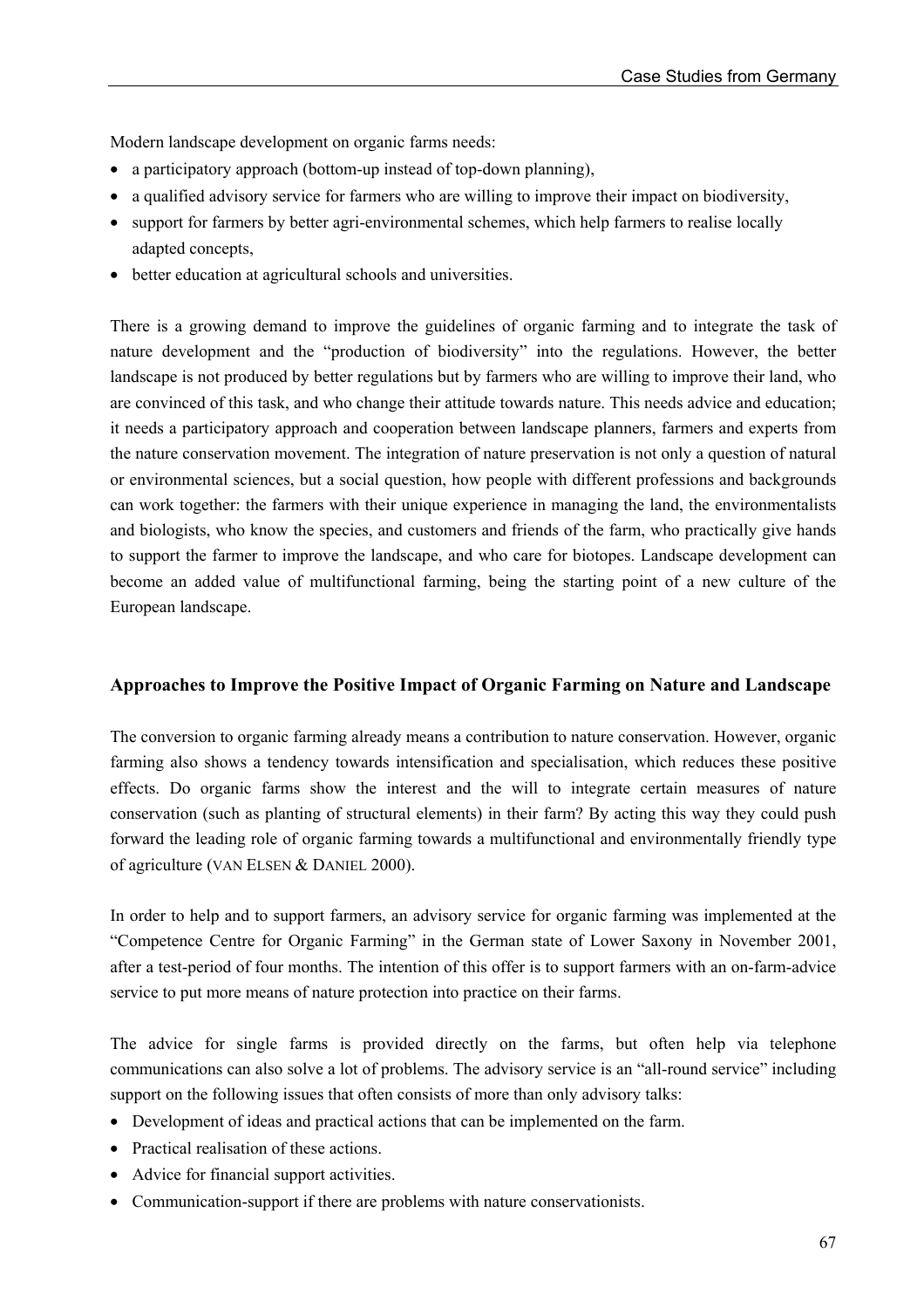Modern landscape development on organic farms needs:

- a participatory approach (bottom-up instead of top-down planning),
- a qualified advisory service for farmers who are willing to improve their impact on biodiversity,
- support for farmers by better agri-environmental schemes, which help farmers to realise locally adapted concepts,
- better education at agricultural schools and universities.

There is a growing demand to improve the guidelines of organic farming and to integrate the task of nature development and the "production of biodiversity" into the regulations. However, the better landscape is not produced by better regulations but by farmers who are willing to improve their land, who are convinced of this task, and who change their attitude towards nature. This needs advice and education; it needs a participatory approach and cooperation between landscape planners, farmers and experts from the nature conservation movement. The integration of nature preservation is not only a question of natural or environmental sciences, but a social question, how people with different professions and backgrounds can work together: the farmers with their unique experience in managing the land, the environmentalists and biologists, who know the species, and customers and friends of the farm, who practically give hands to support the farmer to improve the landscape, and who care for biotopes. Landscape development can become an added value of multifunctional farming, being the starting point of a new culture of the European landscape.

## Approaches to Improve the Positive Impact of Organic Farming on Nature and Landscape

The conversion to organic farming already means a contribution to nature conservation. However, organic farming also shows a tendency towards intensification and specialisation, which reduces these positive effects. Do organic farms show the interest and the will to integrate certain measures of nature conservation (such as planting of structural elements) in their farm? By acting this way they could push forward the leading role of organic farming towards a multifunctional and environmentally friendly type of agriculture (VAN ELSEN & DANIEL 2000).

In order to help and to support farmers, an advisory service for organic farming was implemented at the "Competence Centre for Organic Farming" in the German state of Lower Saxony in November 2001, after a test-period of four months. The intention of this offer is to support farmers with an on-farm-advice service to put more means of nature protection into practice on their farms.

The advice for single farms is provided directly on the farms, but often help via telephone communications can also solve a lot of problems. The advisory service is an "all-round service" including support on the following issues that often consists of more than only advisory talks:

- Development of ideas and practical actions that can be implemented on the farm.
- Practical realisation of these actions.
- Advice for financial support activities.
- Communication-support if there are problems with nature conservationists.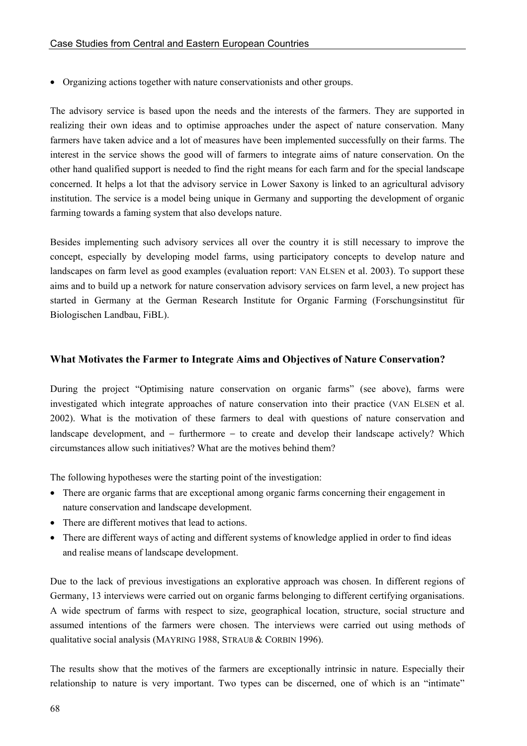- Organizing actions together with nature conservationists and other groups.

The advisory service is based upon the needs and the interests of the farmers. They are supported in realizing their own ideas and to optimise approaches under the aspect of nature conservation. Many farmers have taken advice and a lot of measures have been implemented successfully on their farms. The interest in the service shows the good will of farmers to integrate aims of nature conservation. On the other hand qualified support is needed to find the right means for each farm and for the special landscape concerned. It helps a lot that the advisory service in Lower Saxony is linked to an agricultural advisory institution. The service is a model being unique in Germany and supporting the development of organic farming towards a faming system that also develops nature.

Besides implementing such advisory services all over the country it is still necessary to improve the concept, especially by developing model farms, using participatory concepts to develop nature and landscapes on farm level as good examples (evaluation report: VAN ELSEN et al. 2003). To support these aims and to build up a network for nature conservation advisory services on farm level, a new project has started in Germany at the German Research Institute for Organic Farming (Forschungsinstitut für Biologischen Landbau, FiBL).

### What Motivates the Farmer to Integrate Aims and Objectives of Nature Conservation?

During the project "Optimising nature conservation on organic farms" (see above), farms were investigated which integrate approaches of nature conservation into their practice (VAN ELSEN et al. 2002). What is the motivation of these farmers to deal with questions of nature conservation and landscape development, and – furthermore – to create and develop their landscape actively? Which circumstances allow such initiatives? What are the motives behind them?

The following hypotheses were the starting point of the investigation:

- There are organic farms that are exceptional among organic farms concerning their engagement in nature conservation and landscape development.
- There are different motives that lead to actions.
- There are different ways of acting and different systems of knowledge applied in order to find ideas and realise means of landscape development.

Due to the lack of previous investigations an explorative approach was chosen. In different regions of Germany, 13 interviews were carried out on organic farms belonging to different certifying organisations. A wide spectrum of farms with respect to size, geographical location, structure, social structure and assumed intentions of the farmers were chosen. The interviews were carried out using methods of qualitative social analysis (MAYRING 1988, STRAUß & CORBIN 1996).

The results show that the motives of the farmers are exceptionally intrinsic in nature. Especially their relationship to nature is very important. Two types can be discerned, one of which is an "intimate"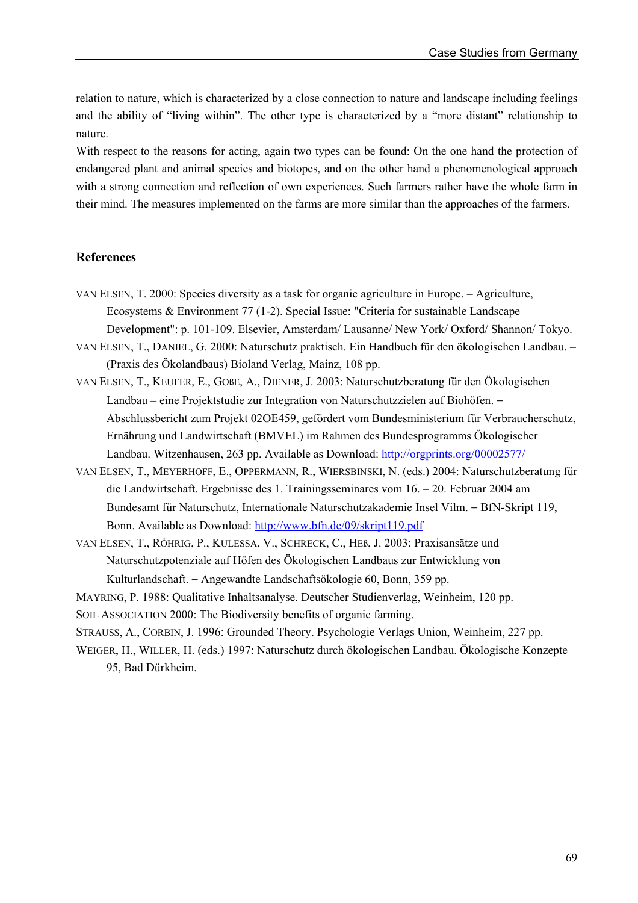relation to nature, which is characterized by a close connection to nature and landscape including feelings and the ability of "living within". The other type is characterized by a "more distant" relationship to nature.

With respect to the reasons for acting, again two types can be found: On the one hand the protection of endangered plant and animal species and biotopes, and on the other hand a phenomenological approach with a strong connection and reflection of own experiences. Such farmers rather have the whole farm in their mind. The measures implemented on the farms are more similar than the approaches of the farmers.

## References

VAN ELSEN, T. 2000: Species diversity as a task for organic agriculture in Europe. – Agriculture, Ecosystems & Environment 77 (1-2). Special Issue: "Criteria for sustainable Landscape Development": p. 101-109. Elsevier, Amsterdam/ Lausanne/ New York/ Oxford/ Shannon/ Tokyo.

VAN ELSEN, T., DANIEL, G. 2000: Naturschutz praktisch. Ein Handbuch für den ökologischen Landbau. – (Praxis des Ökolandbaus) Bioland Verlag, Mainz, 108 pp.

VAN ELSEN, T., KEUFER, E., GOßE, A., DIENER, J. 2003: Naturschutzberatung für den Ökologischen Landbau – eine Projektstudie zur Integration von Naturschutzzielen auf Biohöfen. – Abschlussbericht zum Projekt 02OE459, gefördert vom Bundesministerium für Verbraucherschutz, Ernährung und Landwirtschaft (BMVEL) im Rahmen des Bundesprogramms Ökologischer Landbau. Witzenhausen, 263 pp. Available as Download: http://orgprints.org/00002577/

VAN ELSEN, T., MEYERHOFF, E., OPPERMANN, R., WIERSBINSKI, N. (eds.) 2004: Naturschutzberatung für die Landwirtschaft. Ergebnisse des 1. Trainingsseminares vom 16. – 20. Februar 2004 am Bundesamt für Naturschutz, Internationale Naturschutzakademie Insel Vilm. – BfN-Skript 119, Bonn. Available as Download: http://www.bfn.de/09/skript119.pdf

VAN ELSEN, T., RÖHRIG, P., KULESSA, V., SCHRECK, C., HEß, J. 2003: Praxisansätze und Naturschutzpotenziale auf Höfen des Ökologischen Landbaus zur Entwicklung von Kulturlandschaft. – Angewandte Landschaftsökologie 60, Bonn, 359 pp.

MAYRING, P. 1988: Qualitative Inhaltsanalyse. Deutscher Studienverlag, Weinheim, 120 pp.

SOIL ASSOCIATION 2000: The Biodiversity benefits of organic farming.

STRAUSS, A., CORBIN, J. 1996: Grounded Theory. Psychologie Verlags Union, Weinheim, 227 pp.

WEIGER, H., WILLER, H. (eds.) 1997: Naturschutz durch ökologischen Landbau. Ökologische Konzepte 95, Bad Dürkheim.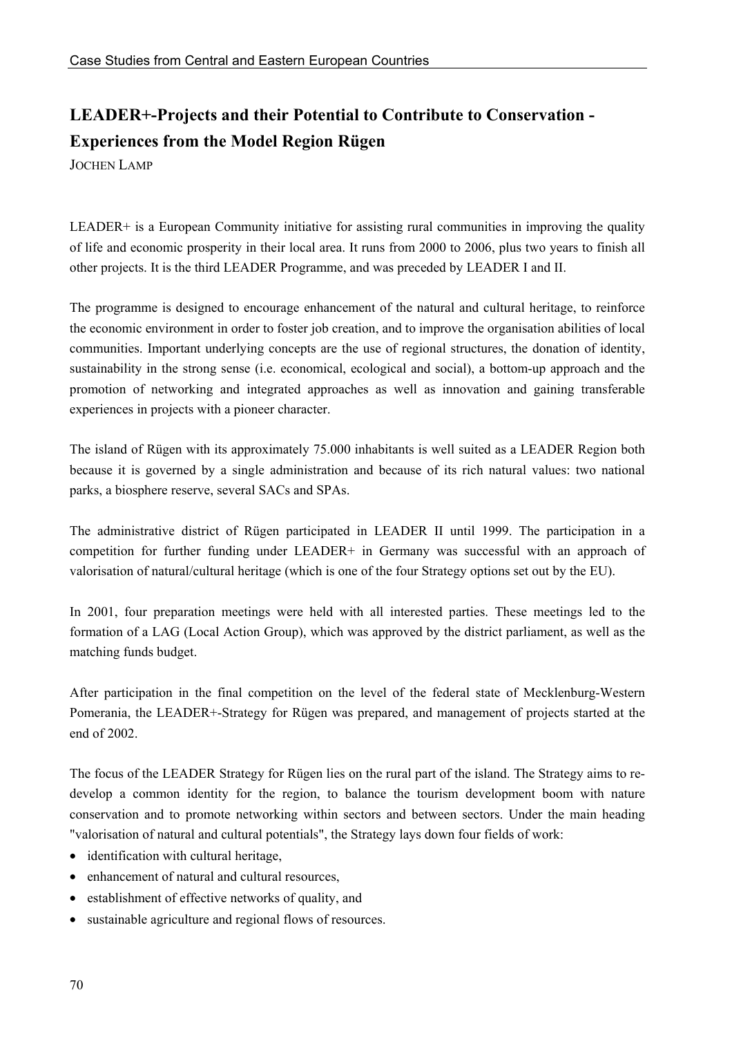## LEADER+-Projects and their Potential to Contribute to Conservation - Experiences from the Model Region Rügen

JOCHEN LAMP

LEADER+ is a European Community initiative for assisting rural communities in improving the quality of life and economic prosperity in their local area. It runs from 2000 to 2006, plus two years to finish all other projects. It is the third LEADER Programme, and was preceded by LEADER I and II.

The programme is designed to encourage enhancement of the natural and cultural heritage, to reinforce the economic environment in order to foster job creation, and to improve the organisation abilities of local communities. Important underlying concepts are the use of regional structures, the donation of identity, sustainability in the strong sense (i.e. economical, ecological and social), a bottom-up approach and the promotion of networking and integrated approaches as well as innovation and gaining transferable experiences in projects with a pioneer character.

The island of Rügen with its approximately 75.000 inhabitants is well suited as a LEADER Region both because it is governed by a single administration and because of its rich natural values: two national parks, a biosphere reserve, several SACs and SPAs.

The administrative district of Rügen participated in LEADER II until 1999. The participation in a competition for further funding under LEADER+ in Germany was successful with an approach of valorisation of natural/cultural heritage (which is one of the four Strategy options set out by the EU).

In 2001, four preparation meetings were held with all interested parties. These meetings led to the formation of a LAG (Local Action Group), which was approved by the district parliament, as well as the matching funds budget.

After participation in the final competition on the level of the federal state of Mecklenburg-Western Pomerania, the LEADER+-Strategy for Rügen was prepared, and management of projects started at the end of 2002.

The focus of the LEADER Strategy for Rügen lies on the rural part of the island. The Strategy aims to re-develop a common identity for the region, to balance the tourism development boom with nature conservation and to promote networking within sectors and between sectors. Under the main heading "valorisation of natural and cultural potentials", the Strategy lays down four fields of work:

- identification with cultural heritage,
- enhancement of natural and cultural resources,
- establishment of effective networks of quality, and
- sustainable agriculture and regional flows of resources.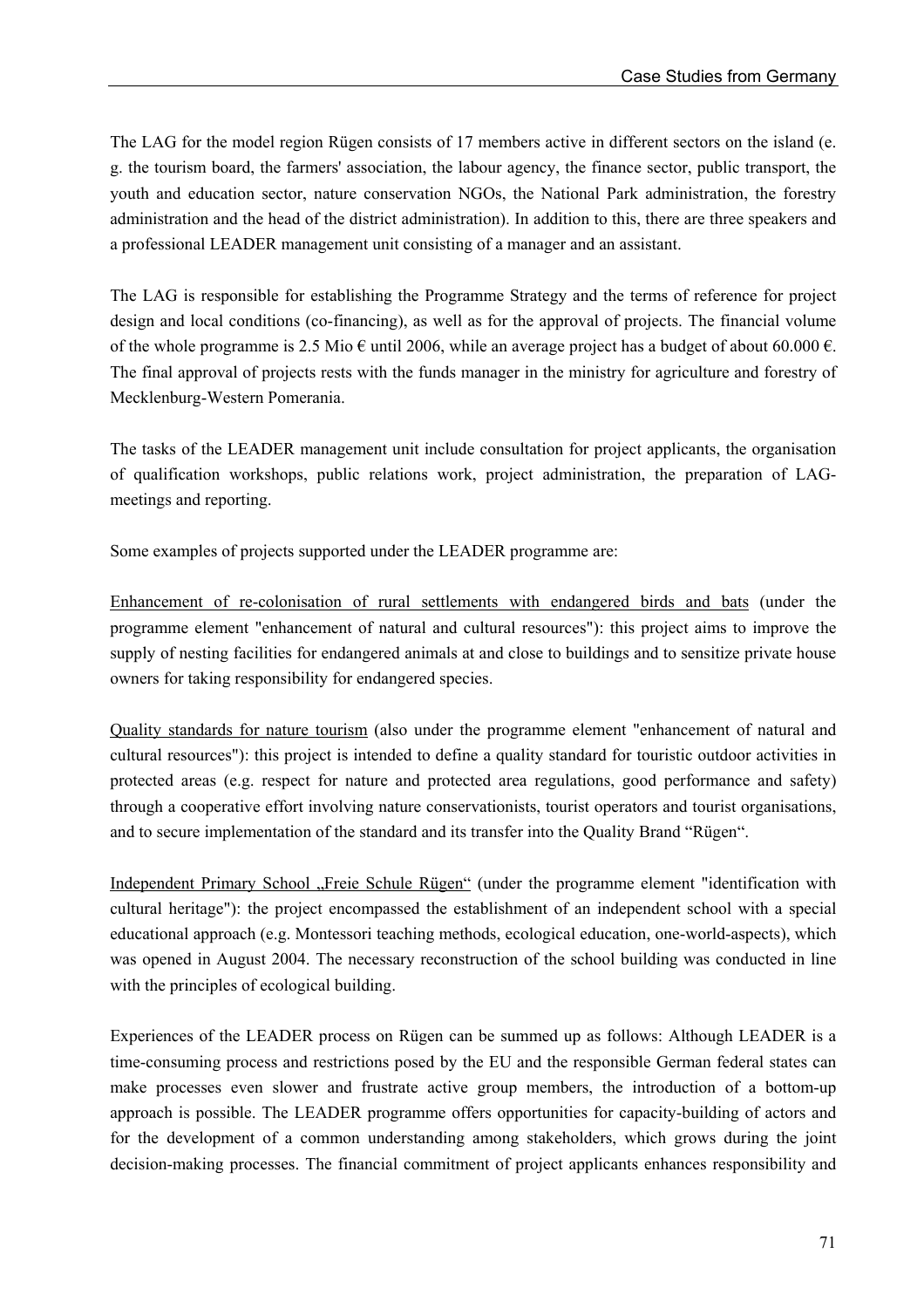The LAG for the model region Rügen consists of 17 members active in different sectors on the island (e. g. the tourism board, the farmers' association, the labour agency, the finance sector, public transport, the youth and education sector, nature conservation NGOs, the National Park administration, the forestry administration and the head of the district administration). In addition to this, there are three speakers and a professional LEADER management unit consisting of a manager and an assistant.

The LAG is responsible for establishing the Programme Strategy and the terms of reference for project design and local conditions (co-financing), as well as for the approval of projects. The financial volume of the whole programme is 2.5 Mio € until 2006, while an average project has a budget of about 60.000 €. The final approval of projects rests with the funds manager in the ministry for agriculture and forestry of Mecklenburg-Western Pomerania.

The tasks of the LEADER management unit include consultation for project applicants, the organisation of qualification workshops, public relations work, project administration, the preparation of LAG-meetings and reporting.

Some examples of projects supported under the LEADER programme are:

<u>Enhancement of re-colonisation of rural settlements with endangered birds and bats</u> (under the programme element "enhancement of natural and cultural resources"): this project aims to improve the supply of nesting facilities for endangered animals at and close to buildings and to sensitize private house owners for taking responsibility for endangered species.

<u>Quality standards for nature tourism</u> (also under the programme element "enhancement of natural and cultural resources"): this project is intended to define a quality standard for touristic outdoor activities in protected areas (e.g. respect for nature and protected area regulations, good performance and safety) through a cooperative effort involving nature conservationists, tourist operators and tourist organisations, and to secure implementation of the standard and its transfer into the Quality Brand "Rügen".

<u>Independent Primary School „Freie Schule Rügen"</u> (under the programme element "identification with cultural heritage"): the project encompassed the establishment of an independent school with a special educational approach (e.g. Montessori teaching methods, ecological education, one-world-aspects), which was opened in August 2004. The necessary reconstruction of the school building was conducted in line with the principles of ecological building.

Experiences of the LEADER process on Rügen can be summed up as follows: Although LEADER is a time-consuming process and restrictions posed by the EU and the responsible German federal states can make processes even slower and frustrate active group members, the introduction of a bottom-up approach is possible. The LEADER programme offers opportunities for capacity-building of actors and for the development of a common understanding among stakeholders, which grows during the joint decision-making processes. The financial commitment of project applicants enhances responsibility and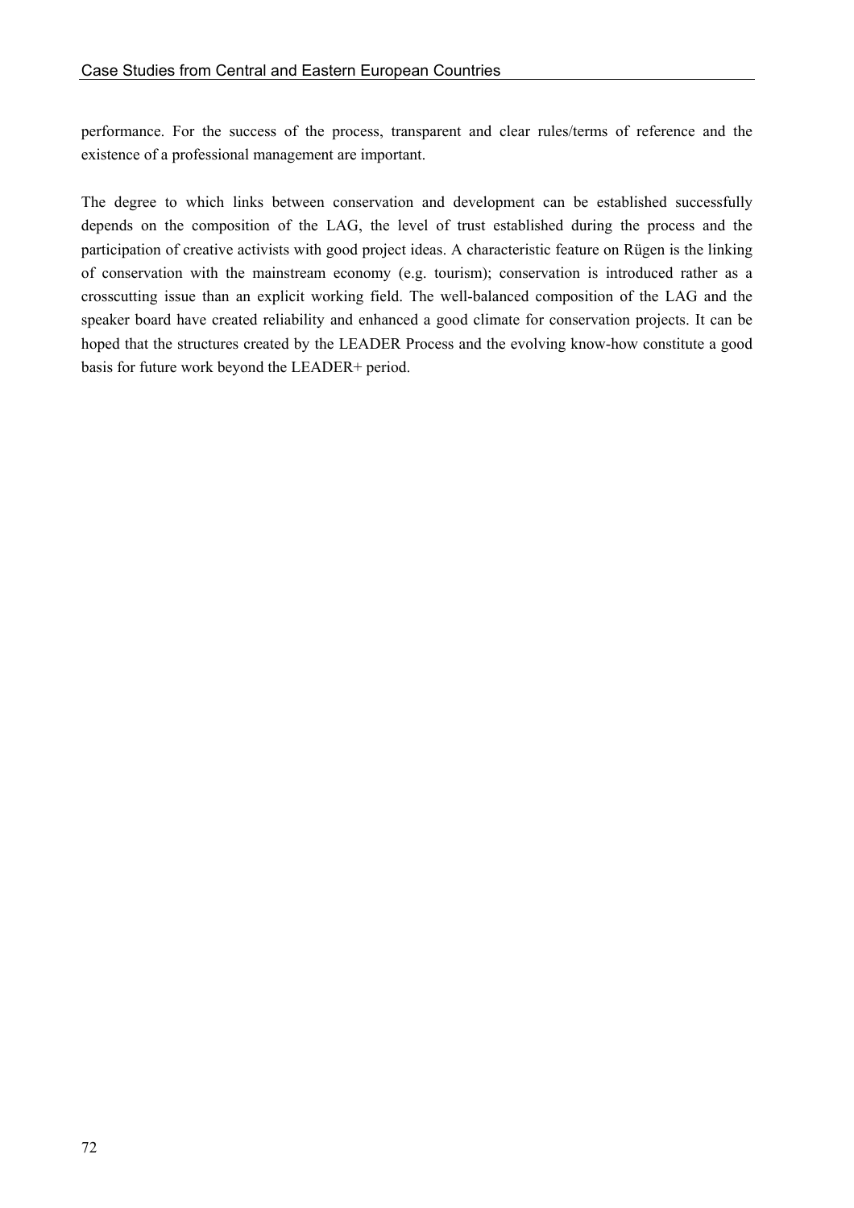performance. For the success of the process, transparent and clear rules/terms of reference and the existence of a professional management are important.

The degree to which links between conservation and development can be established successfully depends on the composition of the LAG, the level of trust established during the process and the participation of creative activists with good project ideas. A characteristic feature on Rügen is the linking of conservation with the mainstream economy (e.g. tourism); conservation is introduced rather as a crosscutting issue than an explicit working field. The well-balanced composition of the LAG and the speaker board have created reliability and enhanced a good climate for conservation projects. It can be hoped that the structures created by the LEADER Process and the evolving know-how constitute a good basis for future work beyond the LEADER+ period.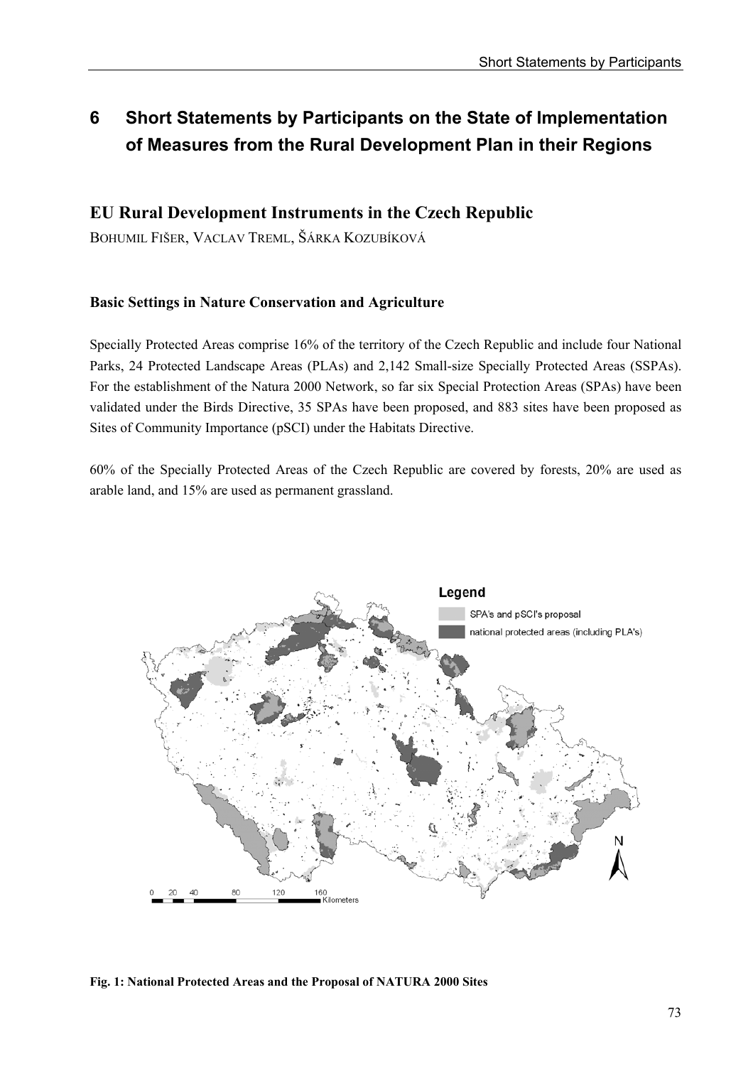# 6 Short Statements by Participants on the State of Implementation of Measures from the Rural Development Plan in their Regions

## EU Rural Development Instruments in the Czech Republic

BOHUMIL FIŠER, VACLAV TREML, ŠÁRKA KOZUBÍKOVÁ

### Basic Settings in Nature Conservation and Agriculture

Specially Protected Areas comprise 16% of the territory of the Czech Republic and include four National Parks, 24 Protected Landscape Areas (PLAs) and 2,142 Small-size Specially Protected Areas (SSPAs). For the establishment of the Natura 2000 Network, so far six Special Protection Areas (SPAs) have been validated under the Birds Directive, 35 SPAs have been proposed, and 883 sites have been proposed as Sites of Community Importance (pSCI) under the Habitats Directive.

60% of the Specially Protected Areas of the Czech Republic are covered by forests, 20% are used as arable land, and 15% are used as permanent grassland.

**Fig. 1: National Protected Areas and the Proposal of NATURA 2000 Sites**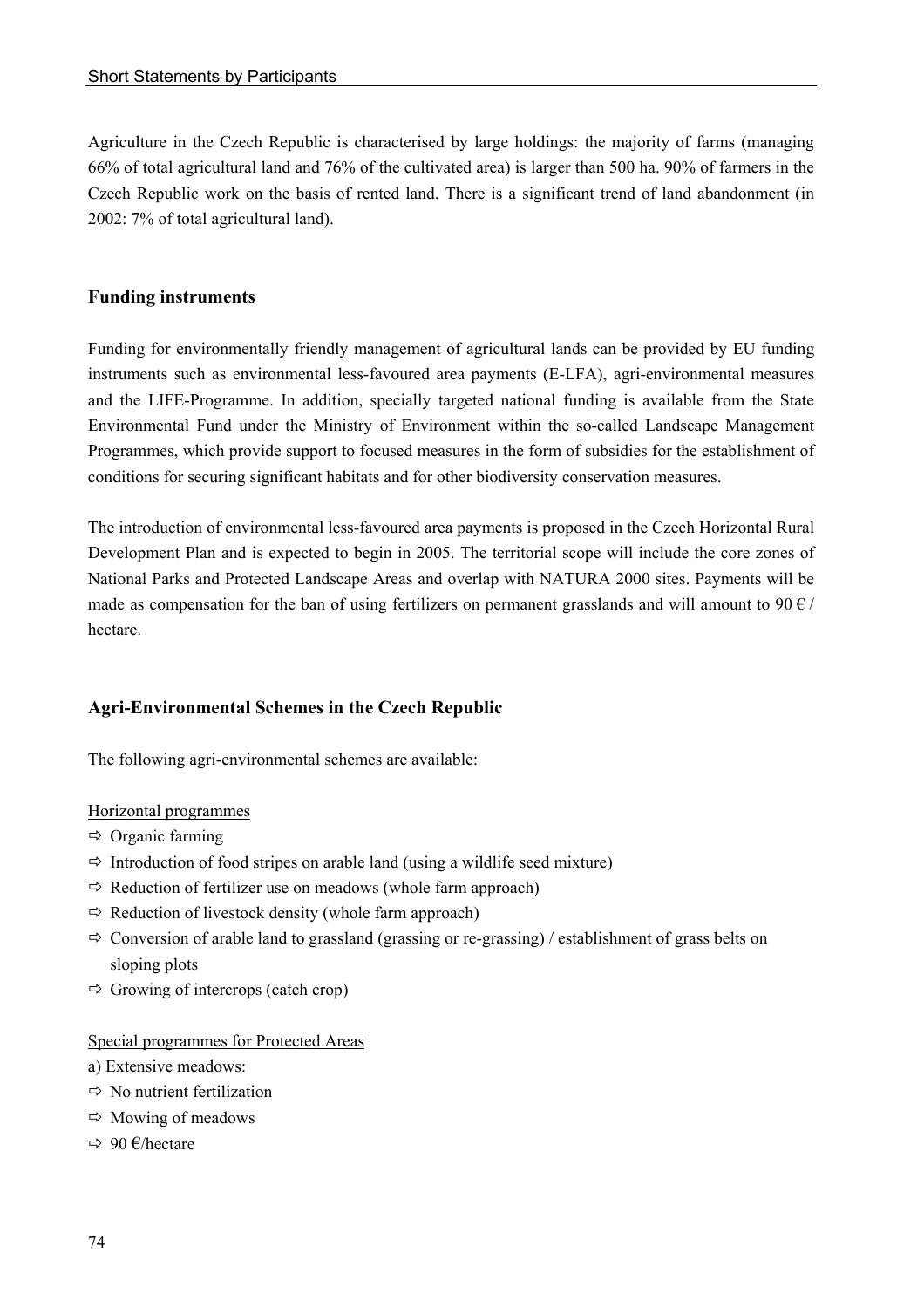Agriculture in the Czech Republic is characterised by large holdings: the majority of farms (managing 66% of total agricultural land and 76% of the cultivated area) is larger than 500 ha. 90% of farmers in the Czech Republic work on the basis of rented land. There is a significant trend of land abandonment (in 2002: 7% of total agricultural land).

## Funding instruments

Funding for environmentally friendly management of agricultural lands can be provided by EU funding instruments such as environmental less-favoured area payments (E-LFA), agri-environmental measures and the LIFE-Programme. In addition, specially targeted national funding is available from the State Environmental Fund under the Ministry of Environment within the so-called Landscape Management Programmes, which provide support to focused measures in the form of subsidies for the establishment of conditions for securing significant habitats and for other biodiversity conservation measures.

The introduction of environmental less-favoured area payments is proposed in the Czech Horizontal Rural Development Plan and is expected to begin in 2005. The territorial scope will include the core zones of National Parks and Protected Landscape Areas and overlap with NATURA 2000 sites. Payments will be made as compensation for the ban of using fertilizers on permanent grasslands and will amount to 90 € / hectare.

## Agri-Environmental Schemes in the Czech Republic

The following agri-environmental schemes are available:

Horizontal programmes

- ⇨ Organic farming
- ⇨ Introduction of food stripes on arable land (using a wildlife seed mixture)
- ⇨ Reduction of fertilizer use on meadows (whole farm approach)
- ⇨ Reduction of livestock density (whole farm approach)
- ⇨ Conversion of arable land to grassland (grassing or re-grassing) / establishment of grass belts on sloping plots
- ⇨ Growing of intercrops (catch crop)

Special programmes for Protected Areas

a) Extensive meadows:

- ⇨ No nutrient fertilization
- ⇨ Mowing of meadows
- ⇨ 90 €/hectare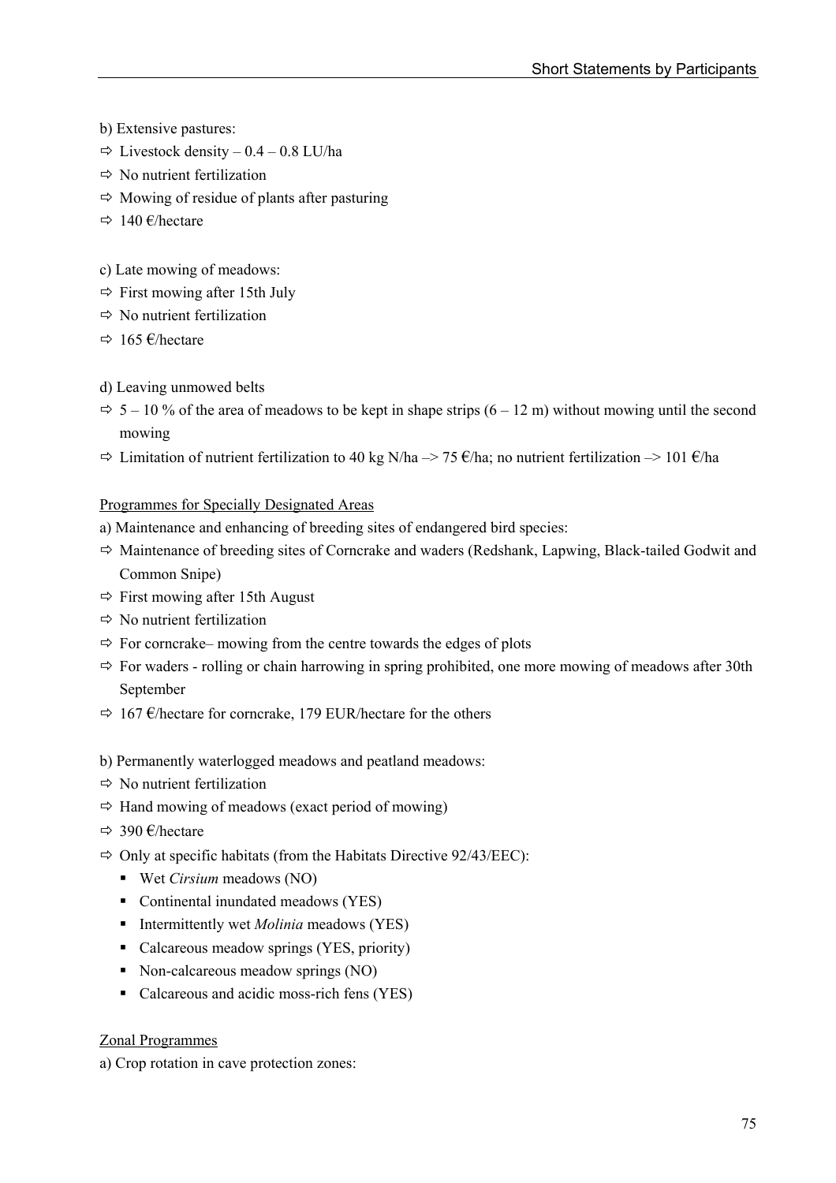b) Extensive pastures:

- ⇨ Livestock density – 0.4 – 0.8 LU/ha
- ⇨ No nutrient fertilization
- ⇨ Mowing of residue of plants after pasturing
- ⇨ 140 €/hectare

c) Late mowing of meadows:

- ⇨ First mowing after 15th July
- ⇨ No nutrient fertilization
- ⇨ 165 €/hectare

d) Leaving unmowed belts

- ⇨ 5 – 10 % of the area of meadows to be kept in shape strips (6 – 12 m) without mowing until the second mowing
- ⇨ Limitation of nutrient fertilization to 40 kg N/ha –> 75 €/ha; no nutrient fertilization –> 101 €/ha

<u>Programmes for Specially Designated Areas</u>

a) Maintenance and enhancing of breeding sites of endangered bird species:

- ⇨ Maintenance of breeding sites of Corncrake and waders (Redshank, Lapwing, Black-tailed Godwit and Common Snipe)
- ⇨ First mowing after 15th August
- ⇨ No nutrient fertilization
- ⇨ For corncrake– mowing from the centre towards the edges of plots
- ⇨ For waders - rolling or chain harrowing in spring prohibited, one more mowing of meadows after 30th September
- ⇨ 167 €/hectare for corncrake, 179 EUR/hectare for the others

b) Permanently waterlogged meadows and peatland meadows:

- ⇨ No nutrient fertilization
- ⇨ Hand mowing of meadows (exact period of mowing)
- ⇨ 390 €/hectare
- ⇨ Only at specific habitats (from the Habitats Directive 92/43/EEC):
  - Wet *Cirsium* meadows (NO)
  - Continental inundated meadows (YES)
  - Intermittently wet *Molinia* meadows (YES)
  - Calcareous meadow springs (YES, priority)
  - Non-calcareous meadow springs (NO)
  - Calcareous and acidic moss-rich fens (YES)

<u>Zonal Programmes</u>

a) Crop rotation in cave protection zones: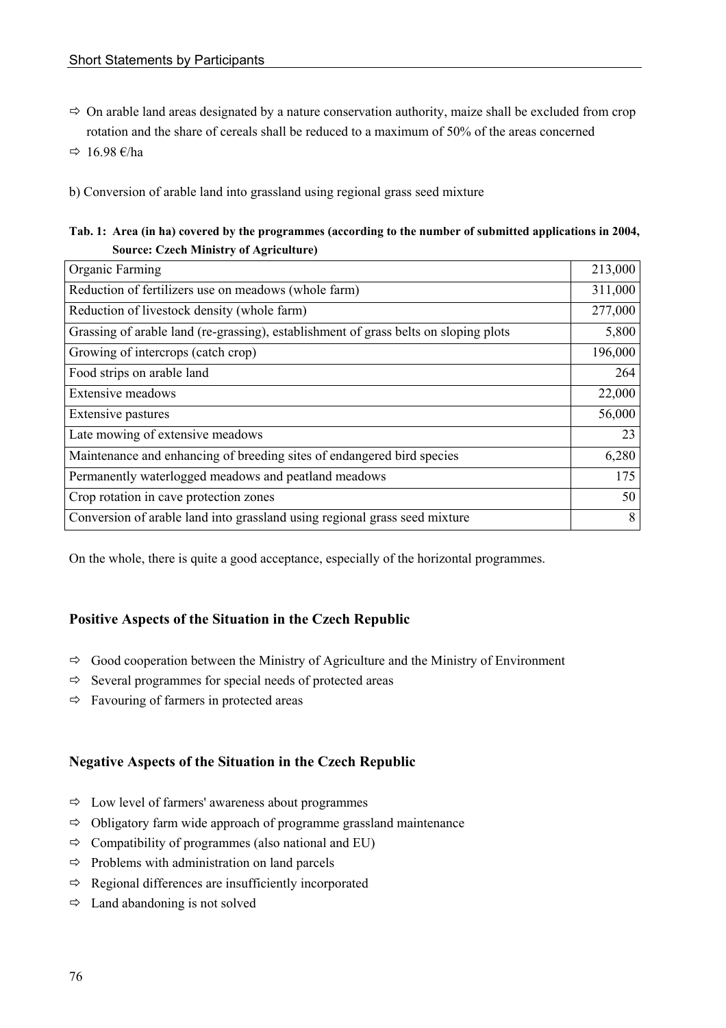- ⇨ On arable land areas designated by a nature conservation authority, maize shall be excluded from crop rotation and the share of cereals shall be reduced to a maximum of 50% of the areas concerned
- ⇨ 16.98 €/ha

b) Conversion of arable land into grassland using regional grass seed mixture

**Tab. 1: Area (in ha) covered by the programmes (according to the number of submitted applications in 2004, Source: Czech Ministry of Agriculture)**

| Programme | Area (ha) |
|---|---|
| Organic Farming | 213,000 |
| Reduction of fertilizers use on meadows (whole farm) | 311,000 |
| Reduction of livestock density (whole farm) | 277,000 |
| Grassing of arable land (re-grassing), establishment of grass belts on sloping plots | 5,800 |
| Growing of intercrops (catch crop) | 196,000 |
| Food strips on arable land | 264 |
| Extensive meadows | 22,000 |
| Extensive pastures | 56,000 |
| Late mowing of extensive meadows | 23 |
| Maintenance and enhancing of breeding sites of endangered bird species | 6,280 |
| Permanently waterlogged meadows and peatland meadows | 175 |
| Crop rotation in cave protection zones | 50 |
| Conversion of arable land into grassland using regional grass seed mixture | 8 |

On the whole, there is quite a good acceptance, especially of the horizontal programmes.

## Positive Aspects of the Situation in the Czech Republic

- ⇨ Good cooperation between the Ministry of Agriculture and the Ministry of Environment
- ⇨ Several programmes for special needs of protected areas
- ⇨ Favouring of farmers in protected areas

## Negative Aspects of the Situation in the Czech Republic

- ⇨ Low level of farmers' awareness about programmes
- ⇨ Obligatory farm wide approach of programme grassland maintenance
- ⇨ Compatibility of programmes (also national and EU)
- ⇨ Problems with administration on land parcels
- ⇨ Regional differences are insufficiently incorporated
- ⇨ Land abandoning is not solved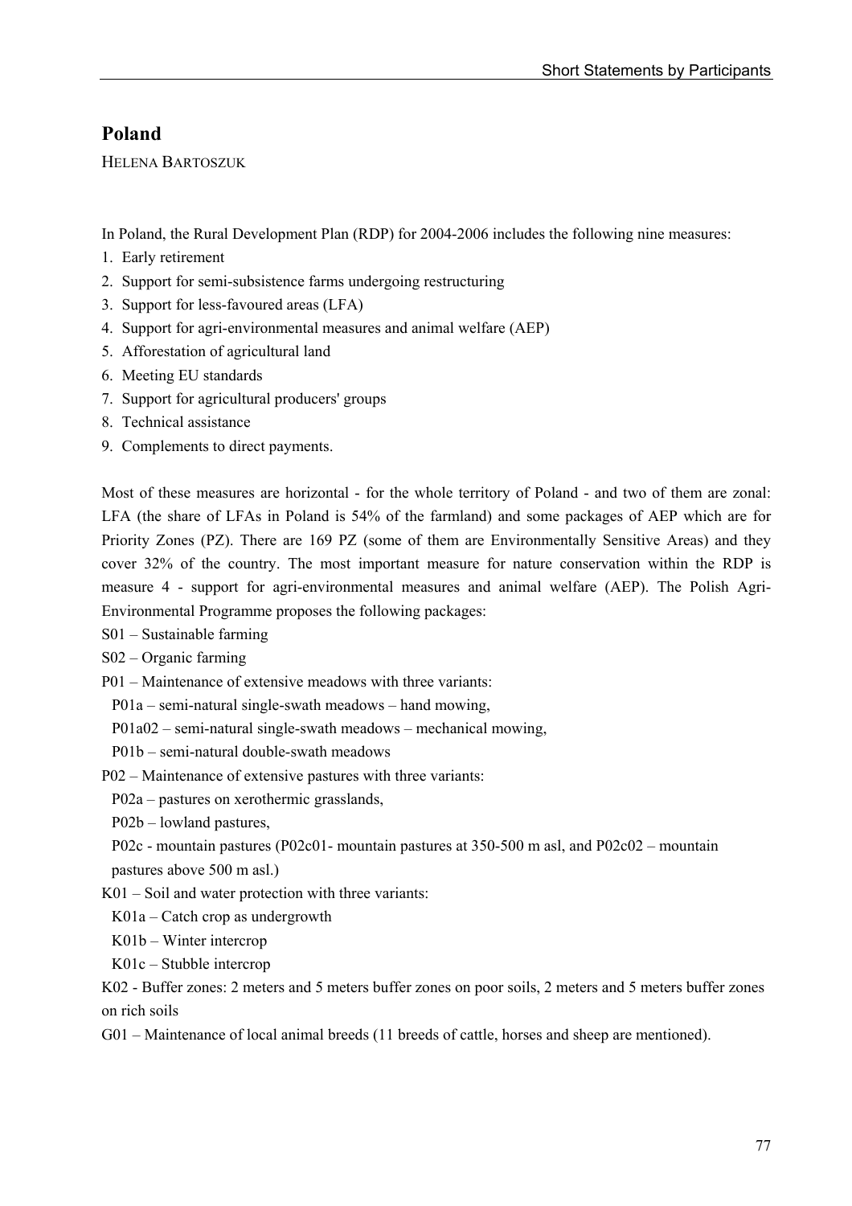## Poland

HELENA BARTOSZUK

In Poland, the Rural Development Plan (RDP) for 2004-2006 includes the following nine measures:

1. Early retirement
2. Support for semi-subsistence farms undergoing restructuring
3. Support for less-favoured areas (LFA)
4. Support for agri-environmental measures and animal welfare (AEP)
5. Afforestation of agricultural land
6. Meeting EU standards
7. Support for agricultural producers' groups
8. Technical assistance
9. Complements to direct payments.

Most of these measures are horizontal - for the whole territory of Poland - and two of them are zonal: LFA (the share of LFAs in Poland is 54% of the farmland) and some packages of AEP which are for Priority Zones (PZ). There are 169 PZ (some of them are Environmentally Sensitive Areas) and they cover 32% of the country. The most important measure for nature conservation within the RDP is measure 4 - support for agri-environmental measures and animal welfare (AEP). The Polish Agri-Environmental Programme proposes the following packages:

S01 – Sustainable farming

S02 – Organic farming

P01 – Maintenance of extensive meadows with three variants:

- P01a – semi-natural single-swath meadows – hand mowing,
- P01a02 – semi-natural single-swath meadows – mechanical mowing,
- P01b – semi-natural double-swath meadows

P02 – Maintenance of extensive pastures with three variants:

- P02a – pastures on xerothermic grasslands,
- P02b – lowland pastures,
- P02c - mountain pastures (P02c01- mountain pastures at 350-500 m asl, and P02c02 – mountain pastures above 500 m asl.)

K01 – Soil and water protection with three variants:

- K01a – Catch crop as undergrowth
- K01b – Winter intercrop
- K01c – Stubble intercrop

K02 - Buffer zones: 2 meters and 5 meters buffer zones on poor soils, 2 meters and 5 meters buffer zones on rich soils

G01 – Maintenance of local animal breeds (11 breeds of cattle, horses and sheep are mentioned).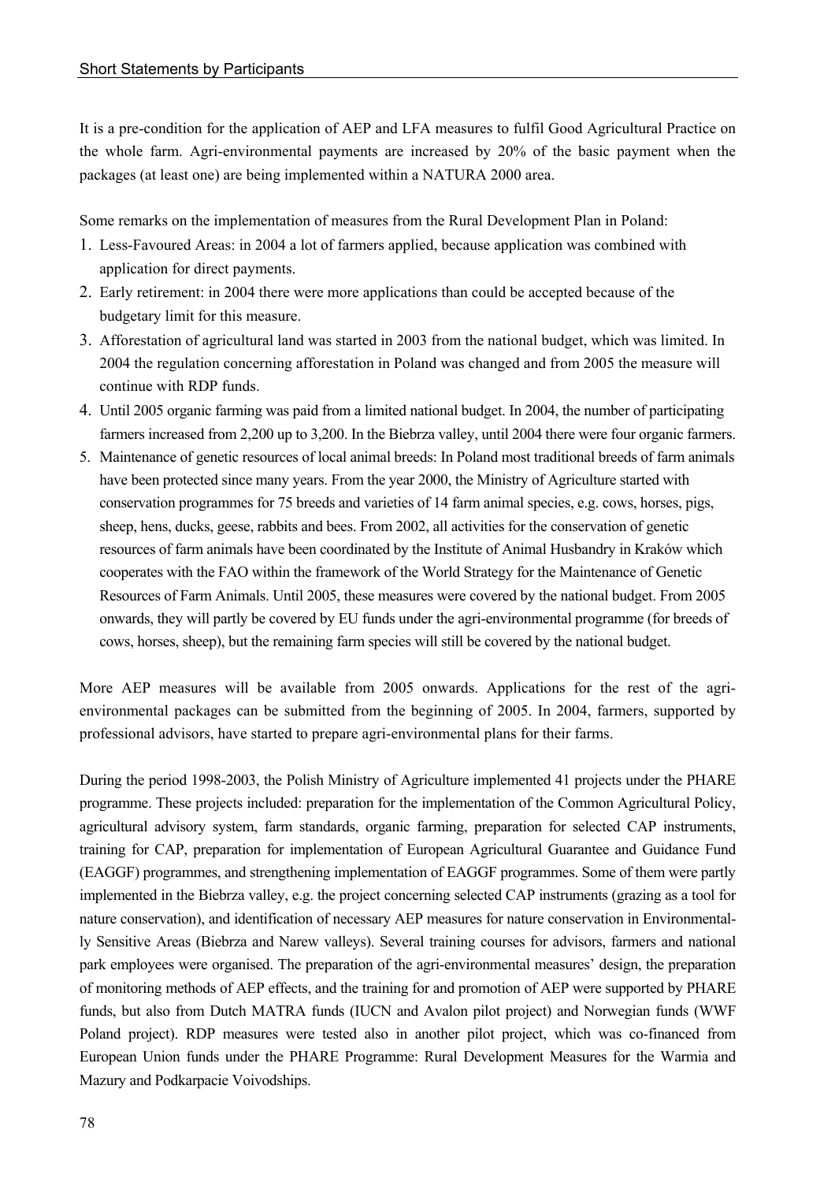It is a pre-condition for the application of AEP and LFA measures to fulfil Good Agricultural Practice on the whole farm. Agri-environmental payments are increased by 20% of the basic payment when the packages (at least one) are being implemented within a NATURA 2000 area.

Some remarks on the implementation of measures from the Rural Development Plan in Poland:

1. Less-Favoured Areas: in 2004 a lot of farmers applied, because application was combined with application for direct payments.
2. Early retirement: in 2004 there were more applications than could be accepted because of the budgetary limit for this measure.
3. Afforestation of agricultural land was started in 2003 from the national budget, which was limited. In 2004 the regulation concerning afforestation in Poland was changed and from 2005 the measure will continue with RDP funds.
4. Until 2005 organic farming was paid from a limited national budget. In 2004, the number of participating farmers increased from 2,200 up to 3,200. In the Biebrza valley, until 2004 there were four organic farmers.
5. Maintenance of genetic resources of local animal breeds: In Poland most traditional breeds of farm animals have been protected since many years. From the year 2000, the Ministry of Agriculture started with conservation programmes for 75 breeds and varieties of 14 farm animal species, e.g. cows, horses, pigs, sheep, hens, ducks, geese, rabbits and bees. From 2002, all activities for the conservation of genetic resources of farm animals have been coordinated by the Institute of Animal Husbandry in Kraków which cooperates with the FAO within the framework of the World Strategy for the Maintenance of Genetic Resources of Farm Animals. Until 2005, these measures were covered by the national budget. From 2005 onwards, they will partly be covered by EU funds under the agri-environmental programme (for breeds of cows, horses, sheep), but the remaining farm species will still be covered by the national budget.

More AEP measures will be available from 2005 onwards. Applications for the rest of the agri-environmental packages can be submitted from the beginning of 2005. In 2004, farmers, supported by professional advisors, have started to prepare agri-environmental plans for their farms.

During the period 1998-2003, the Polish Ministry of Agriculture implemented 41 projects under the PHARE programme. These projects included: preparation for the implementation of the Common Agricultural Policy, agricultural advisory system, farm standards, organic farming, preparation for selected CAP instruments, training for CAP, preparation for implementation of European Agricultural Guarantee and Guidance Fund (EAGGF) programmes, and strengthening implementation of EAGGF programmes. Some of them were partly implemented in the Biebrza valley, e.g. the project concerning selected CAP instruments (grazing as a tool for nature conservation), and identification of necessary AEP measures for nature conservation in Environmentally Sensitive Areas (Biebrza and Narew valleys). Several training courses for advisors, farmers and national park employees were organised. The preparation of the agri-environmental measures' design, the preparation of monitoring methods of AEP effects, and the training for and promotion of AEP were supported by PHARE funds, but also from Dutch MATRA funds (IUCN and Avalon pilot project) and Norwegian funds (WWF Poland project). RDP measures were tested also in another pilot project, which was co-financed from European Union funds under the PHARE Programme: Rural Development Measures for the Warmia and Mazury and Podkarpacie Voivodships.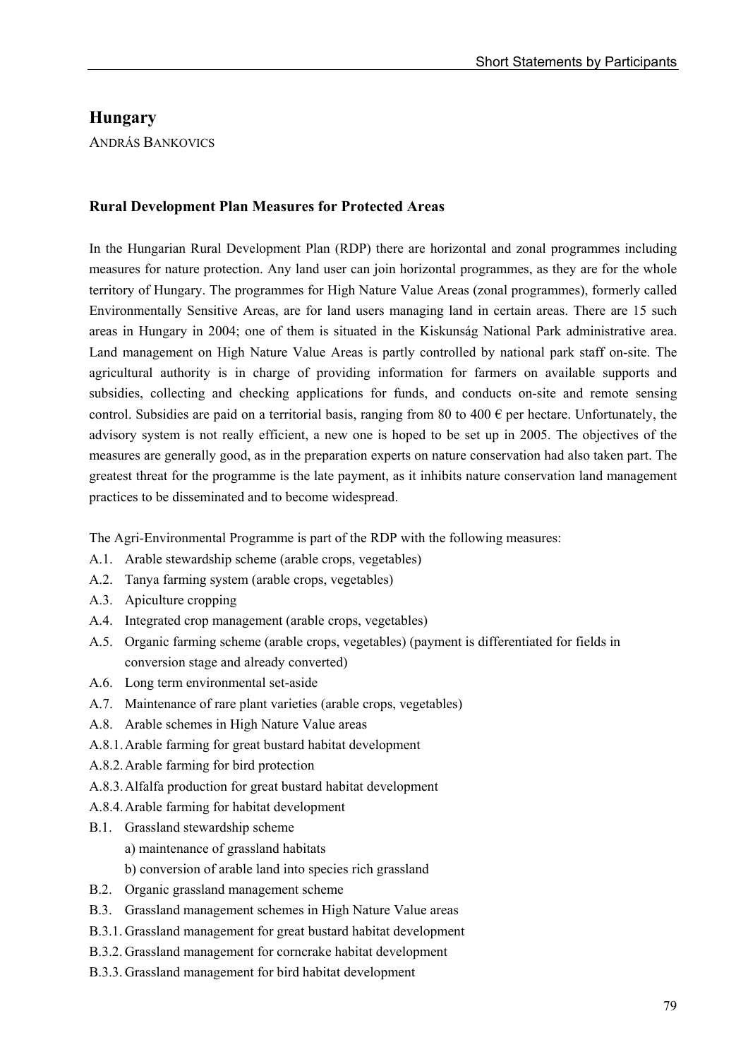## Hungary

ANDRÁS BANKOVICS

### Rural Development Plan Measures for Protected Areas

In the Hungarian Rural Development Plan (RDP) there are horizontal and zonal programmes including measures for nature protection. Any land user can join horizontal programmes, as they are for the whole territory of Hungary. The programmes for High Nature Value Areas (zonal programmes), formerly called Environmentally Sensitive Areas, are for land users managing land in certain areas. There are 15 such areas in Hungary in 2004; one of them is situated in the Kiskunság National Park administrative area. Land management on High Nature Value Areas is partly controlled by national park staff on-site. The agricultural authority is in charge of providing information for farmers on available supports and subsidies, collecting and checking applications for funds, and conducts on-site and remote sensing control. Subsidies are paid on a territorial basis, ranging from 80 to 400 € per hectare. Unfortunately, the advisory system is not really efficient, a new one is hoped to be set up in 2005. The objectives of the measures are generally good, as in the preparation experts on nature conservation had also taken part. The greatest threat for the programme is the late payment, as it inhibits nature conservation land management practices to be disseminated and to become widespread.

The Agri-Environmental Programme is part of the RDP with the following measures:

- A.1. Arable stewardship scheme (arable crops, vegetables)
- A.2. Tanya farming system (arable crops, vegetables)
- A.3. Apiculture cropping
- A.4. Integrated crop management (arable crops, vegetables)
- A.5. Organic farming scheme (arable crops, vegetables) (payment is differentiated for fields in conversion stage and already converted)
- A.6. Long term environmental set-aside
- A.7. Maintenance of rare plant varieties (arable crops, vegetables)
- A.8. Arable schemes in High Nature Value areas
- A.8.1. Arable farming for great bustard habitat development
- A.8.2. Arable farming for bird protection
- A.8.3. Alfalfa production for great bustard habitat development
- A.8.4. Arable farming for habitat development
- B.1. Grassland stewardship scheme
  - a) maintenance of grassland habitats
  - b) conversion of arable land into species rich grassland
- B.2. Organic grassland management scheme
- B.3. Grassland management schemes in High Nature Value areas
- B.3.1. Grassland management for great bustard habitat development
- B.3.2. Grassland management for corncrake habitat development
- B.3.3. Grassland management for bird habitat development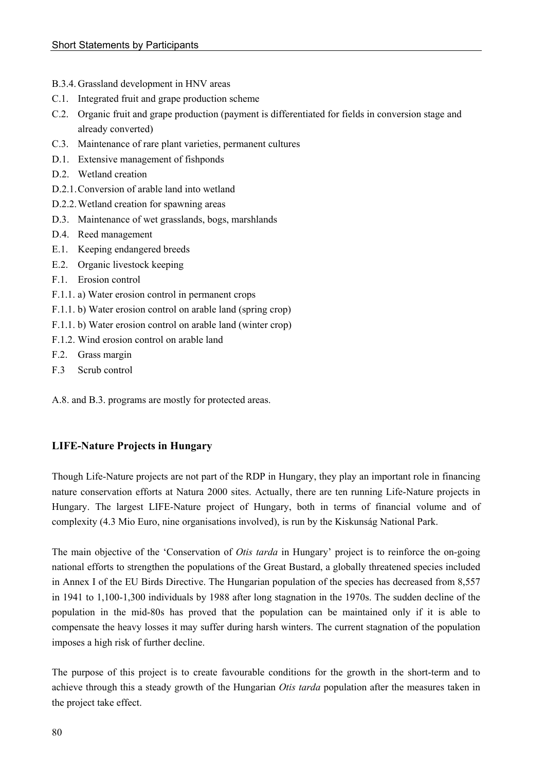B.3.4. Grassland development in HNV areas
C.1. Integrated fruit and grape production scheme
C.2. Organic fruit and grape production (payment is differentiated for fields in conversion stage and already converted)
C.3. Maintenance of rare plant varieties, permanent cultures
D.1. Extensive management of fishponds
D.2. Wetland creation
D.2.1. Conversion of arable land into wetland
D.2.2. Wetland creation for spawning areas
D.3. Maintenance of wet grasslands, bogs, marshlands
D.4. Reed management
E.1. Keeping endangered breeds
E.2. Organic livestock keeping
F.1. Erosion control
F.1.1. a) Water erosion control in permanent crops
F.1.1. b) Water erosion control on arable land (spring crop)
F.1.1. b) Water erosion control on arable land (winter crop)
F.1.2. Wind erosion control on arable land
F.2. Grass margin
F.3 Scrub control

A.8. and B.3. programs are mostly for protected areas.

### LIFE-Nature Projects in Hungary

Though Life-Nature projects are not part of the RDP in Hungary, they play an important role in financing nature conservation efforts at Natura 2000 sites. Actually, there are ten running Life-Nature projects in Hungary. The largest LIFE-Nature project of Hungary, both in terms of financial volume and of complexity (4.3 Mio Euro, nine organisations involved), is run by the Kiskunság National Park.

The main objective of the 'Conservation of *Otis tarda* in Hungary' project is to reinforce the on-going national efforts to strengthen the populations of the Great Bustard, a globally threatened species included in Annex I of the EU Birds Directive. The Hungarian population of the species has decreased from 8,557 in 1941 to 1,100-1,300 individuals by 1988 after long stagnation in the 1970s. The sudden decline of the population in the mid-80s has proved that the population can be maintained only if it is able to compensate the heavy losses it may suffer during harsh winters. The current stagnation of the population imposes a high risk of further decline.

The purpose of this project is to create favourable conditions for the growth in the short-term and to achieve through this a steady growth of the Hungarian *Otis tarda* population after the measures taken in the project take effect.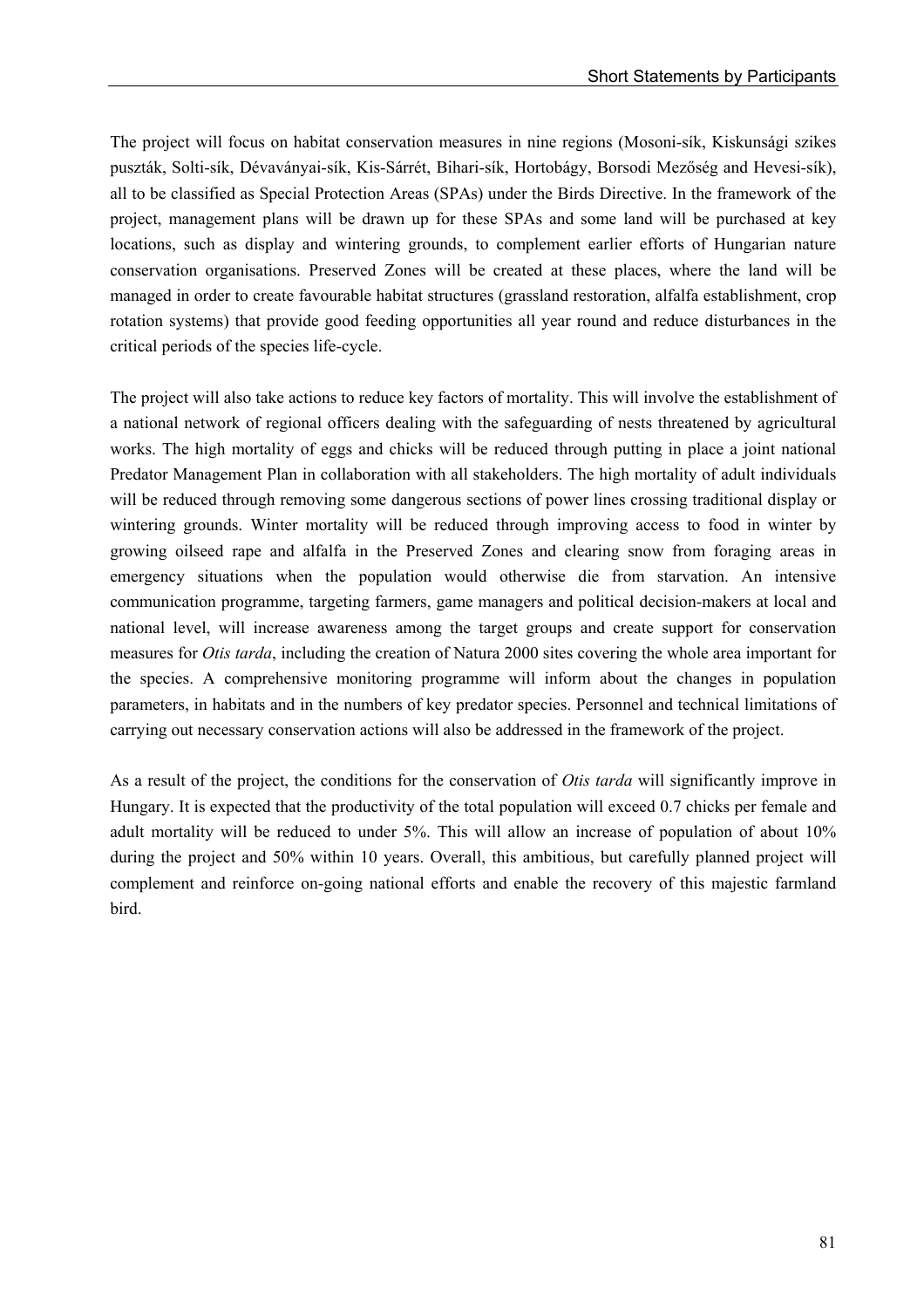The project will focus on habitat conservation measures in nine regions (Mosoni-sík, Kiskunsági szikes puszták, Solti-sík, Dévaványai-sík, Kis-Sárrét, Bihari-sík, Hortobágy, Borsodi Mezőség and Hevesi-sík), all to be classified as Special Protection Areas (SPAs) under the Birds Directive. In the framework of the project, management plans will be drawn up for these SPAs and some land will be purchased at key locations, such as display and wintering grounds, to complement earlier efforts of Hungarian nature conservation organisations. Preserved Zones will be created at these places, where the land will be managed in order to create favourable habitat structures (grassland restoration, alfalfa establishment, crop rotation systems) that provide good feeding opportunities all year round and reduce disturbances in the critical periods of the species life-cycle.

The project will also take actions to reduce key factors of mortality. This will involve the establishment of a national network of regional officers dealing with the safeguarding of nests threatened by agricultural works. The high mortality of eggs and chicks will be reduced through putting in place a joint national Predator Management Plan in collaboration with all stakeholders. The high mortality of adult individuals will be reduced through removing some dangerous sections of power lines crossing traditional display or wintering grounds. Winter mortality will be reduced through improving access to food in winter by growing oilseed rape and alfalfa in the Preserved Zones and clearing snow from foraging areas in emergency situations when the population would otherwise die from starvation. An intensive communication programme, targeting farmers, game managers and political decision-makers at local and national level, will increase awareness among the target groups and create support for conservation measures for *Otis tarda*, including the creation of Natura 2000 sites covering the whole area important for the species. A comprehensive monitoring programme will inform about the changes in population parameters, in habitats and in the numbers of key predator species. Personnel and technical limitations of carrying out necessary conservation actions will also be addressed in the framework of the project.

As a result of the project, the conditions for the conservation of *Otis tarda* will significantly improve in Hungary. It is expected that the productivity of the total population will exceed 0.7 chicks per female and adult mortality will be reduced to under 5%. This will allow an increase of population of about 10% during the project and 50% within 10 years. Overall, this ambitious, but carefully planned project will complement and reinforce on-going national efforts and enable the recovery of this majestic farmland bird.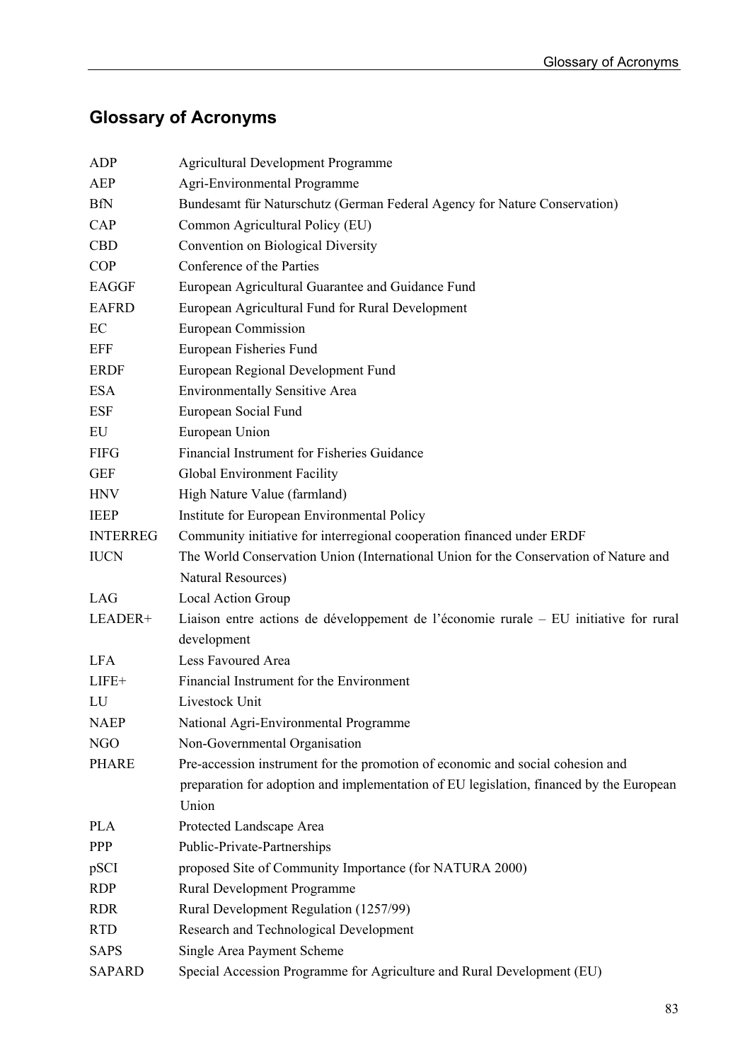## Glossary of Acronyms

| | |
|---|---|
| ADP | Agricultural Development Programme |
| AEP | Agri-Environmental Programme |
| BfN | Bundesamt für Naturschutz (German Federal Agency for Nature Conservation) |
| CAP | Common Agricultural Policy (EU) |
| CBD | Convention on Biological Diversity |
| COP | Conference of the Parties |
| EAGGF | European Agricultural Guarantee and Guidance Fund |
| EAFRD | European Agricultural Fund for Rural Development |
| EC | European Commission |
| EFF | European Fisheries Fund |
| ERDF | European Regional Development Fund |
| ESA | Environmentally Sensitive Area |
| ESF | European Social Fund |
| EU | European Union |
| FIFG | Financial Instrument for Fisheries Guidance |
| GEF | Global Environment Facility |
| HNV | High Nature Value (farmland) |
| IEEP | Institute for European Environmental Policy |
| INTERREG | Community initiative for interregional cooperation financed under ERDF |
| IUCN | The World Conservation Union (International Union for the Conservation of Nature and Natural Resources) |
| LAG | Local Action Group |
| LEADER+ | Liaison entre actions de développement de l'économie rurale – EU initiative for rural development |
| LFA | Less Favoured Area |
| LIFE+ | Financial Instrument for the Environment |
| LU | Livestock Unit |
| NAEP | National Agri-Environmental Programme |
| NGO | Non-Governmental Organisation |
| PHARE | Pre-accession instrument for the promotion of economic and social cohesion and preparation for adoption and implementation of EU legislation, financed by the European Union |
| PLA | Protected Landscape Area |
| PPP | Public-Private-Partnerships |
| pSCI | proposed Site of Community Importance (for NATURA 2000) |
| RDP | Rural Development Programme |
| RDR | Rural Development Regulation (1257/99) |
| RTD | Research and Technological Development |
| SAPS | Single Area Payment Scheme |
| SAPARD | Special Accession Programme for Agriculture and Rural Development (EU) |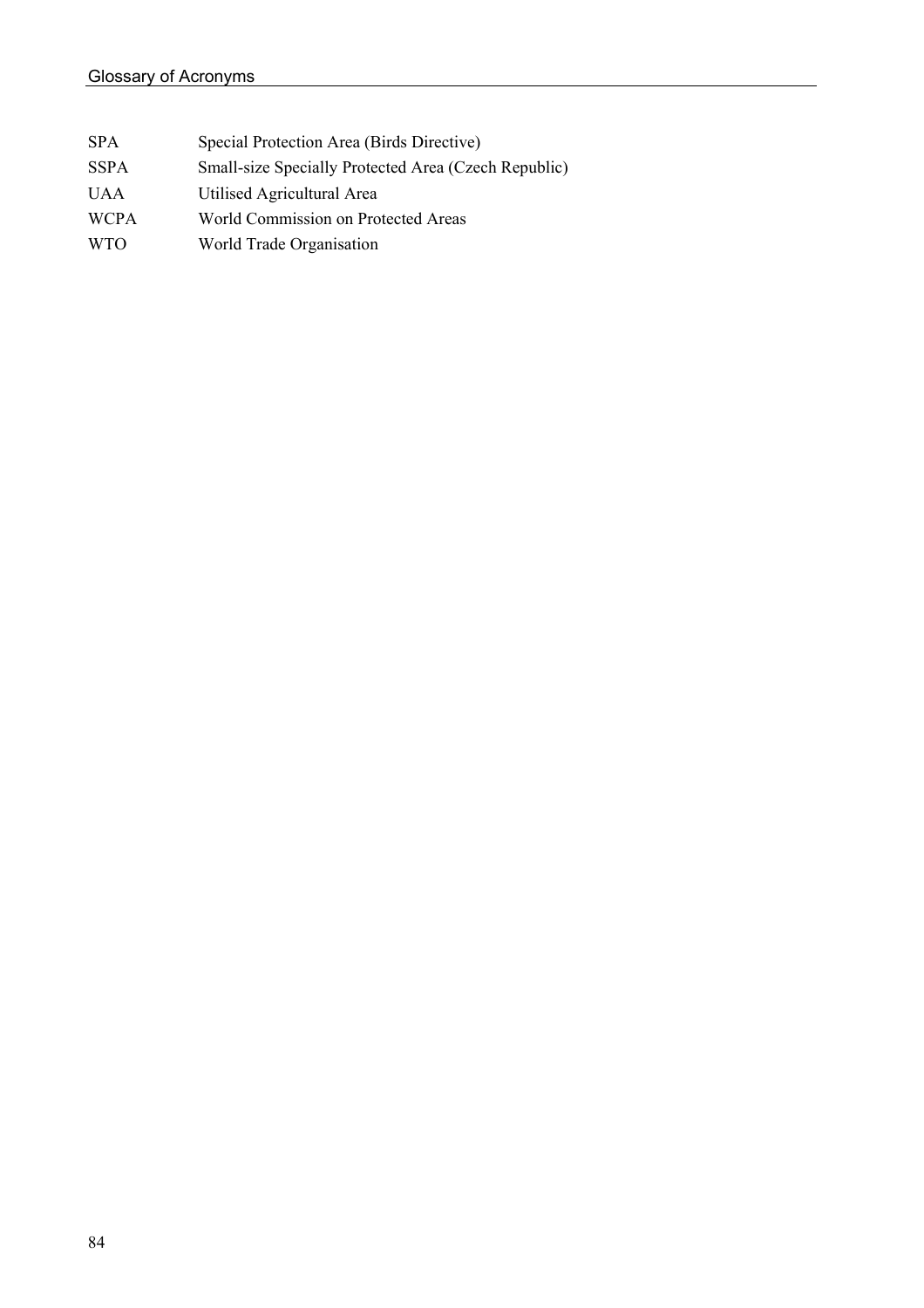| | |
|---|---|
| SPA | Special Protection Area (Birds Directive) |
| SSPA | Small-size Specially Protected Area (Czech Republic) |
| UAA | Utilised Agricultural Area |
| WCPA | World Commission on Protected Areas |
| WTO | World Trade Organisation |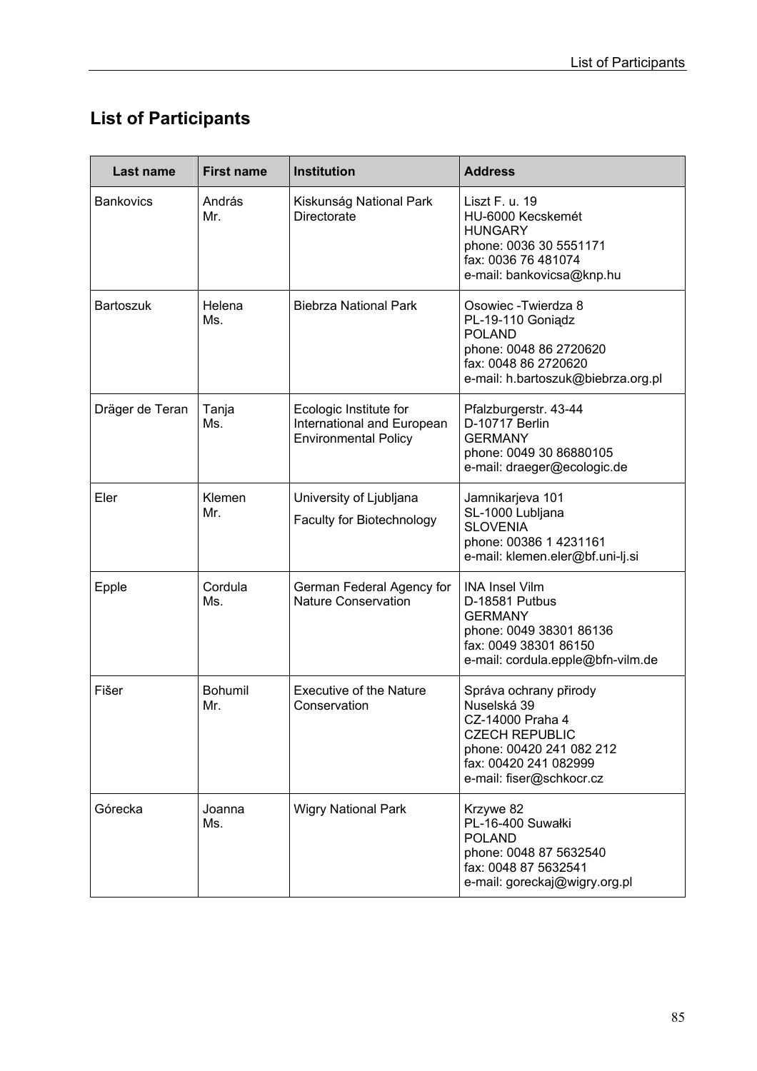## List of Participants

| Last name | First name | Institution | Address |
|---|---|---|---|
| Bankovics | András<br>Mr. | Kiskunság National Park Directorate | Liszt F. u. 19<br>HU-6000 Kecskemét<br>HUNGARY<br>phone: 0036 30 5551171<br>fax: 0036 76 481074<br>e-mail: bankovicsa@knp.hu |
| Bartoszuk | Helena<br>Ms. | Biebrza National Park | Osowiec -Twierdza 8<br>PL-19-110 Goniądz<br>POLAND<br>phone: 0048 86 2720620<br>fax: 0048 86 2720620<br>e-mail: h.bartoszuk@biebrza.org.pl |
| Dräger de Teran | Tanja<br>Ms. | Ecologic Institute for International and European Environmental Policy | Pfalzburgerstr. 43-44<br>D-10717 Berlin<br>GERMANY<br>phone: 0049 30 86880105<br>e-mail: draeger@ecologic.de |
| Eler | Klemen<br>Mr. | University of Ljubljana<br>Faculty for Biotechnology | Jamnikarjeva 101<br>SL-1000 Lubljana<br>SLOVENIA<br>phone: 00386 1 4231161<br>e-mail: klemen.eler@bf.uni-lj.si |
| Epple | Cordula<br>Ms. | German Federal Agency for Nature Conservation | INA Insel Vilm<br>D-18581 Putbus<br>GERMANY<br>phone: 0049 38301 86136<br>fax: 0049 38301 86150<br>e-mail: cordula.epple@bfn-vilm.de |
| Fišer | Bohumil<br>Mr. | Executive of the Nature Conservation | Správa ochrany přirody<br>Nuselská 39<br>CZ-14000 Praha 4<br>CZECH REPUBLIC<br>phone: 00420 241 082 212<br>fax: 00420 241 082999<br>e-mail: fiser@schkocr.cz |
| Górecka | Joanna<br>Ms. | Wigry National Park | Krzywe 82<br>PL-16-400 Suwałki<br>POLAND<br>phone: 0048 87 5632540<br>fax: 0048 87 5632541<br>e-mail: goreckaj@wigry.org.pl |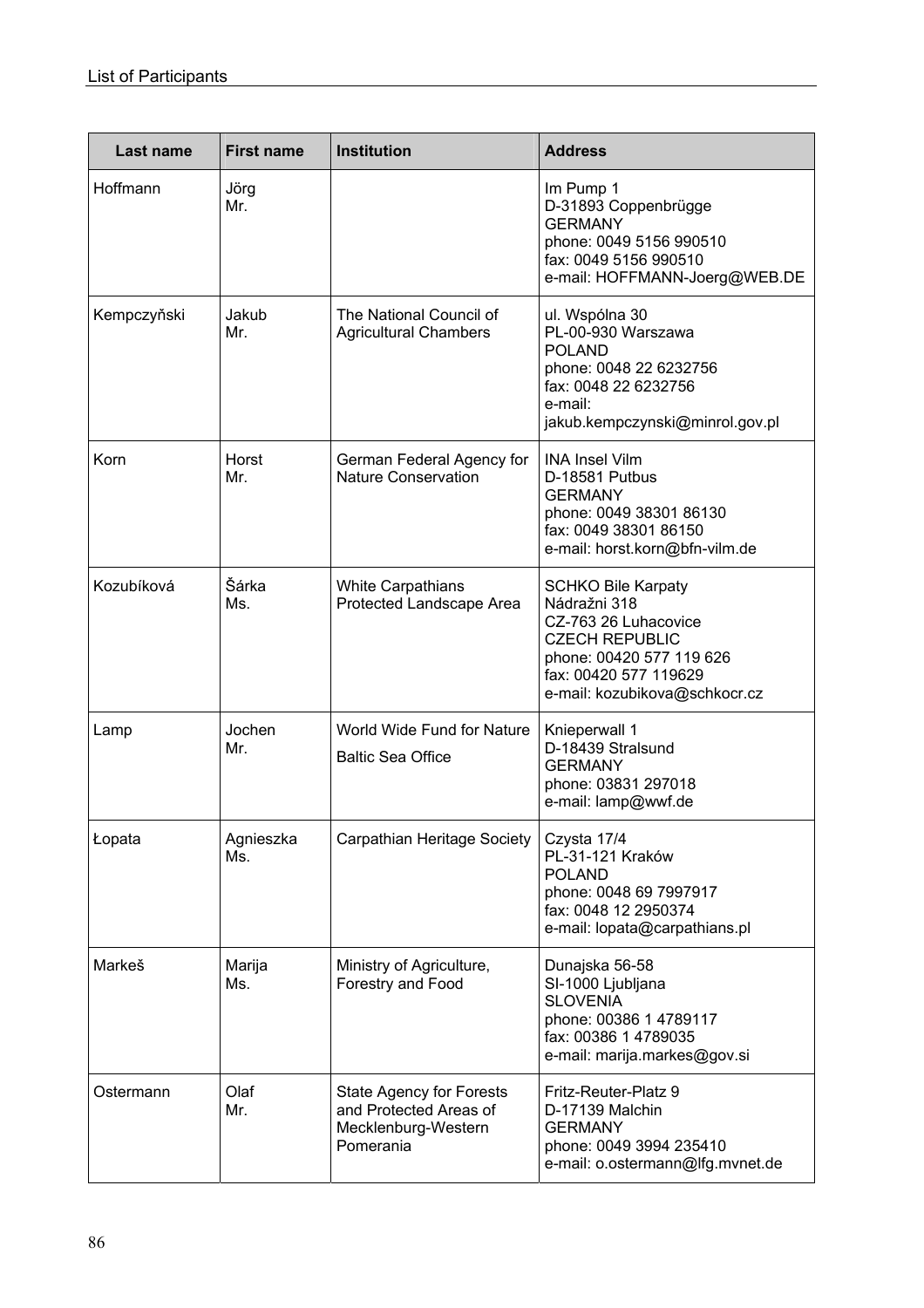| Last name | First name | Institution | Address |
|---|---|---|---|
| Hoffmann | Jörg<br>Mr. | | Im Pump 1<br>D-31893 Coppenbrügge<br>GERMANY<br>phone: 0049 5156 990510<br>fax: 0049 5156 990510<br>e-mail: HOFFMANN-Joerg@WEB.DE |
| Kempczyňski | Jakub<br>Mr. | The National Council of Agricultural Chambers | ul. Wspólna 30<br>PL-00-930 Warszawa<br>POLAND<br>phone: 0048 22 6232756<br>fax: 0048 22 6232756<br>e-mail:<br>jakub.kempczynski@minrol.gov.pl |
| Korn | Horst<br>Mr. | German Federal Agency for Nature Conservation | INA Insel Vilm<br>D-18581 Putbus<br>GERMANY<br>phone: 0049 38301 86130<br>fax: 0049 38301 86150<br>e-mail: horst.korn@bfn-vilm.de |
| Kozubíková | Šárka<br>Ms. | White Carpathians Protected Landscape Area | SCHKO Bile Karpaty<br>Nádražni 318<br>CZ-763 26 Luhacovice<br>CZECH REPUBLIC<br>phone: 00420 577 119 626<br>fax: 00420 577 119629<br>e-mail: kozubikova@schkocr.cz |
| Lamp | Jochen<br>Mr. | World Wide Fund for Nature<br>Baltic Sea Office | Knieperwall 1<br>D-18439 Stralsund<br>GERMANY<br>phone: 03831 297018<br>e-mail: lamp@wwf.de |
| Łopata | Agnieszka<br>Ms. | Carpathian Heritage Society | Czysta 17/4<br>PL-31-121 Kraków<br>POLAND<br>phone: 0048 69 7997917<br>fax: 0048 12 2950374<br>e-mail: lopata@carpathians.pl |
| Markeš | Marija<br>Ms. | Ministry of Agriculture, Forestry and Food | Dunajska 56-58<br>SI-1000 Ljubljana<br>SLOVENIA<br>phone: 00386 1 4789117<br>fax: 00386 1 4789035<br>e-mail: marija.markes@gov.si |
| Ostermann | Olaf<br>Mr. | State Agency for Forests and Protected Areas of Mecklenburg-Western Pomerania | Fritz-Reuter-Platz 9<br>D-17139 Malchin<br>GERMANY<br>phone: 0049 3994 235410<br>e-mail: o.ostermann@lfg.mvnet.de |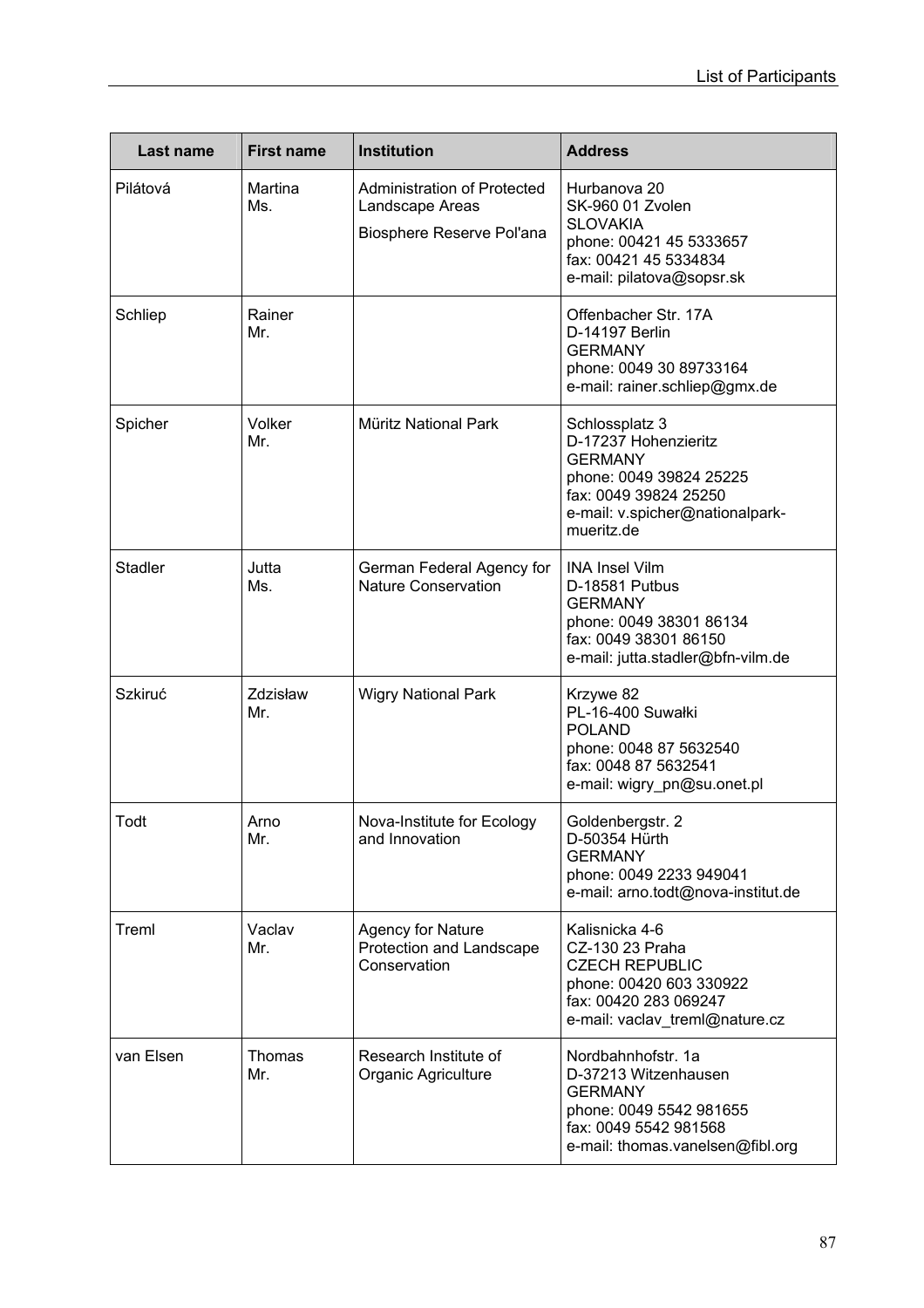| Last name | First name | Institution | Address |
|---|---|---|---|
| Pilátová | Martina<br>Ms. | Administration of Protected Landscape Areas<br>Biosphere Reserve Pol'ana | Hurbanova 20<br>SK-960 01 Zvolen<br>SLOVAKIA<br>phone: 00421 45 5333657<br>fax: 00421 45 5334834<br>e-mail: pilatova@sopsr.sk |
| Schliep | Rainer<br>Mr. | | Offenbacher Str. 17A<br>D-14197 Berlin<br>GERMANY<br>phone: 0049 30 89733164<br>e-mail: rainer.schliep@gmx.de |
| Spicher | Volker<br>Mr. | Müritz National Park | Schlossplatz 3<br>D-17237 Hohenzieritz<br>GERMANY<br>phone: 0049 39824 25225<br>fax: 0049 39824 25250<br>e-mail: v.spicher@nationalpark-mueritz.de |
| Stadler | Jutta<br>Ms. | German Federal Agency for Nature Conservation | INA Insel Vilm<br>D-18581 Putbus<br>GERMANY<br>phone: 0049 38301 86134<br>fax: 0049 38301 86150<br>e-mail: jutta.stadler@bfn-vilm.de |
| Szkiruć | Zdzisław<br>Mr. | Wigry National Park | Krzywe 82<br>PL-16-400 Suwałki<br>POLAND<br>phone: 0048 87 5632540<br>fax: 0048 87 5632541<br>e-mail: wigry_pn@su.onet.pl |
| Todt | Arno<br>Mr. | Nova-Institute for Ecology and Innovation | Goldenbergstr. 2<br>D-50354 Hürth<br>GERMANY<br>phone: 0049 2233 949041<br>e-mail: arno.todt@nova-institut.de |
| Treml | Vaclav<br>Mr. | Agency for Nature Protection and Landscape Conservation | Kalisnicka 4-6<br>CZ-130 23 Praha<br>CZECH REPUBLIC<br>phone: 00420 603 330922<br>fax: 00420 283 069247<br>e-mail: vaclav_treml@nature.cz |
| van Elsen | Thomas<br>Mr. | Research Institute of Organic Agriculture | Nordbahnhofstr. 1a<br>D-37213 Witzenhausen<br>GERMANY<br>phone: 0049 5542 981655<br>fax: 0049 5542 981568<br>e-mail: thomas.vanelsen@fibl.org |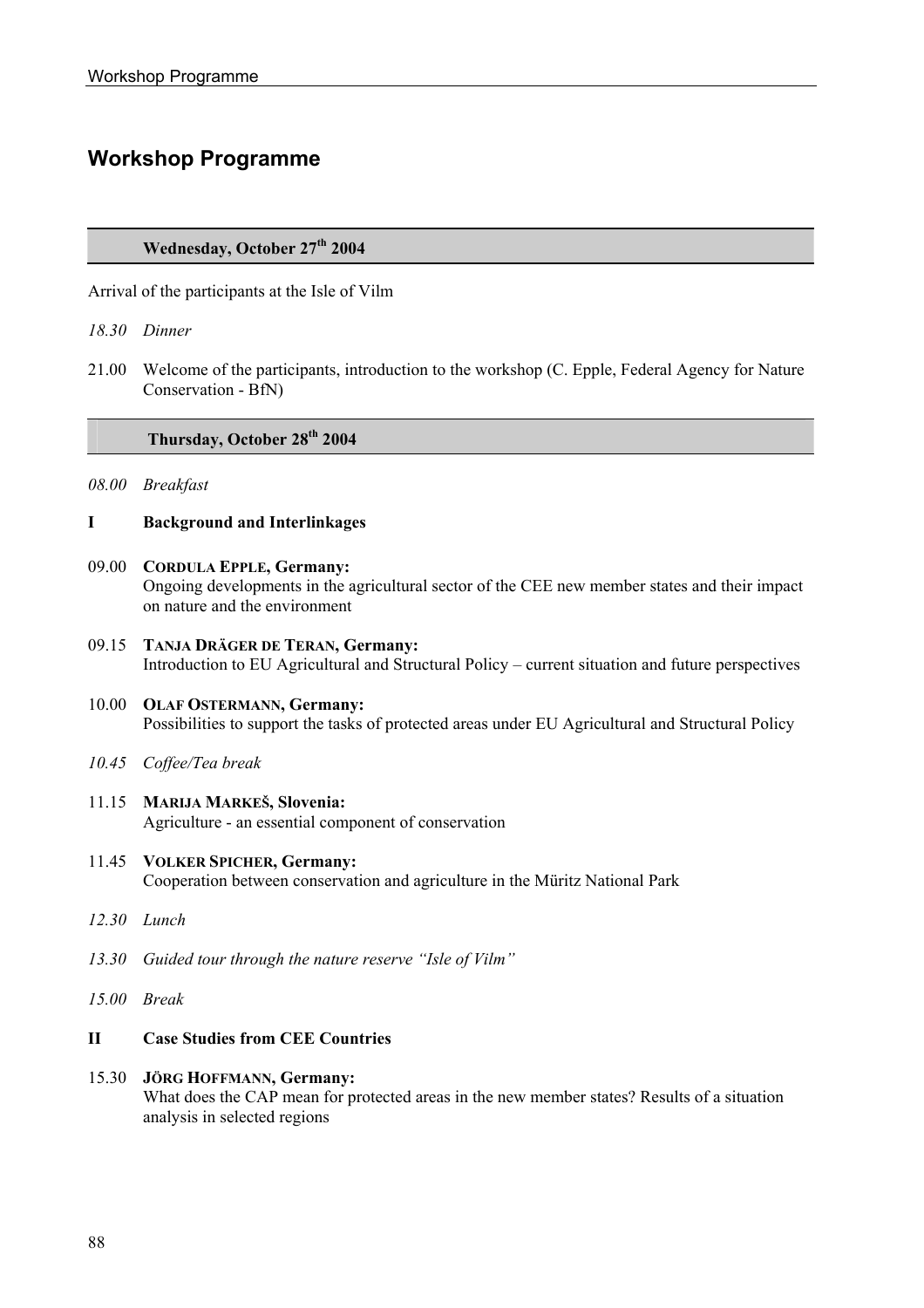# Workshop Programme

## Wednesday, October 27th 2004

Arrival of the participants at the Isle of Vilm

*18.30 Dinner*

21.00 Welcome of the participants, introduction to the workshop (C. Epple, Federal Agency for Nature Conservation - BfN)

## Thursday, October 28th 2004

*08.00 Breakfast*

### I Background and Interlinkages

09.00 **Cordula Epple, Germany:**
Ongoing developments in the agricultural sector of the CEE new member states and their impact on nature and the environment

09.15 **Tanja Dräger de Teran, Germany:**
Introduction to EU Agricultural and Structural Policy – current situation and future perspectives

10.00 **Olaf Ostermann, Germany:**
Possibilities to support the tasks of protected areas under EU Agricultural and Structural Policy

*10.45 Coffee/Tea break*

11.15 **Marija Markeš, Slovenia:**
Agriculture - an essential component of conservation

11.45 **Volker Spicher, Germany:**
Cooperation between conservation and agriculture in the Müritz National Park

*12.30 Lunch*

*13.30 Guided tour through the nature reserve "Isle of Vilm"*

*15.00 Break*

### II Case Studies from CEE Countries

15.30 **Jörg Hoffmann, Germany:**
What does the CAP mean for protected areas in the new member states? Results of a situation analysis in selected regions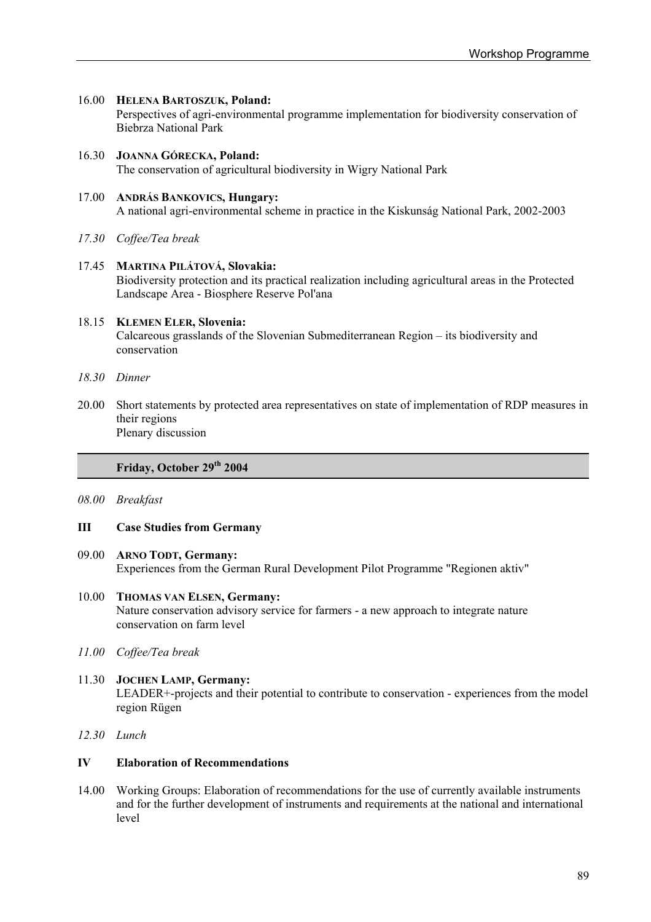16.00 **HELENA BARTOSZUK, Poland:**
Perspectives of agri-environmental programme implementation for biodiversity conservation of Biebrza National Park

16.30 **JOANNA GÓRECKA, Poland:**
The conservation of agricultural biodiversity in Wigry National Park

17.00 **ANDRÁS BANKOVICS, Hungary:**
A national agri-environmental scheme in practice in the Kiskunság National Park, 2002-2003

*17.30 Coffee/Tea break*

17.45 **MARTINA PILÁTOVÁ, Slovakia:**
Biodiversity protection and its practical realization including agricultural areas in the Protected Landscape Area - Biosphere Reserve Pol'ana

18.15 **KLEMEN ELER, Slovenia:**
Calcareous grasslands of the Slovenian Submediterranean Region – its biodiversity and conservation

*18.30 Dinner*

20.00 Short statements by protected area representatives on state of implementation of RDP measures in their regions
Plenary discussion

## Friday, October 29th 2004

*08.00 Breakfast*

### III Case Studies from Germany

09.00 **ARNO TODT, Germany:**
Experiences from the German Rural Development Pilot Programme "Regionen aktiv"

10.00 **THOMAS VAN ELSEN, Germany:**
Nature conservation advisory service for farmers - a new approach to integrate nature conservation on farm level

*11.00 Coffee/Tea break*

11.30 **JOCHEN LAMP, Germany:**
LEADER+-projects and their potential to contribute to conservation - experiences from the model region Rügen

*12.30 Lunch*

### IV Elaboration of Recommendations

14.00 Working Groups: Elaboration of recommendations for the use of currently available instruments and for the further development of instruments and requirements at the national and international level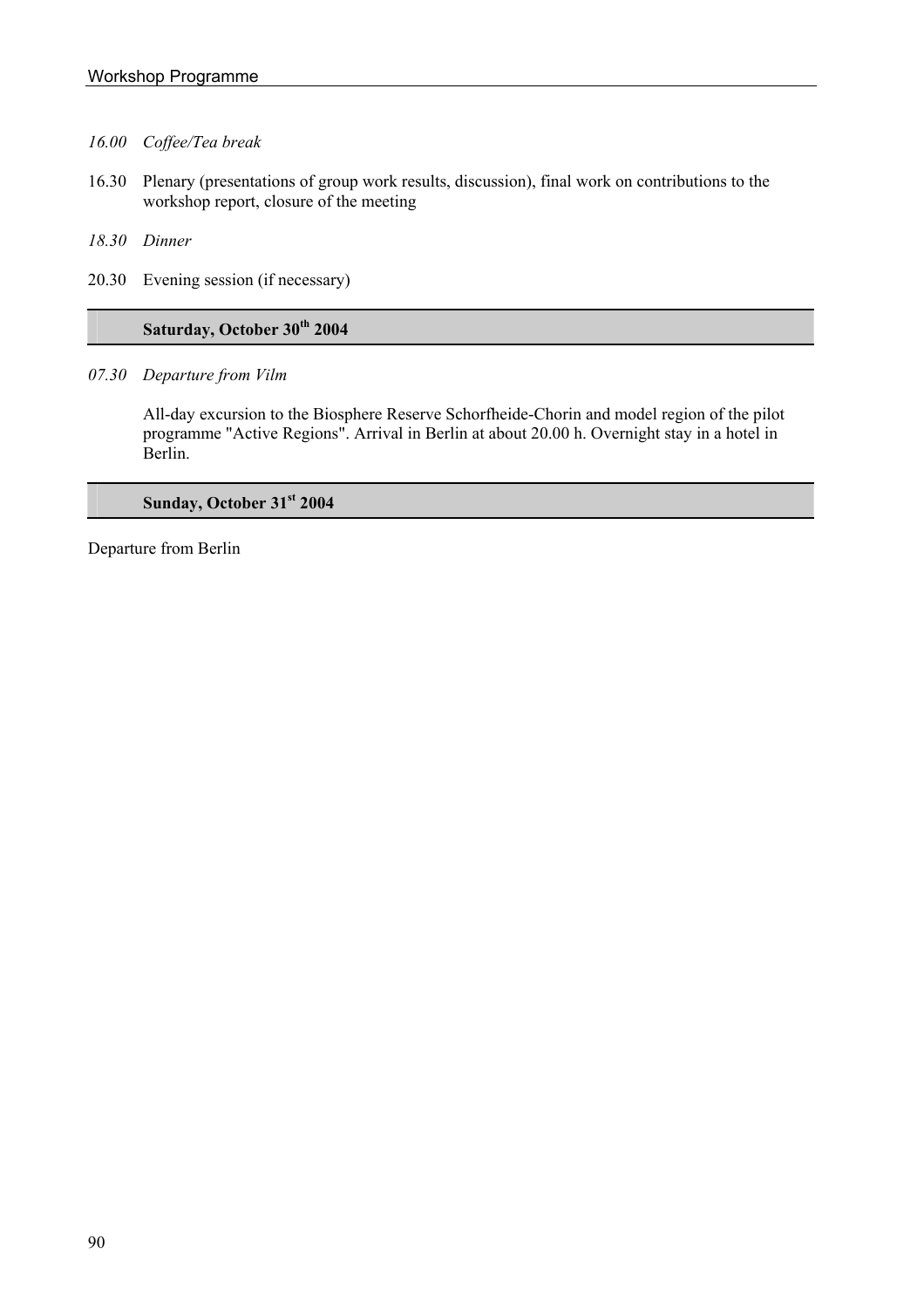*16.00 Coffee/Tea break*

16.30 Plenary (presentations of group work results, discussion), final work on contributions to the workshop report, closure of the meeting

*18.30 Dinner*

20.30 Evening session (if necessary)

**Saturday, October 30th 2004**

*07.30 Departure from Vilm*

All-day excursion to the Biosphere Reserve Schorfheide-Chorin and model region of the pilot programme "Active Regions". Arrival in Berlin at about 20.00 h. Overnight stay in a hotel in Berlin.

**Sunday, October 31st 2004**

Departure from Berlin